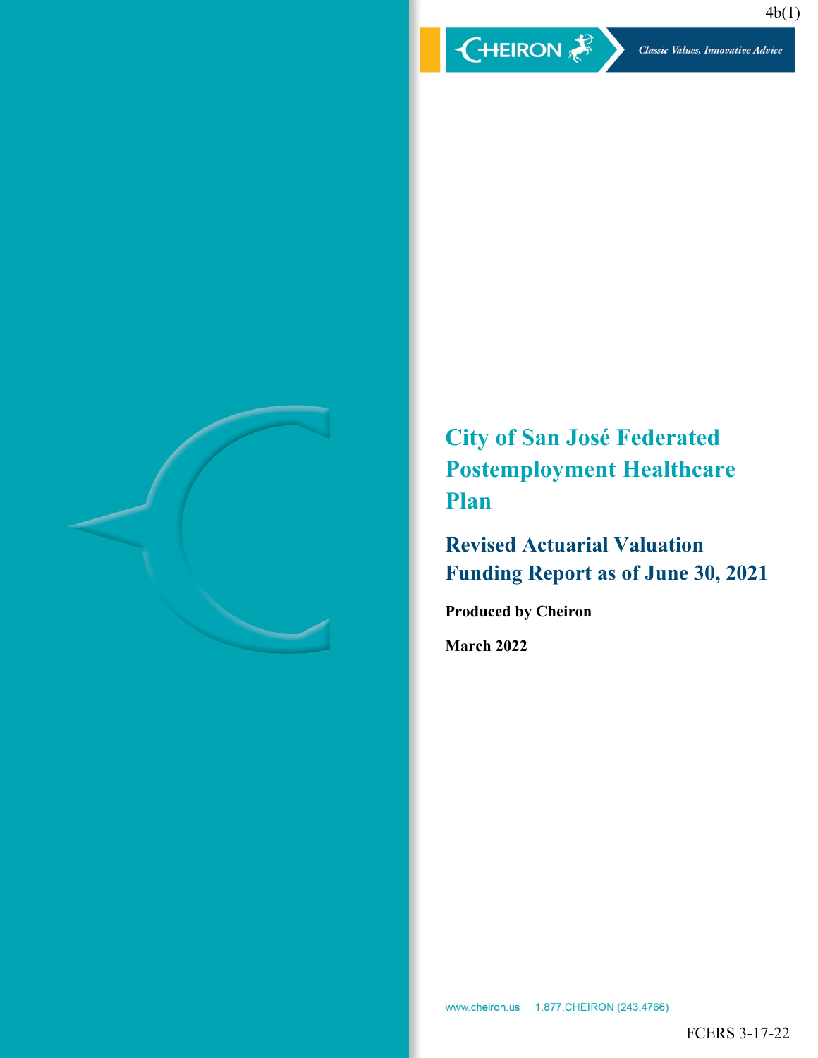4b(1)

CHEIRON

*Classic Values, Innovative Advice*

# City of San José Federated Postemployment Healthcare Plan

## Revised Actuarial Valuation Funding Report as of June 30, 2021

**Produced by Cheiron**

**March 2022**

www.cheiron.us 1.877.CHEIRON (243.4766)

FCERS 3-17-22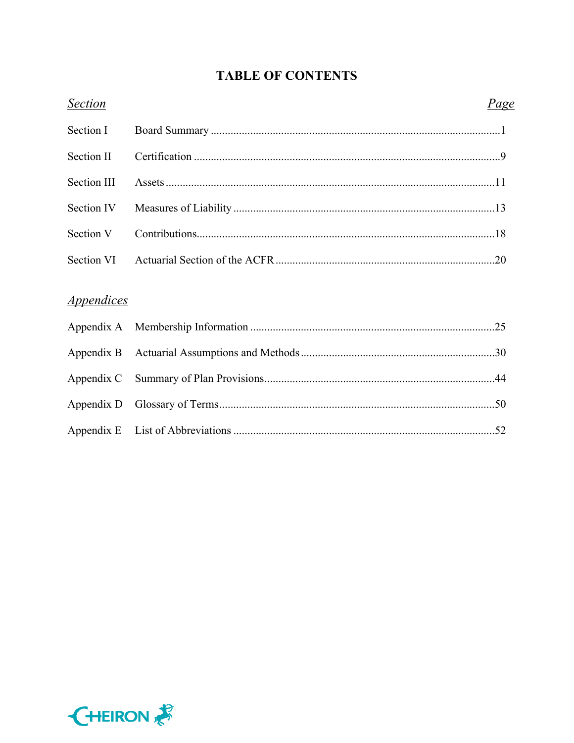# TABLE OF CONTENTS

| *Section* | | *Page* |
|---|---|---|
| Section I | Board Summary | 1 |
| Section II | Certification | 9 |
| Section III | Assets | 11 |
| Section IV | Measures of Liability | 13 |
| Section V | Contributions | 18 |
| Section VI | Actuarial Section of the ACFR | 20 |

*Appendices*

| | | |
|---|---|---|
| Appendix A | Membership Information | 25 |
| Appendix B | Actuarial Assumptions and Methods | 30 |
| Appendix C | Summary of Plan Provisions | 44 |
| Appendix D | Glossary of Terms | 50 |
| Appendix E | List of Abbreviations | 52 |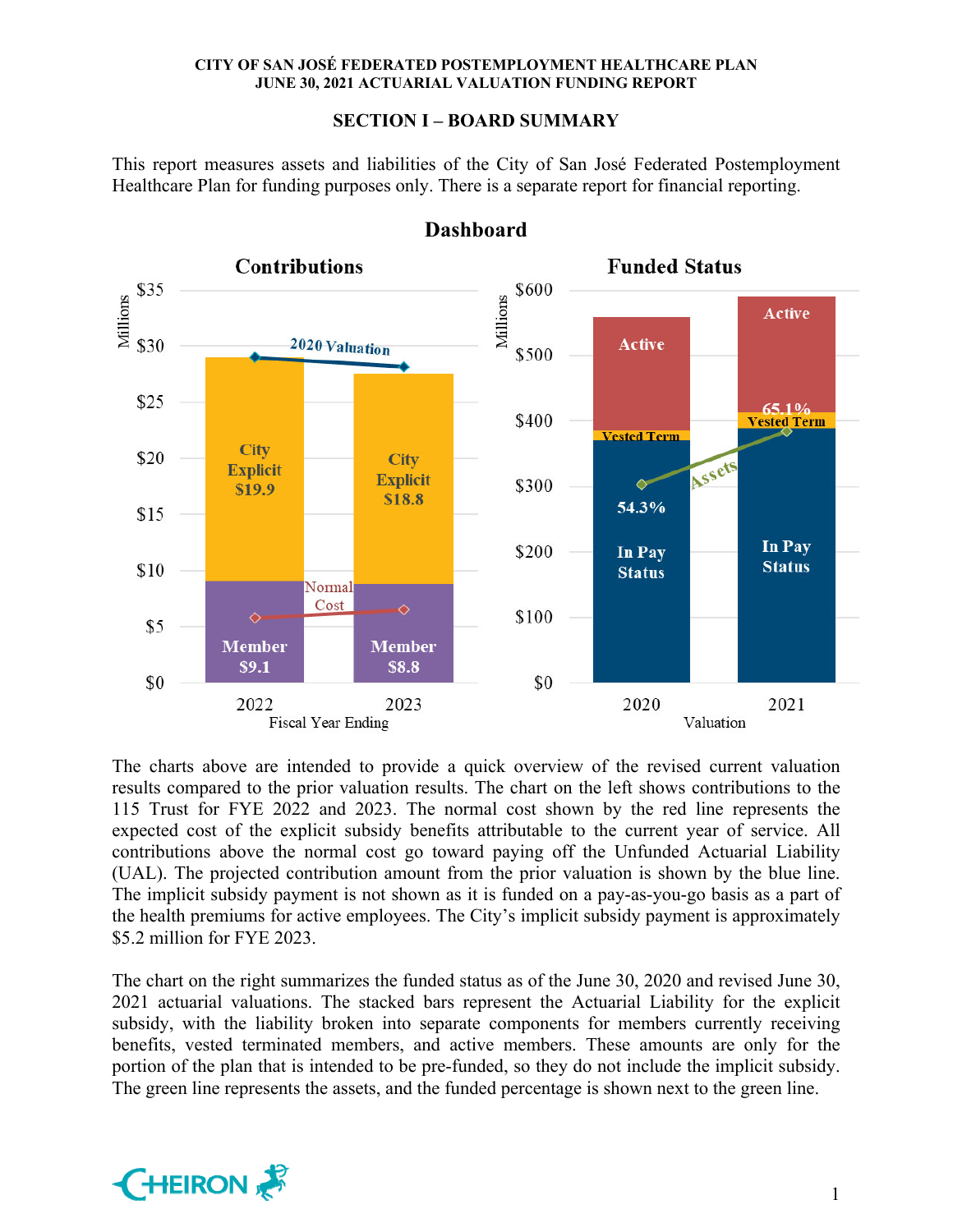CITY OF SAN JOSÉ FEDERATED POSTEMPLOYMENT HEALTHCARE PLAN
JUNE 30, 2021 ACTUARIAL VALUATION FUNDING REPORT

## SECTION I – BOARD SUMMARY

This report measures assets and liabilities of the City of San José Federated Postemployment Healthcare Plan for funding purposes only. There is a separate report for financial reporting.

### Dashboard

**Contributions**

Millions
$35
$30
$25
$20
$15
$10
$5
$0

2020 Valuation

City Explicit $19.9
City Explicit $18.8
Normal Cost
Member $9.1
Member $8.8

2022
2023
Fiscal Year Ending

**Funded Status**

Millions
$600
$500
$400
$300
$200
$100
$0

Active
Active
Vested Term
Vested Term
65.1%
Assets
54.3%
In Pay Status
In Pay Status

2020
2021
Valuation

The charts above are intended to provide a quick overview of the revised current valuation results compared to the prior valuation results. The chart on the left shows contributions to the 115 Trust for FYE 2022 and 2023. The normal cost shown by the red line represents the expected cost of the explicit subsidy benefits attributable to the current year of service. All contributions above the normal cost go toward paying off the Unfunded Actuarial Liability (UAL). The projected contribution amount from the prior valuation is shown by the blue line. The implicit subsidy payment is not shown as it is funded on a pay-as-you-go basis as a part of the health premiums for active employees. The City's implicit subsidy payment is approximately $5.2 million for FYE 2023.

The chart on the right summarizes the funded status as of the June 30, 2020 and revised June 30, 2021 actuarial valuations. The stacked bars represent the Actuarial Liability for the explicit subsidy, with the liability broken into separate components for members currently receiving benefits, vested terminated members, and active members. These amounts are only for the portion of the plan that is intended to be pre-funded, so they do not include the implicit subsidy. The green line represents the assets, and the funded percentage is shown next to the green line.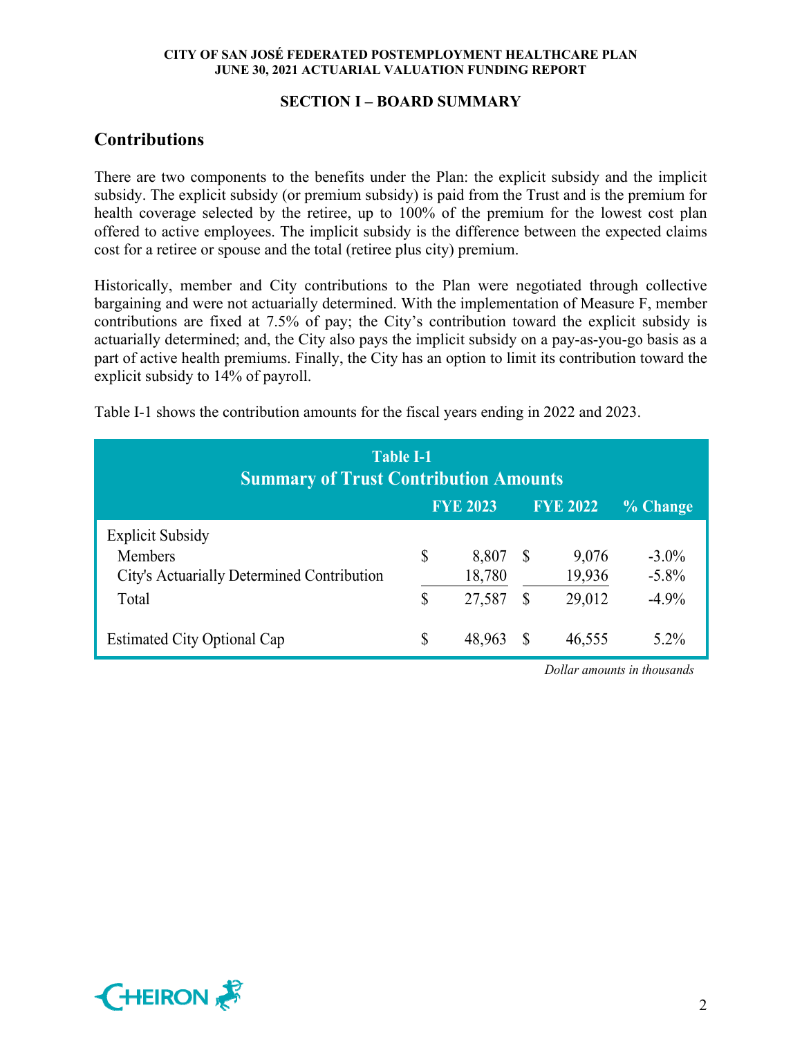## Contributions

There are two components to the benefits under the Plan: the explicit subsidy and the implicit subsidy. The explicit subsidy (or premium subsidy) is paid from the Trust and is the premium for health coverage selected by the retiree, up to 100% of the premium for the lowest cost plan offered to active employees. The implicit subsidy is the difference between the expected claims cost for a retiree or spouse and the total (retiree plus city) premium.

Historically, member and City contributions to the Plan were negotiated through collective bargaining and were not actuarially determined. With the implementation of Measure F, member contributions are fixed at 7.5% of pay; the City's contribution toward the explicit subsidy is actuarially determined; and, the City also pays the implicit subsidy on a pay-as-you-go basis as a part of active health premiums. Finally, the City has an option to limit its contribution toward the explicit subsidy to 14% of payroll.

Table I-1 shows the contribution amounts for the fiscal years ending in 2022 and 2023.

**Table I-1**
**Summary of Trust Contribution Amounts**

| | FYE 2023 | FYE 2022 | % Change |
|---|---|---|---|
| Explicit Subsidy | | | |
| Members | $ 8,807 | $ 9,076 | -3.0% |
| City's Actuarially Determined Contribution | 18,780 | 19,936 | -5.8% |
| Total | $ 27,587 | $ 29,012 | -4.9% |
| | | | |
| Estimated City Optional Cap | $ 48,963 | $ 46,555 | 5.2% |

*Dollar amounts in thousands*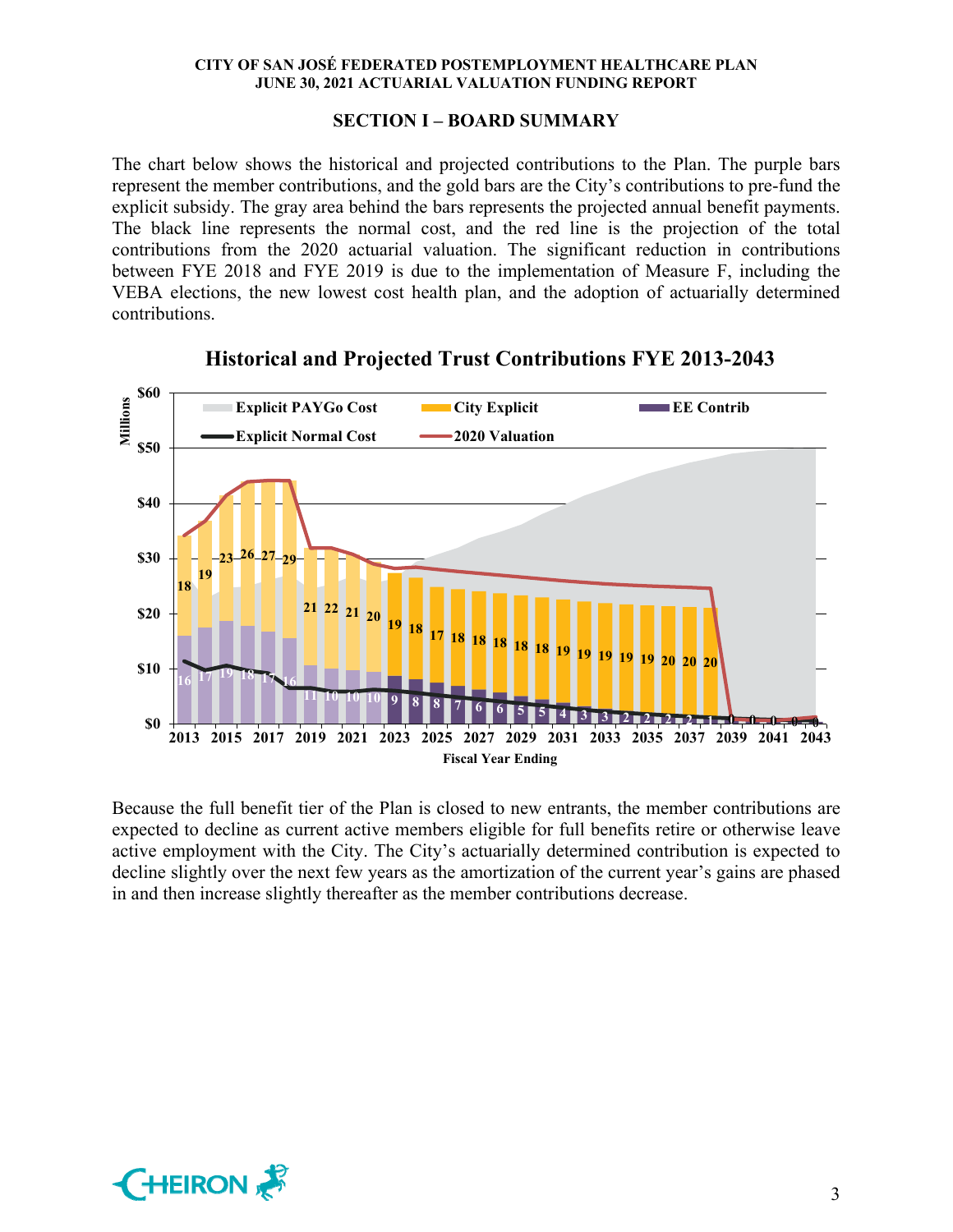## SECTION I – BOARD SUMMARY

The chart below shows the historical and projected contributions to the Plan. The purple bars represent the member contributions, and the gold bars are the City's contributions to pre-fund the explicit subsidy. The gray area behind the bars represents the projected annual benefit payments. The black line represents the normal cost, and the red line is the projection of the total contributions from the 2020 actuarial valuation. The significant reduction in contributions between FYE 2018 and FYE 2019 is due to the implementation of Measure F, including the VEBA elections, the new lowest cost health plan, and the adoption of actuarially determined contributions.

**Historical and Projected Trust Contributions FYE 2013-2043**

Millions

$60
$50
$40
$30
$20
$10
$0

Explicit PAYGo Cost
City Explicit
EE Contrib
Explicit Normal Cost
2020 Valuation

City Explicit: 18 19 23 26 27 29 21 22 21 20 19 18 17 18 18 18 18 18 19 19 19 19 19 20 20 20

EE Contrib: 16 17 19 18 17 16 11 10 10 10 9 8 8 7 6 6 5 5 4 3 3 2 2 2 2 1 1 1 0 0 0

2013 2015 2017 2019 2021 2023 2025 2027 2029 2031 2033 2035 2037 2039 2041 2043

Fiscal Year Ending

Because the full benefit tier of the Plan is closed to new entrants, the member contributions are expected to decline as current active members eligible for full benefits retire or otherwise leave active employment with the City. The City's actuarially determined contribution is expected to decline slightly over the next few years as the amortization of the current year's gains are phased in and then increase slightly thereafter as the member contributions decrease.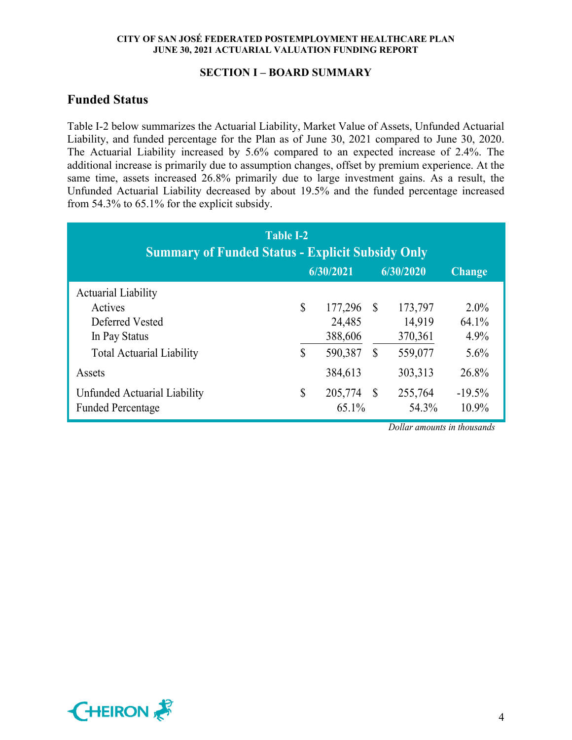## SECTION I – BOARD SUMMARY

### Funded Status

Table I-2 below summarizes the Actuarial Liability, Market Value of Assets, Unfunded Actuarial Liability, and funded percentage for the Plan as of June 30, 2021 compared to June 30, 2020. The Actuarial Liability increased by 5.6% compared to an expected increase of 2.4%. The additional increase is primarily due to assumption changes, offset by premium experience. At the same time, assets increased 26.8% primarily due to large investment gains. As a result, the Unfunded Actuarial Liability decreased by about 19.5% and the funded percentage increased from 54.3% to 65.1% for the explicit subsidy.

**Table I-2**
**Summary of Funded Status - Explicit Subsidy Only**

| | 6/30/2021 | 6/30/2020 | Change |
|---|---|---|---|
| Actuarial Liability | | | |
| Actives | $ 177,296 | $ 173,797 | 2.0% |
| Deferred Vested | 24,485 | 14,919 | 64.1% |
| In Pay Status | 388,606 | 370,361 | 4.9% |
| Total Actuarial Liability | $ 590,387 | $ 559,077 | 5.6% |
| Assets | 384,613 | 303,313 | 26.8% |
| Unfunded Actuarial Liability | $ 205,774 | $ 255,764 | -19.5% |
| Funded Percentage | 65.1% | 54.3% | 10.9% |

*Dollar amounts in thousands*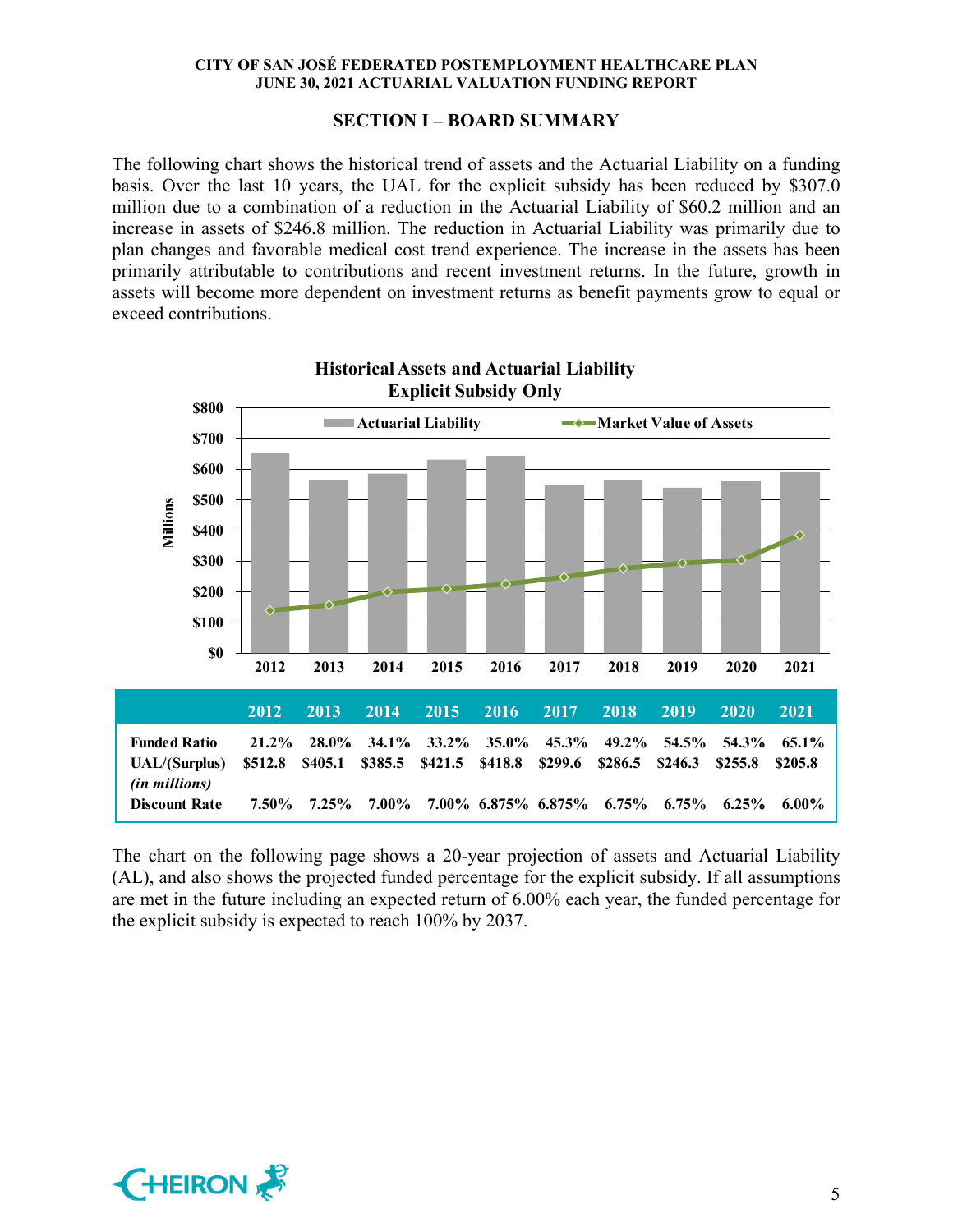## SECTION I – BOARD SUMMARY

The following chart shows the historical trend of assets and the Actuarial Liability on a funding basis. Over the last 10 years, the UAL for the explicit subsidy has been reduced by $307.0 million due to a combination of a reduction in the Actuarial Liability of $60.2 million and an increase in assets of $246.8 million. The reduction in Actuarial Liability was primarily due to plan changes and favorable medical cost trend experience. The increase in the assets has been primarily attributable to contributions and recent investment returns. In the future, growth in assets will become more dependent on investment returns as benefit payments grow to equal or exceed contributions.

**Historical Assets and Actuarial Liability**
**Explicit Subsidy Only**

Actuarial Liability
Market Value of Assets

Millions

$800
$700
$600
$500
$400
$300
$200
$100
$0

2012 2013 2014 2015 2016 2017 2018 2019 2020 2021

| | 2012 | 2013 | 2014 | 2015 | 2016 | 2017 | 2018 | 2019 | 2020 | 2021 |
|---|---|---|---|---|---|---|---|---|---|---|
| **Funded Ratio** | 21.2% | 28.0% | 34.1% | 33.2% | 35.0% | 45.3% | 49.2% | 54.5% | 54.3% | 65.1% |
| **UAL/(Surplus)** *(in millions)* | $512.8 | $405.1 | $385.5 | $421.5 | $418.8 | $299.6 | $286.5 | $246.3 | $255.8 | $205.8 |
| **Discount Rate** | 7.50% | 7.25% | 7.00% | 7.00% | 6.875% | 6.875% | 6.75% | 6.75% | 6.25% | 6.00% |

The chart on the following page shows a 20-year projection of assets and Actuarial Liability (AL), and also shows the projected funded percentage for the explicit subsidy. If all assumptions are met in the future including an expected return of 6.00% each year, the funded percentage for the explicit subsidy is expected to reach 100% by 2037.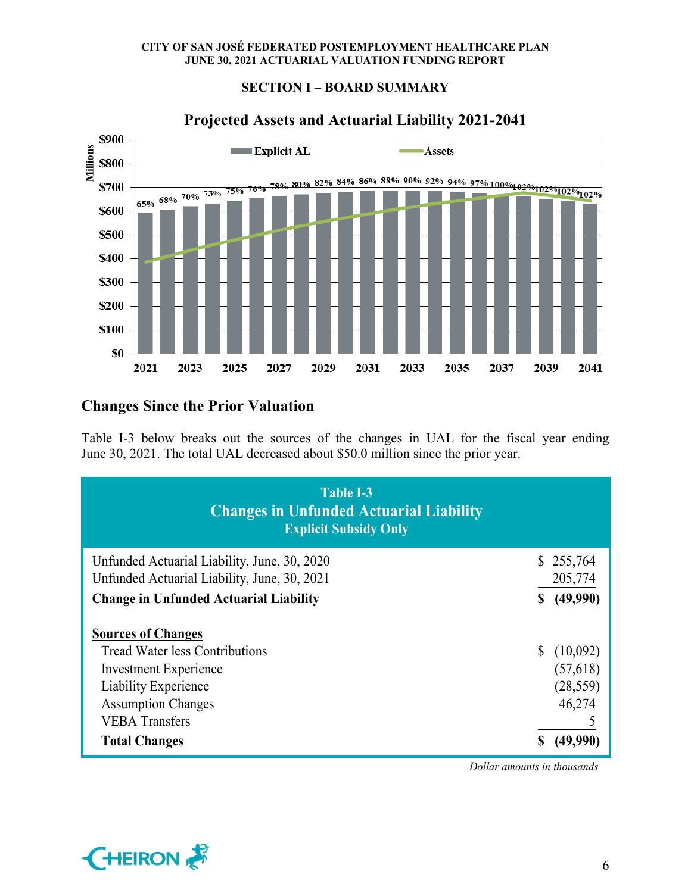## SECTION I – BOARD SUMMARY

**Projected Assets and Actuarial Liability 2021-2041**

Millions

$900
$800
$700
$600
$500
$400
$300
$200
$100
$0

Explicit AL
Assets

65% 68% 70% 73% 75% 76% 78% 80% 82% 84% 86% 88% 90% 92% 94% 97% 100% 102% 102% 102% 102%

2021 2023 2025 2027 2029 2031 2033 2035 2037 2039 2041

## Changes Since the Prior Valuation

Table I-3 below breaks out the sources of the changes in UAL for the fiscal year ending June 30, 2021. The total UAL decreased about $50.0 million since the prior year.

**Table I-3**
**Changes in Unfunded Actuarial Liability**
**Explicit Subsidy Only**

| | |
|---|---|
| Unfunded Actuarial Liability, June, 30, 2020 | $ 255,764 |
| Unfunded Actuarial Liability, June, 30, 2021 | 205,774 |
| **Change in Unfunded Actuarial Liability** | **$ (49,990)** |
| | |
| **Sources of Changes** | |
| Tread Water less Contributions | $ (10,092) |
| Investment Experience | (57,618) |
| Liability Experience | (28,559) |
| Assumption Changes | 46,274 |
| VEBA Transfers | 5 |
| **Total Changes** | **$ (49,990)** |

*Dollar amounts in thousands*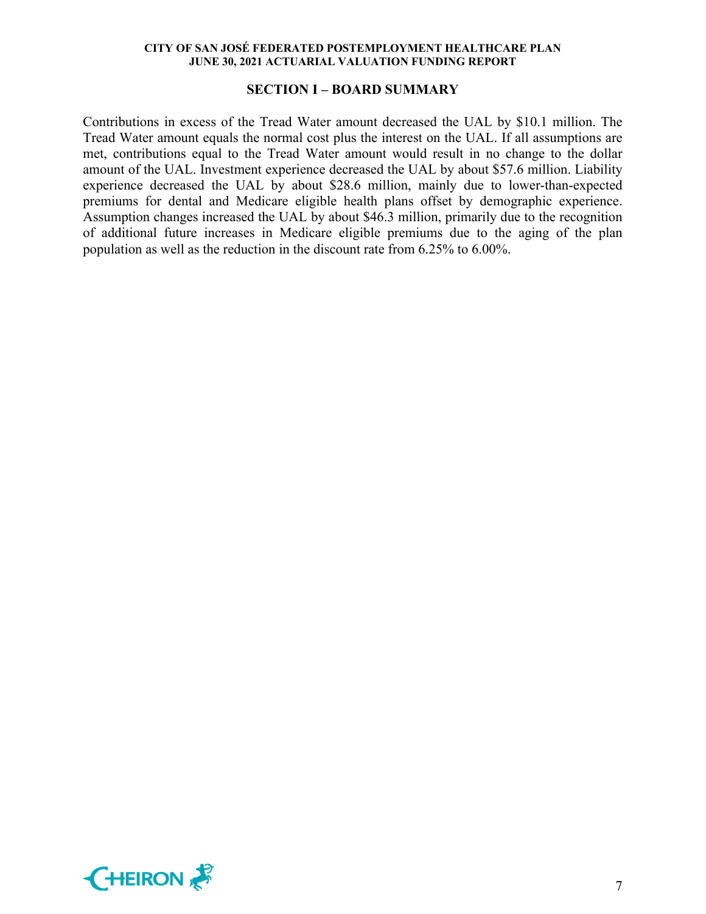## SECTION I – BOARD SUMMARY

Contributions in excess of the Tread Water amount decreased the UAL by $10.1 million. The Tread Water amount equals the normal cost plus the interest on the UAL. If all assumptions are met, contributions equal to the Tread Water amount would result in no change to the dollar amount of the UAL. Investment experience decreased the UAL by about $57.6 million. Liability experience decreased the UAL by about $28.6 million, mainly due to lower-than-expected premiums for dental and Medicare eligible health plans offset by demographic experience. Assumption changes increased the UAL by about $46.3 million, primarily due to the recognition of additional future increases in Medicare eligible premiums due to the aging of the plan population as well as the reduction in the discount rate from 6.25% to 6.00%.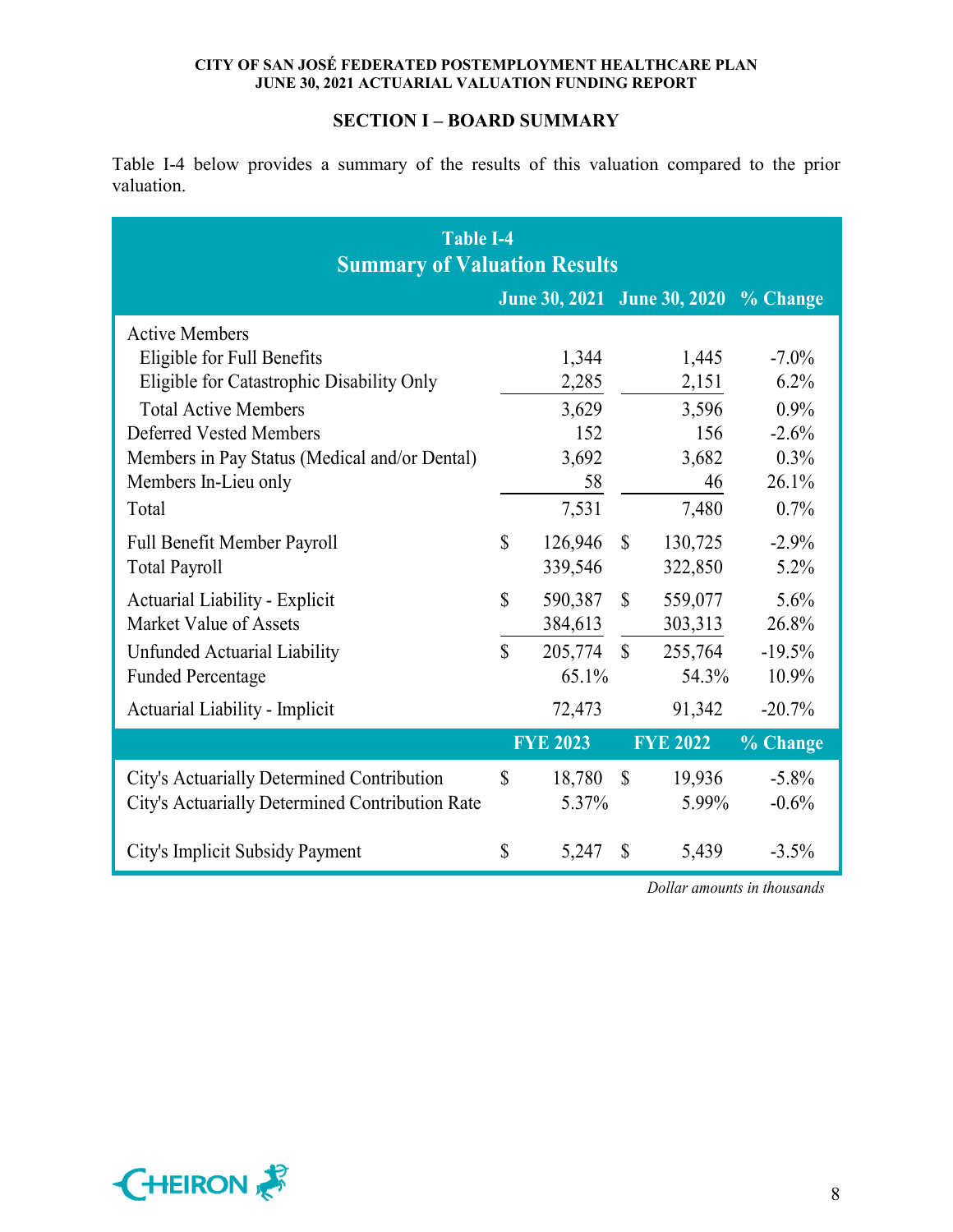## SECTION I – BOARD SUMMARY

Table I-4 below provides a summary of the results of this valuation compared to the prior valuation.

**Table I-4**
**Summary of Valuation Results**

| | June 30, 2021 | June 30, 2020 | % Change |
|---|---|---|---|
| Active Members | | | |
| Eligible for Full Benefits | 1,344 | 1,445 | -7.0% |
| Eligible for Catastrophic Disability Only | 2,285 | 2,151 | 6.2% |
| Total Active Members | 3,629 | 3,596 | 0.9% |
| Deferred Vested Members | 152 | 156 | -2.6% |
| Members in Pay Status (Medical and/or Dental) | 3,692 | 3,682 | 0.3% |
| Members In-Lieu only | 58 | 46 | 26.1% |
| Total | 7,531 | 7,480 | 0.7% |
| Full Benefit Member Payroll | $ 126,946 | $ 130,725 | -2.9% |
| Total Payroll | 339,546 | 322,850 | 5.2% |
| Actuarial Liability - Explicit | $ 590,387 | $ 559,077 | 5.6% |
| Market Value of Assets | 384,613 | 303,313 | 26.8% |
| Unfunded Actuarial Liability | $ 205,774 | $ 255,764 | -19.5% |
| Funded Percentage | 65.1% | 54.3% | 10.9% |
| Actuarial Liability - Implicit | 72,473 | 91,342 | -20.7% |
| | **FYE 2023** | **FYE 2022** | **% Change** |
| City's Actuarially Determined Contribution | $ 18,780 | $ 19,936 | -5.8% |
| City's Actuarially Determined Contribution Rate | 5.37% | 5.99% | -0.6% |
| City's Implicit Subsidy Payment | $ 5,247 | $ 5,439 | -3.5% |

*Dollar amounts in thousands*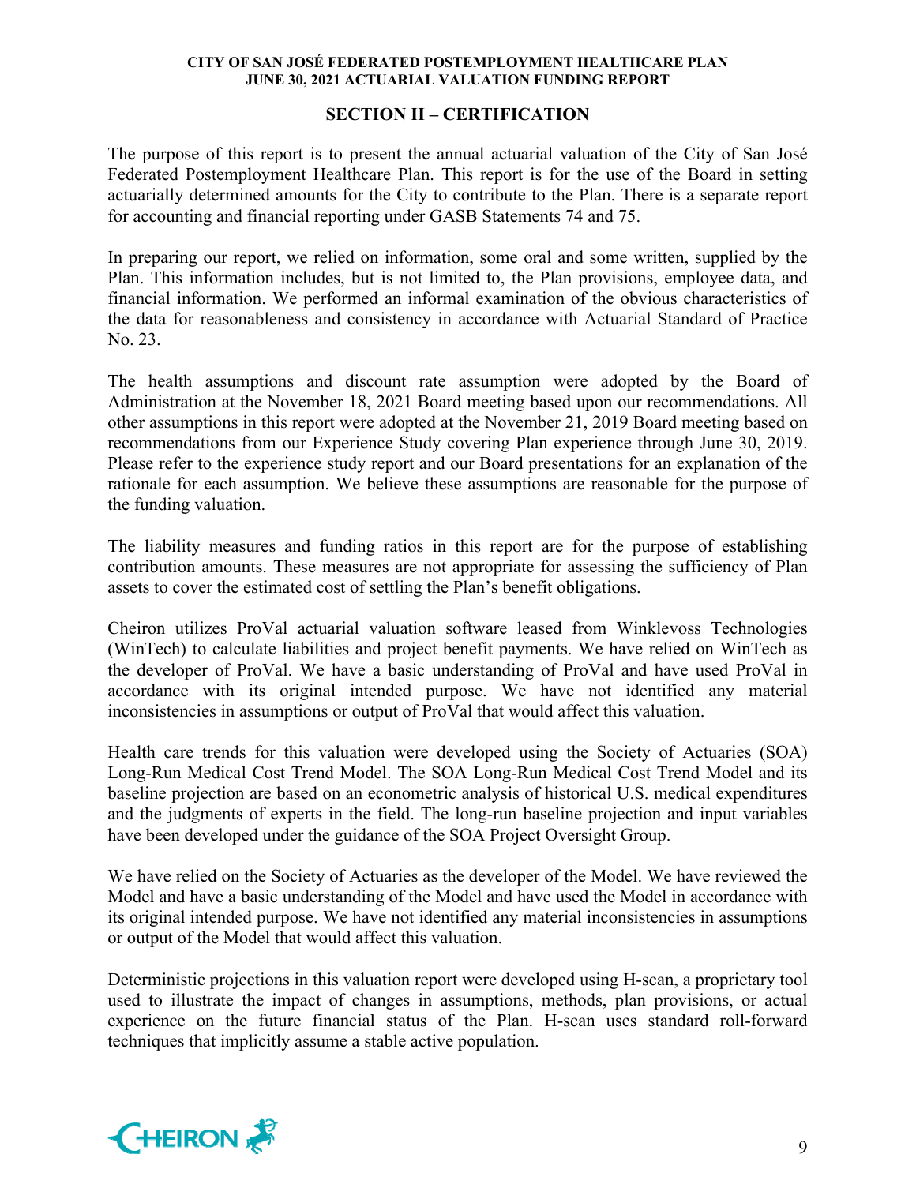## SECTION II – CERTIFICATION

The purpose of this report is to present the annual actuarial valuation of the City of San José Federated Postemployment Healthcare Plan. This report is for the use of the Board in setting actuarially determined amounts for the City to contribute to the Plan. There is a separate report for accounting and financial reporting under GASB Statements 74 and 75.

In preparing our report, we relied on information, some oral and some written, supplied by the Plan. This information includes, but is not limited to, the Plan provisions, employee data, and financial information. We performed an informal examination of the obvious characteristics of the data for reasonableness and consistency in accordance with Actuarial Standard of Practice No. 23.

The health assumptions and discount rate assumption were adopted by the Board of Administration at the November 18, 2021 Board meeting based upon our recommendations. All other assumptions in this report were adopted at the November 21, 2019 Board meeting based on recommendations from our Experience Study covering Plan experience through June 30, 2019. Please refer to the experience study report and our Board presentations for an explanation of the rationale for each assumption. We believe these assumptions are reasonable for the purpose of the funding valuation.

The liability measures and funding ratios in this report are for the purpose of establishing contribution amounts. These measures are not appropriate for assessing the sufficiency of Plan assets to cover the estimated cost of settling the Plan's benefit obligations.

Cheiron utilizes ProVal actuarial valuation software leased from Winklevoss Technologies (WinTech) to calculate liabilities and project benefit payments. We have relied on WinTech as the developer of ProVal. We have a basic understanding of ProVal and have used ProVal in accordance with its original intended purpose. We have not identified any material inconsistencies in assumptions or output of ProVal that would affect this valuation.

Health care trends for this valuation were developed using the Society of Actuaries (SOA) Long-Run Medical Cost Trend Model. The SOA Long-Run Medical Cost Trend Model and its baseline projection are based on an econometric analysis of historical U.S. medical expenditures and the judgments of experts in the field. The long-run baseline projection and input variables have been developed under the guidance of the SOA Project Oversight Group.

We have relied on the Society of Actuaries as the developer of the Model. We have reviewed the Model and have a basic understanding of the Model and have used the Model in accordance with its original intended purpose. We have not identified any material inconsistencies in assumptions or output of the Model that would affect this valuation.

Deterministic projections in this valuation report were developed using H-scan, a proprietary tool used to illustrate the impact of changes in assumptions, methods, plan provisions, or actual experience on the future financial status of the Plan. H-scan uses standard roll-forward techniques that implicitly assume a stable active population.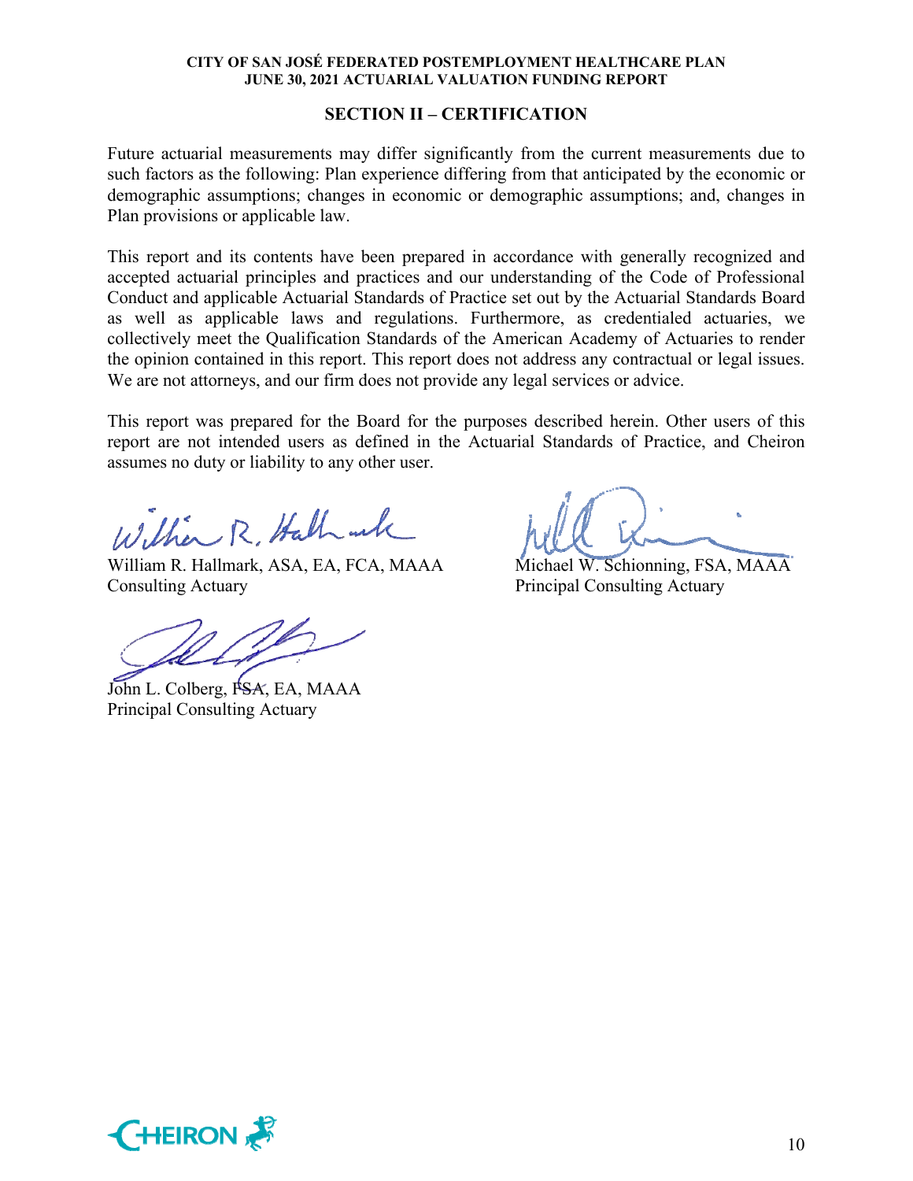## SECTION II – CERTIFICATION

Future actuarial measurements may differ significantly from the current measurements due to such factors as the following: Plan experience differing from that anticipated by the economic or demographic assumptions; changes in economic or demographic assumptions; and, changes in Plan provisions or applicable law.

This report and its contents have been prepared in accordance with generally recognized and accepted actuarial principles and practices and our understanding of the Code of Professional Conduct and applicable Actuarial Standards of Practice set out by the Actuarial Standards Board as well as applicable laws and regulations. Furthermore, as credentialed actuaries, we collectively meet the Qualification Standards of the American Academy of Actuaries to render the opinion contained in this report. This report does not address any contractual or legal issues. We are not attorneys, and our firm does not provide any legal services or advice.

This report was prepared for the Board for the purposes described herein. Other users of this report are not intended users as defined in the Actuarial Standards of Practice, and Cheiron assumes no duty or liability to any other user.

William R. Hallmark, ASA, EA, FCA, MAAA
Consulting Actuary

Michael W. Schionning, FSA, MAAA
Principal Consulting Actuary

John L. Colberg, FSA, EA, MAAA
Principal Consulting Actuary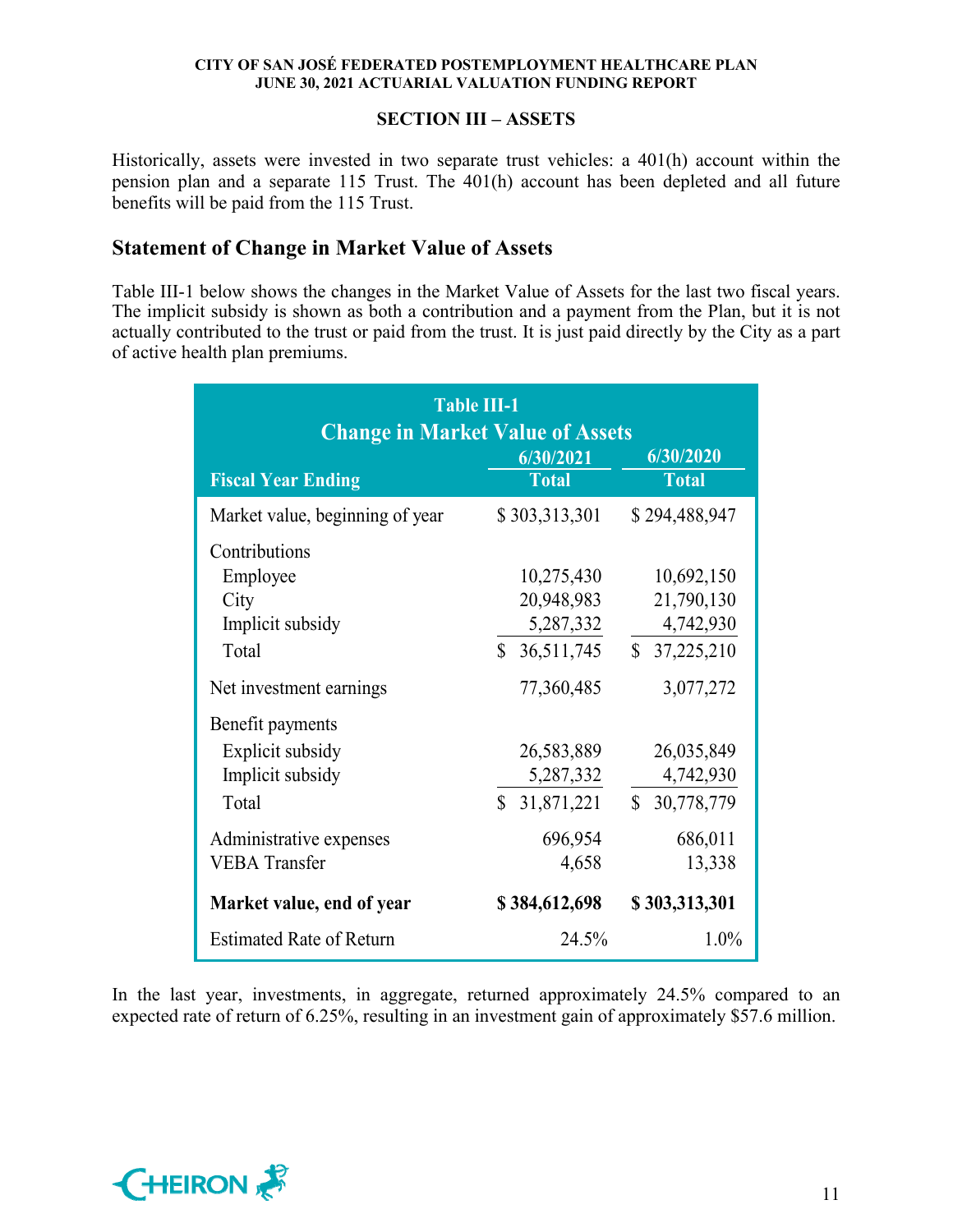## SECTION III – ASSETS

Historically, assets were invested in two separate trust vehicles: a 401(h) account within the pension plan and a separate 115 Trust. The 401(h) account has been depleted and all future benefits will be paid from the 115 Trust.

## Statement of Change in Market Value of Assets

Table III-1 below shows the changes in the Market Value of Assets for the last two fiscal years. The implicit subsidy is shown as both a contribution and a payment from the Plan, but it is not actually contributed to the trust or paid from the trust. It is just paid directly by the City as a part of active health plan premiums.

**Table III-1**
**Change in Market Value of Assets**

| Fiscal Year Ending | 6/30/2021 Total | 6/30/2020 Total |
|---|---|---|
| Market value, beginning of year | $ 303,313,301 | $ 294,488,947 |
| Contributions | | |
| Employee | 10,275,430 | 10,692,150 |
| City | 20,948,983 | 21,790,130 |
| Implicit subsidy | 5,287,332 | 4,742,930 |
| Total | $ 36,511,745 | $ 37,225,210 |
| Net investment earnings | 77,360,485 | 3,077,272 |
| Benefit payments | | |
| Explicit subsidy | 26,583,889 | 26,035,849 |
| Implicit subsidy | 5,287,332 | 4,742,930 |
| Total | $ 31,871,221 | $ 30,778,779 |
| Administrative expenses | 696,954 | 686,011 |
| VEBA Transfer | 4,658 | 13,338 |
| **Market value, end of year** | **$ 384,612,698** | **$ 303,313,301** |
| Estimated Rate of Return | 24.5% | 1.0% |

In the last year, investments, in aggregate, returned approximately 24.5% compared to an expected rate of return of 6.25%, resulting in an investment gain of approximately $57.6 million.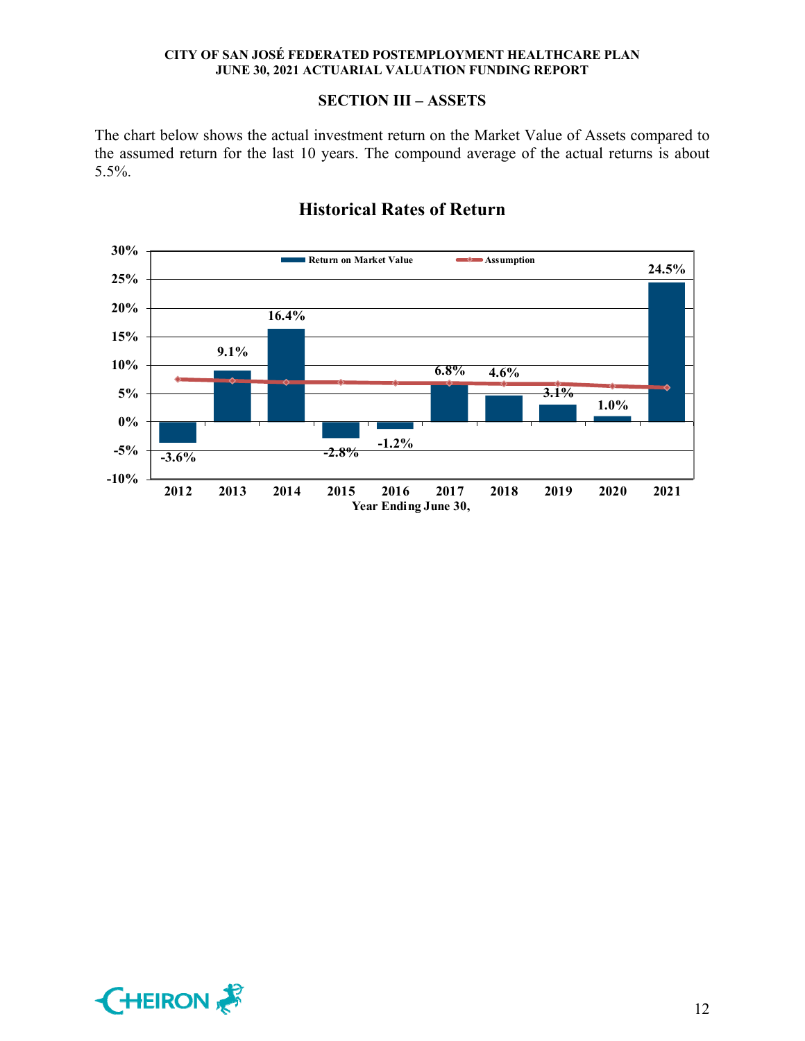## SECTION III – ASSETS

The chart below shows the actual investment return on the Market Value of Assets compared to the assumed return for the last 10 years. The compound average of the actual returns is about 5.5%.

**Historical Rates of Return**

Return on Market Value
Assumption

30%
25%
20%
15%
10%
5%
0%
-5%
-10%

-3.6%
9.1%
16.4%
-2.8%
-1.2%
6.8%
4.6%
3.1%
1.0%
24.5%

2012 2013 2014 2015 2016 2017 2018 2019 2020 2021

Year Ending June 30,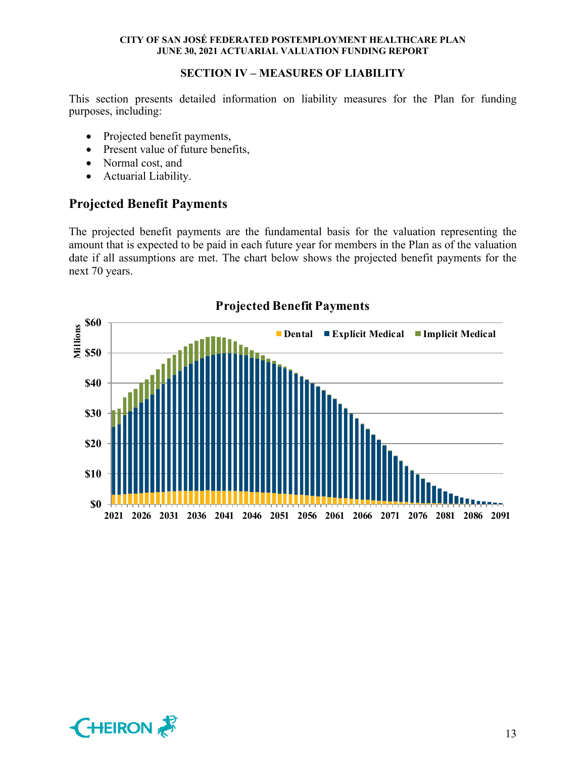## SECTION IV – MEASURES OF LIABILITY

This section presents detailed information on liability measures for the Plan for funding purposes, including:

- Projected benefit payments,
- Present value of future benefits,
- Normal cost, and
- Actuarial Liability.

## Projected Benefit Payments

The projected benefit payments are the fundamental basis for the valuation representing the amount that is expected to be paid in each future year for members in the Plan as of the valuation date if all assumptions are met. The chart below shows the projected benefit payments for the next 70 years.

Projected Benefit Payments

Millions

$60
$50
$40
$30
$20
$10
$0

Dental
Explicit Medical
Implicit Medical

2021 2026 2031 2036 2041 2046 2051 2056 2061 2066 2071 2076 2081 2086 2091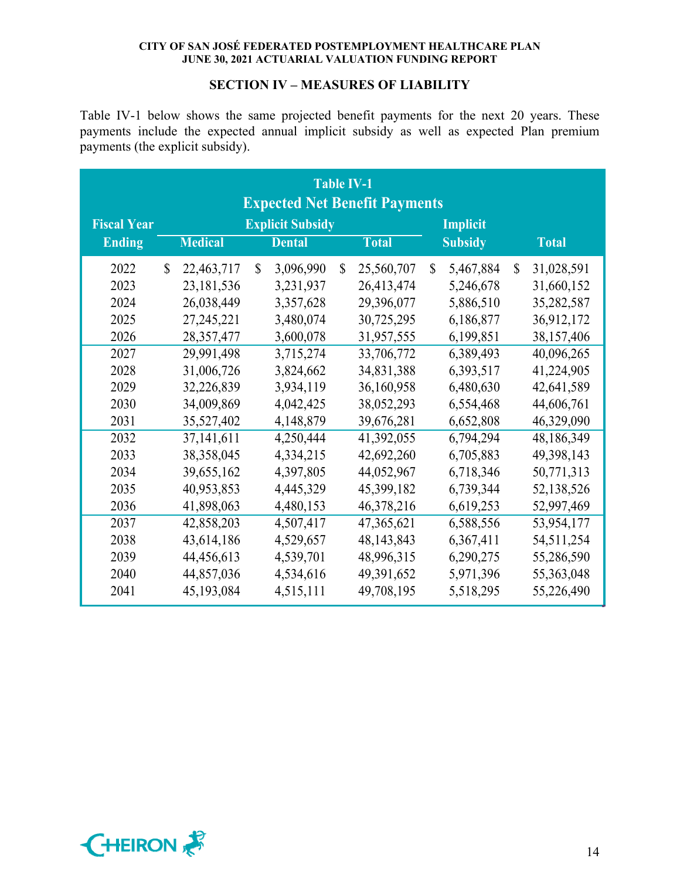## SECTION IV – MEASURES OF LIABILITY

Table IV-1 below shows the same projected benefit payments for the next 20 years. These payments include the expected annual implicit subsidy as well as expected Plan premium payments (the explicit subsidy).

**Table IV-1**
**Expected Net Benefit Payments**

| Fiscal Year | Explicit Subsidy | | | Implicit | |
|---|---|---|---|---|---|
| Ending | Medical | Dental | Total | Subsidy | Total |
| 2022 | $ 22,463,717 | $ 3,096,990 | $ 25,560,707 | $ 5,467,884 | $ 31,028,591 |
| 2023 | 23,181,536 | 3,231,937 | 26,413,474 | 5,246,678 | 31,660,152 |
| 2024 | 26,038,449 | 3,357,628 | 29,396,077 | 5,886,510 | 35,282,587 |
| 2025 | 27,245,221 | 3,480,074 | 30,725,295 | 6,186,877 | 36,912,172 |
| 2026 | 28,357,477 | 3,600,078 | 31,957,555 | 6,199,851 | 38,157,406 |
| 2027 | 29,991,498 | 3,715,274 | 33,706,772 | 6,389,493 | 40,096,265 |
| 2028 | 31,006,726 | 3,824,662 | 34,831,388 | 6,393,517 | 41,224,905 |
| 2029 | 32,226,839 | 3,934,119 | 36,160,958 | 6,480,630 | 42,641,589 |
| 2030 | 34,009,869 | 4,042,425 | 38,052,293 | 6,554,468 | 44,606,761 |
| 2031 | 35,527,402 | 4,148,879 | 39,676,281 | 6,652,808 | 46,329,090 |
| 2032 | 37,141,611 | 4,250,444 | 41,392,055 | 6,794,294 | 48,186,349 |
| 2033 | 38,358,045 | 4,334,215 | 42,692,260 | 6,705,883 | 49,398,143 |
| 2034 | 39,655,162 | 4,397,805 | 44,052,967 | 6,718,346 | 50,771,313 |
| 2035 | 40,953,853 | 4,445,329 | 45,399,182 | 6,739,344 | 52,138,526 |
| 2036 | 41,898,063 | 4,480,153 | 46,378,216 | 6,619,253 | 52,997,469 |
| 2037 | 42,858,203 | 4,507,417 | 47,365,621 | 6,588,556 | 53,954,177 |
| 2038 | 43,614,186 | 4,529,657 | 48,143,843 | 6,367,411 | 54,511,254 |
| 2039 | 44,456,613 | 4,539,701 | 48,996,315 | 6,290,275 | 55,286,590 |
| 2040 | 44,857,036 | 4,534,616 | 49,391,652 | 5,971,396 | 55,363,048 |
| 2041 | 45,193,084 | 4,515,111 | 49,708,195 | 5,518,295 | 55,226,490 |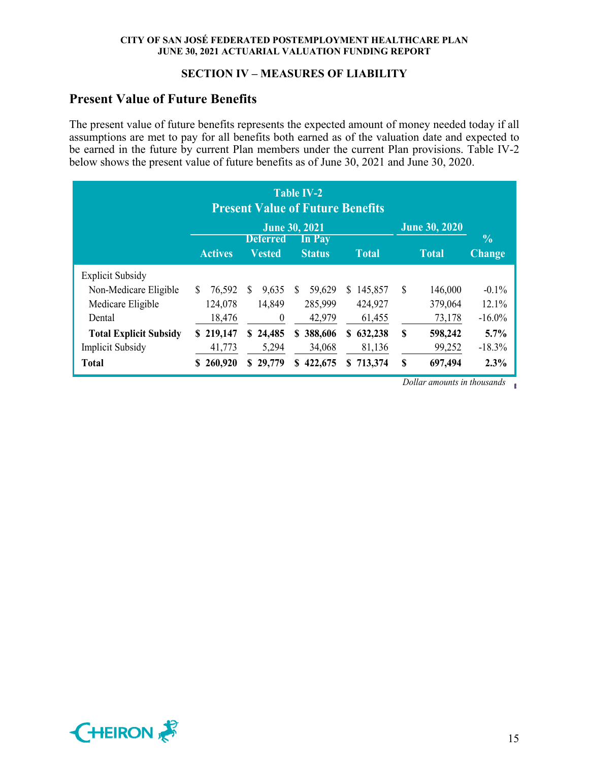## SECTION IV – MEASURES OF LIABILITY

## Present Value of Future Benefits

The present value of future benefits represents the expected amount of money needed today if all assumptions are met to pay for all benefits both earned as of the valuation date and expected to be earned in the future by current Plan members under the current Plan provisions. Table IV-2 below shows the present value of future benefits as of June 30, 2021 and June 30, 2020.

**Table IV-2**
**Present Value of Future Benefits**

| | June 30, 2021 | | | | June 30, 2020 | |
|---|---|---|---|---|---|---|
| | Actives | Deferred Vested | In Pay Status | Total | Total | % Change |
| Explicit Subsidy | | | | | | |
| Non-Medicare Eligible | $ 76,592 | $ 9,635 | $ 59,629 | $ 145,857 | $ 146,000 | -0.1% |
| Medicare Eligible | 124,078 | 14,849 | 285,999 | 424,927 | 379,064 | 12.1% |
| Dental | 18,476 | 0 | 42,979 | 61,455 | 73,178 | -16.0% |
| **Total Explicit Subsidy** | **$ 219,147** | **$ 24,485** | **$ 388,606** | **$ 632,238** | **$ 598,242** | **5.7%** |
| Implicit Subsidy | 41,773 | 5,294 | 34,068 | 81,136 | 99,252 | -18.3% |
| **Total** | **$ 260,920** | **$ 29,779** | **$ 422,675** | **$ 713,374** | **$ 697,494** | **2.3%** |

*Dollar amounts in thousands*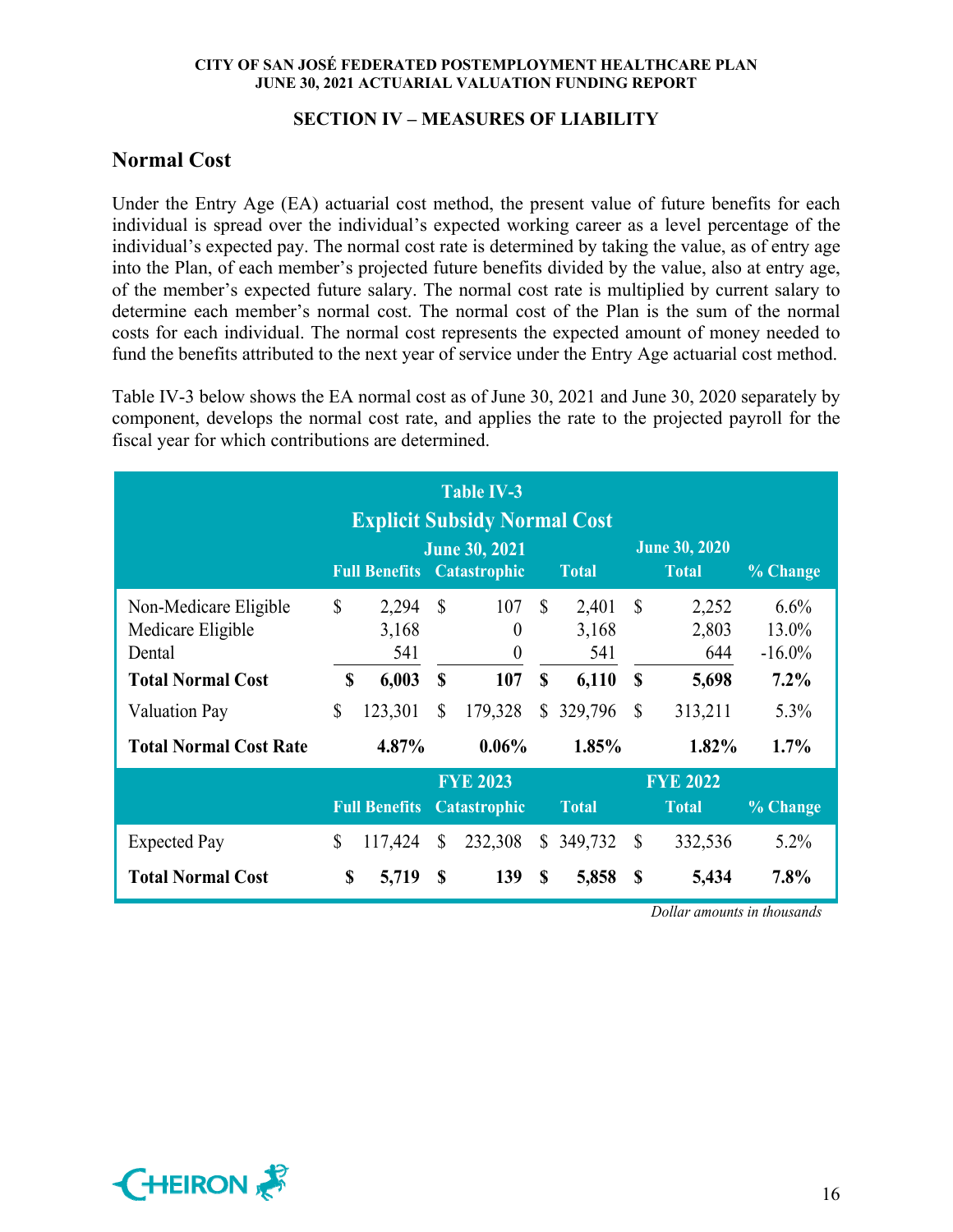## SECTION IV – MEASURES OF LIABILITY

## Normal Cost

Under the Entry Age (EA) actuarial cost method, the present value of future benefits for each individual is spread over the individual's expected working career as a level percentage of the individual's expected pay. The normal cost rate is determined by taking the value, as of entry age into the Plan, of each member's projected future benefits divided by the value, also at entry age, of the member's expected future salary. The normal cost rate is multiplied by current salary to determine each member's normal cost. The normal cost of the Plan is the sum of the normal costs for each individual. The normal cost represents the expected amount of money needed to fund the benefits attributed to the next year of service under the Entry Age actuarial cost method.

Table IV-3 below shows the EA normal cost as of June 30, 2021 and June 30, 2020 separately by component, develops the normal cost rate, and applies the rate to the projected payroll for the fiscal year for which contributions are determined.

**Table IV-3**
**Explicit Subsidy Normal Cost**

| | June 30, 2021 | | | June 30, 2020 | |
|---|---|---|---|---|---|
| | Full Benefits | Catastrophic | Total | Total | % Change |
| Non-Medicare Eligible | $ 2,294 | $ 107 | $ 2,401 | $ 2,252 | 6.6% |
| Medicare Eligible | 3,168 | 0 | 3,168 | 2,803 | 13.0% |
| Dental | 541 | 0 | 541 | 644 | -16.0% |
| **Total Normal Cost** | **$ 6,003** | **$ 107** | **$ 6,110** | **$ 5,698** | **7.2%** |
| Valuation Pay | $ 123,301 | $ 179,328 | $ 329,796 | $ 313,211 | 5.3% |
| **Total Normal Cost Rate** | **4.87%** | **0.06%** | **1.85%** | **1.82%** | **1.7%** |
| | **FYE 2023** | | | **FYE 2022** | |
| | **Full Benefits** | **Catastrophic** | **Total** | **Total** | **% Change** |
| Expected Pay | $ 117,424 | $ 232,308 | $ 349,732 | $ 332,536 | 5.2% |
| **Total Normal Cost** | **$ 5,719** | **$ 139** | **$ 5,858** | **$ 5,434** | **7.8%** |

*Dollar amounts in thousands*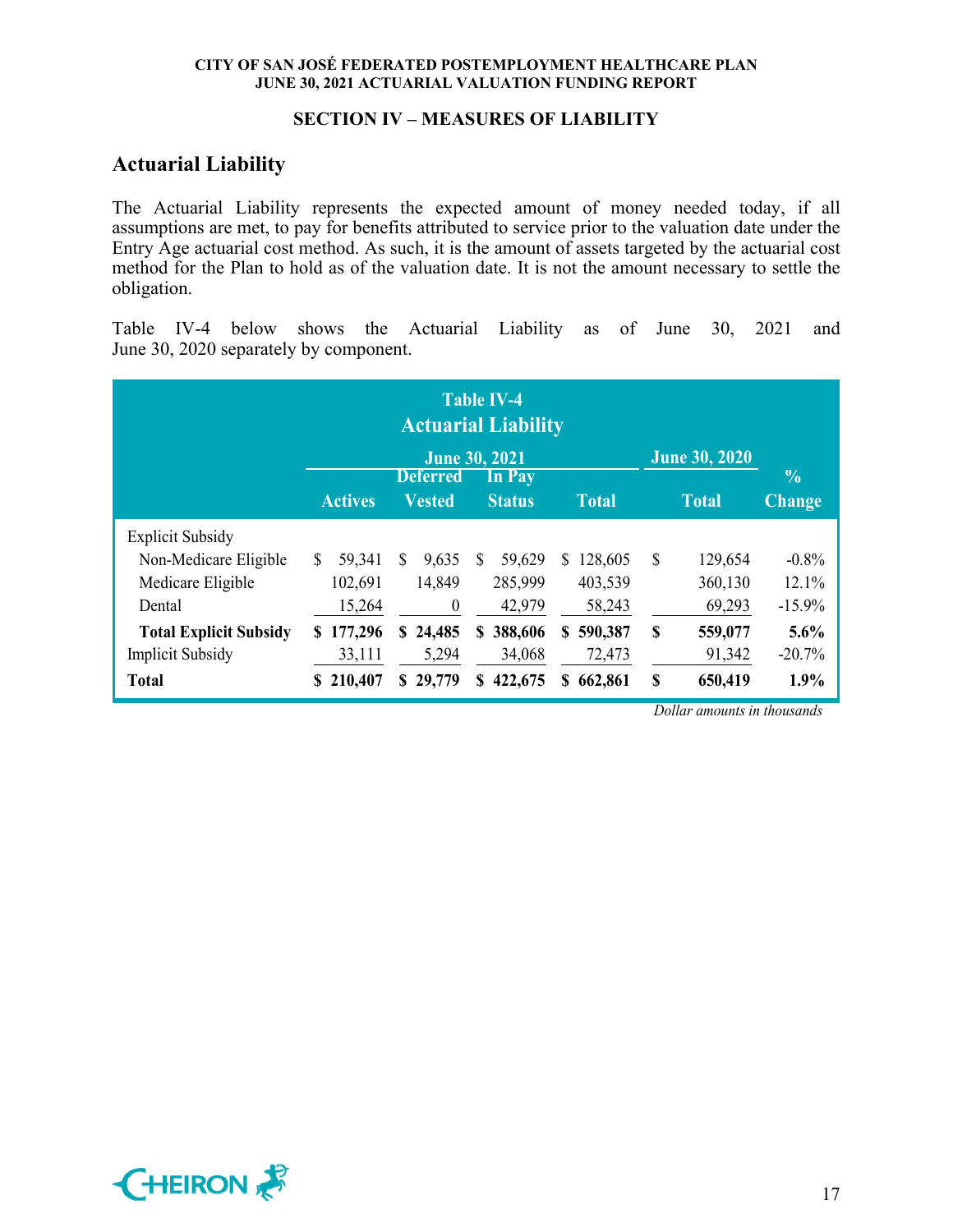## SECTION IV – MEASURES OF LIABILITY

## Actuarial Liability

The Actuarial Liability represents the expected amount of money needed today, if all assumptions are met, to pay for benefits attributed to service prior to the valuation date under the Entry Age actuarial cost method. As such, it is the amount of assets targeted by the actuarial cost method for the Plan to hold as of the valuation date. It is not the amount necessary to settle the obligation.

Table IV-4 below shows the Actuarial Liability as of June 30, 2021 and June 30, 2020 separately by component.

**Table IV-4**
**Actuarial Liability**

| | June 30, 2021 | | | | June 30, 2020 | |
|---|---|---|---|---|---|---|
| | Actives | Deferred Vested | In Pay Status | Total | Total | % Change |
| Explicit Subsidy | | | | | | |
| Non-Medicare Eligible | $ 59,341 | $ 9,635 | $ 59,629 | $ 128,605 | $ 129,654 | -0.8% |
| Medicare Eligible | 102,691 | 14,849 | 285,999 | 403,539 | 360,130 | 12.1% |
| Dental | 15,264 | 0 | 42,979 | 58,243 | 69,293 | -15.9% |
| **Total Explicit Subsidy** | **$ 177,296** | **$ 24,485** | **$ 388,606** | **$ 590,387** | **$ 559,077** | **5.6%** |
| Implicit Subsidy | 33,111 | 5,294 | 34,068 | 72,473 | 91,342 | -20.7% |
| **Total** | **$ 210,407** | **$ 29,779** | **$ 422,675** | **$ 662,861** | **$ 650,419** | **1.9%** |

*Dollar amounts in thousands*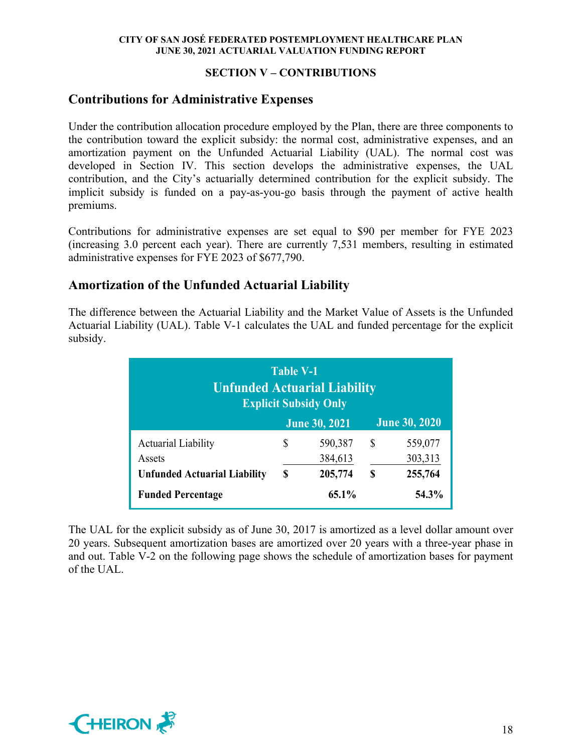## Contributions for Administrative Expenses

Under the contribution allocation procedure employed by the Plan, there are three components to the contribution toward the explicit subsidy: the normal cost, administrative expenses, and an amortization payment on the Unfunded Actuarial Liability (UAL). The normal cost was developed in Section IV. This section develops the administrative expenses, the UAL contribution, and the City's actuarially determined contribution for the explicit subsidy. The implicit subsidy is funded on a pay-as-you-go basis through the payment of active health premiums.

Contributions for administrative expenses are set equal to $90 per member for FYE 2023 (increasing 3.0 percent each year). There are currently 7,531 members, resulting in estimated administrative expenses for FYE 2023 of $677,790.

## Amortization of the Unfunded Actuarial Liability

The difference between the Actuarial Liability and the Market Value of Assets is the Unfunded Actuarial Liability (UAL). Table V-1 calculates the UAL and funded percentage for the explicit subsidy.

**Table V-1**
**Unfunded Actuarial Liability**
**Explicit Subsidy Only**

| | June 30, 2021 | June 30, 2020 |
|---|---|---|
| Actuarial Liability | $ 590,387 | $ 559,077 |
| Assets | 384,613 | 303,313 |
| **Unfunded Actuarial Liability** | **$ 205,774** | **$ 255,764** |
| **Funded Percentage** | **65.1%** | **54.3%** |

The UAL for the explicit subsidy as of June 30, 2017 is amortized as a level dollar amount over 20 years. Subsequent amortization bases are amortized over 20 years with a three-year phase in and out. Table V-2 on the following page shows the schedule of amortization bases for payment of the UAL.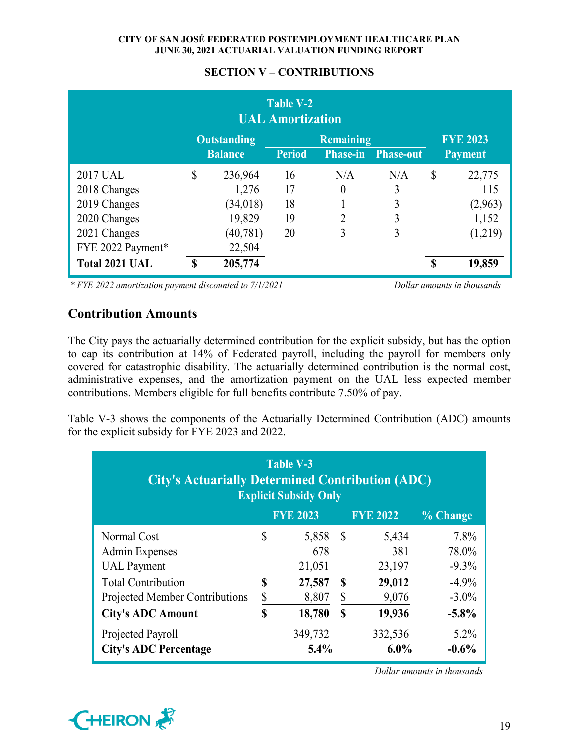## SECTION V – CONTRIBUTIONS

**Table V-2**
**UAL Amortization**

| | Outstanding Balance | Remaining Period | Remaining Phase-in | Remaining Phase-out | FYE 2023 Payment |
|---|---|---|---|---|---|
| 2017 UAL | $ 236,964 | 16 | N/A | N/A | $ 22,775 |
| 2018 Changes | 1,276 | 17 | 0 | 3 | 115 |
| 2019 Changes | (34,018) | 18 | 1 | 3 | (2,963) |
| 2020 Changes | 19,829 | 19 | 2 | 3 | 1,152 |
| 2021 Changes | (40,781) | 20 | 3 | 3 | (1,219) |
| FYE 2022 Payment* | 22,504 | | | | |
| **Total 2021 UAL** | **$ 205,774** | | | | **$ 19,859** |

*\* FYE 2022 amortization payment discounted to 7/1/2021*

*Dollar amounts in thousands*

## Contribution Amounts

The City pays the actuarially determined contribution for the explicit subsidy, but has the option to cap its contribution at 14% of Federated payroll, including the payroll for members only covered for catastrophic disability. The actuarially determined contribution is the normal cost, administrative expenses, and the amortization payment on the UAL less expected member contributions. Members eligible for full benefits contribute 7.50% of pay.

Table V-3 shows the components of the Actuarially Determined Contribution (ADC) amounts for the explicit subsidy for FYE 2023 and 2022.

**Table V-3**
**City's Actuarially Determined Contribution (ADC)**
**Explicit Subsidy Only**

| | FYE 2023 | FYE 2022 | % Change |
|---|---|---|---|
| Normal Cost | $ 5,858 | $ 5,434 | 7.8% |
| Admin Expenses | 678 | 381 | 78.0% |
| UAL Payment | 21,051 | 23,197 | -9.3% |
| Total Contribution | **$ 27,587** | **$ 29,012** | -4.9% |
| Projected Member Contributions | $ 8,807 | $ 9,076 | -3.0% |
| **City's ADC Amount** | **$ 18,780** | **$ 19,936** | **-5.8%** |
| Projected Payroll | 349,732 | 332,536 | 5.2% |
| **City's ADC Percentage** | **5.4%** | **6.0%** | **-0.6%** |

*Dollar amounts in thousands*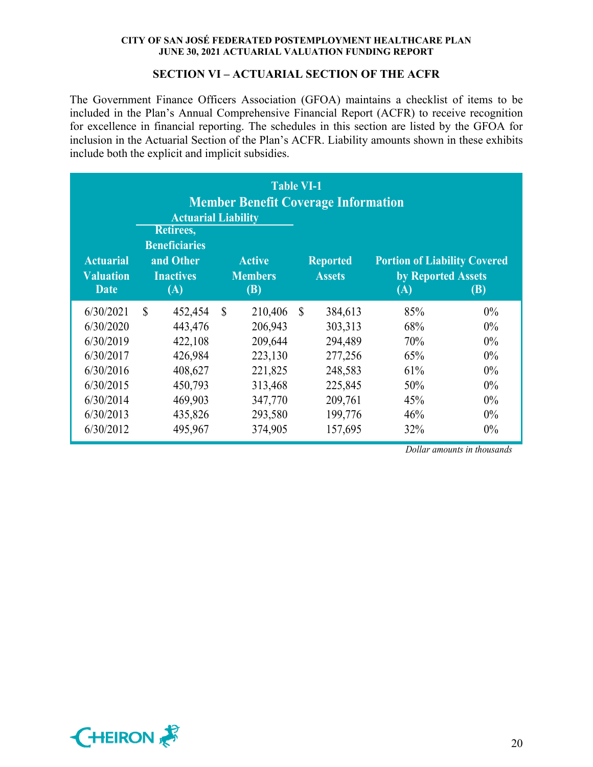## SECTION VI – ACTUARIAL SECTION OF THE ACFR

The Government Finance Officers Association (GFOA) maintains a checklist of items to be included in the Plan's Annual Comprehensive Financial Report (ACFR) to receive recognition for excellence in financial reporting. The schedules in this section are listed by the GFOA for inclusion in the Actuarial Section of the Plan's ACFR. Liability amounts shown in these exhibits include both the explicit and implicit subsidies.

**Table VI-1**
**Member Benefit Coverage Information**

| | Actuarial Liability | | | | |
|---|---|---|---|---|---|
| Actuarial Valuation Date | Retirees, Beneficiaries and Other Inactives (A) | Active Members (B) | Reported Assets | Portion of Liability Covered by Reported Assets (A) | (B) |
| 6/30/2021 | $ 452,454 | $ 210,406 | $ 384,613 | 85% | 0% |
| 6/30/2020 | 443,476 | 206,943 | 303,313 | 68% | 0% |
| 6/30/2019 | 422,108 | 209,644 | 294,489 | 70% | 0% |
| 6/30/2017 | 426,984 | 223,130 | 277,256 | 65% | 0% |
| 6/30/2016 | 408,627 | 221,825 | 248,583 | 61% | 0% |
| 6/30/2015 | 450,793 | 313,468 | 225,845 | 50% | 0% |
| 6/30/2014 | 469,903 | 347,770 | 209,761 | 45% | 0% |
| 6/30/2013 | 435,826 | 293,580 | 199,776 | 46% | 0% |
| 6/30/2012 | 495,967 | 374,905 | 157,695 | 32% | 0% |

*Dollar amounts in thousands*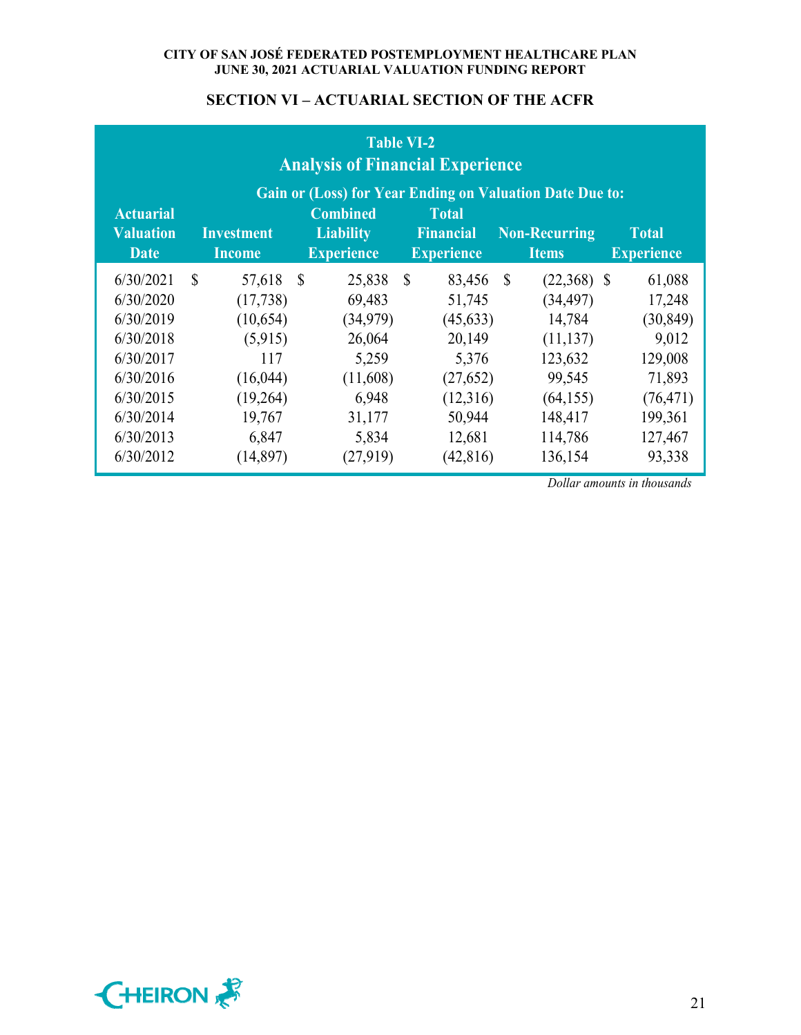## SECTION VI – ACTUARIAL SECTION OF THE ACFR

**Table VI-2**
**Analysis of Financial Experience**

| Actuarial Valuation Date | Gain or (Loss) for Year Ending on Valuation Date Due to: Investment Income | Combined Liability Experience | Total Financial Experience | Non-Recurring Items | Total Experience |
|---|---|---|---|---|---|
| 6/30/2021 | $ 57,618 | $ 25,838 | $ 83,456 | $ (22,368) | $ 61,088 |
| 6/30/2020 | (17,738) | 69,483 | 51,745 | (34,497) | 17,248 |
| 6/30/2019 | (10,654) | (34,979) | (45,633) | 14,784 | (30,849) |
| 6/30/2018 | (5,915) | 26,064 | 20,149 | (11,137) | 9,012 |
| 6/30/2017 | 117 | 5,259 | 5,376 | 123,632 | 129,008 |
| 6/30/2016 | (16,044) | (11,608) | (27,652) | 99,545 | 71,893 |
| 6/30/2015 | (19,264) | 6,948 | (12,316) | (64,155) | (76,471) |
| 6/30/2014 | 19,767 | 31,177 | 50,944 | 148,417 | 199,361 |
| 6/30/2013 | 6,847 | 5,834 | 12,681 | 114,786 | 127,467 |
| 6/30/2012 | (14,897) | (27,919) | (42,816) | 136,154 | 93,338 |

*Dollar amounts in thousands*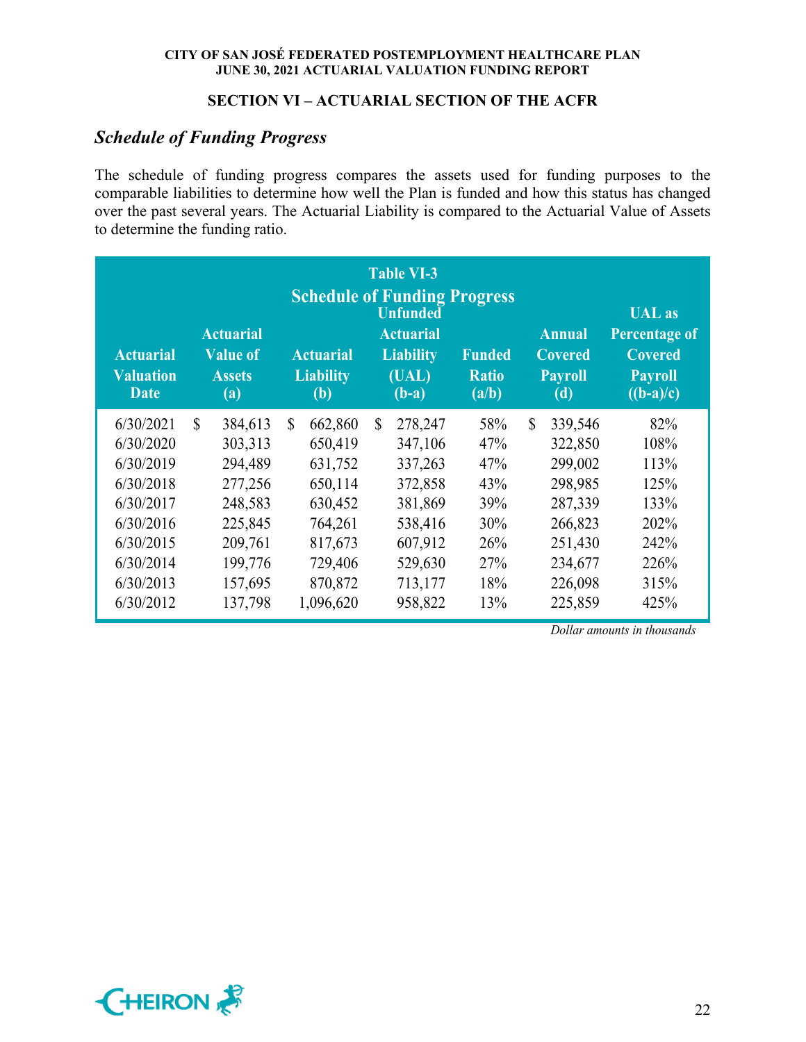## SECTION VI – ACTUARIAL SECTION OF THE ACFR

### *Schedule of Funding Progress*

The schedule of funding progress compares the assets used for funding purposes to the comparable liabilities to determine how well the Plan is funded and how this status has changed over the past several years. The Actuarial Liability is compared to the Actuarial Value of Assets to determine the funding ratio.

**Table VI-3**
**Schedule of Funding Progress**

| Actuarial Valuation Date | Actuarial Value of Assets (a) | Actuarial Liability (b) | Unfunded Actuarial Liability (UAL) (b-a) | Funded Ratio (a/b) | Annual Covered Payroll (d) | UAL as Percentage of Covered Payroll ((b-a)/c) |
|---|---|---|---|---|---|---|
| 6/30/2021 | $ 384,613 | $ 662,860 | $ 278,247 | 58% | $ 339,546 | 82% |
| 6/30/2020 | 303,313 | 650,419 | 347,106 | 47% | 322,850 | 108% |
| 6/30/2019 | 294,489 | 631,752 | 337,263 | 47% | 299,002 | 113% |
| 6/30/2018 | 277,256 | 650,114 | 372,858 | 43% | 298,985 | 125% |
| 6/30/2017 | 248,583 | 630,452 | 381,869 | 39% | 287,339 | 133% |
| 6/30/2016 | 225,845 | 764,261 | 538,416 | 30% | 266,823 | 202% |
| 6/30/2015 | 209,761 | 817,673 | 607,912 | 26% | 251,430 | 242% |
| 6/30/2014 | 199,776 | 729,406 | 529,630 | 27% | 234,677 | 226% |
| 6/30/2013 | 157,695 | 870,872 | 713,177 | 18% | 226,098 | 315% |
| 6/30/2012 | 137,798 | 1,096,620 | 958,822 | 13% | 225,859 | 425% |

*Dollar amounts in thousands*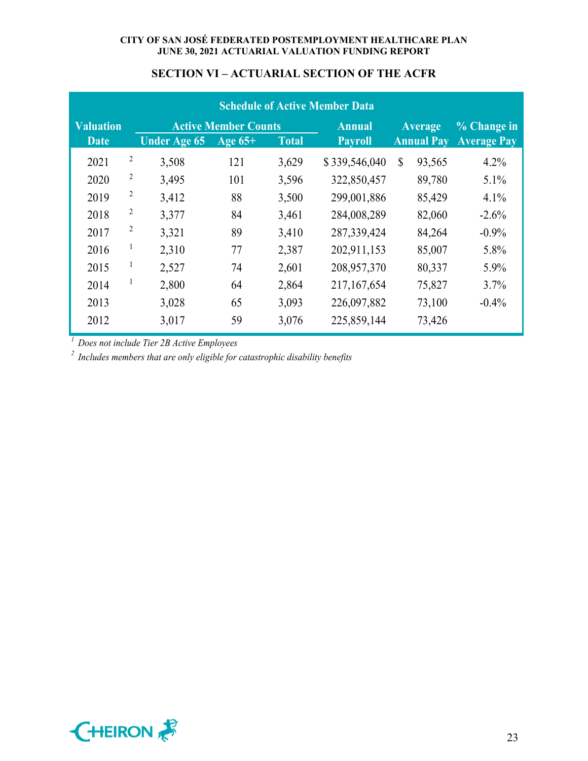## SECTION VI – ACTUARIAL SECTION OF THE ACFR

| Schedule of Active Member Data | | | | | | | |
|---|---|---|---|---|---|---|---|
| Valuation Date | | Active Member Counts | | | Annual Payroll | Average Annual Pay | % Change in Average Pay |
| | | Under Age 65 | Age 65+ | Total | | | |
| 2021 | 2 | 3,508 | 121 | 3,629 | $ 339,546,040 | $ 93,565 | 4.2% |
| 2020 | 2 | 3,495 | 101 | 3,596 | 322,850,457 | 89,780 | 5.1% |
| 2019 | 2 | 3,412 | 88 | 3,500 | 299,001,886 | 85,429 | 4.1% |
| 2018 | 2 | 3,377 | 84 | 3,461 | 284,008,289 | 82,060 | -2.6% |
| 2017 | 2 | 3,321 | 89 | 3,410 | 287,339,424 | 84,264 | -0.9% |
| 2016 | 1 | 2,310 | 77 | 2,387 | 202,911,153 | 85,007 | 5.8% |
| 2015 | 1 | 2,527 | 74 | 2,601 | 208,957,370 | 80,337 | 5.9% |
| 2014 | 1 | 2,800 | 64 | 2,864 | 217,167,654 | 75,827 | 3.7% |
| 2013 | | 3,028 | 65 | 3,093 | 226,097,882 | 73,100 | -0.4% |
| 2012 | | 3,017 | 59 | 3,076 | 225,859,144 | 73,426 | |

[1] *Does not include Tier 2B Active Employees*

[2] *Includes members that are only eligible for catastrophic disability benefits*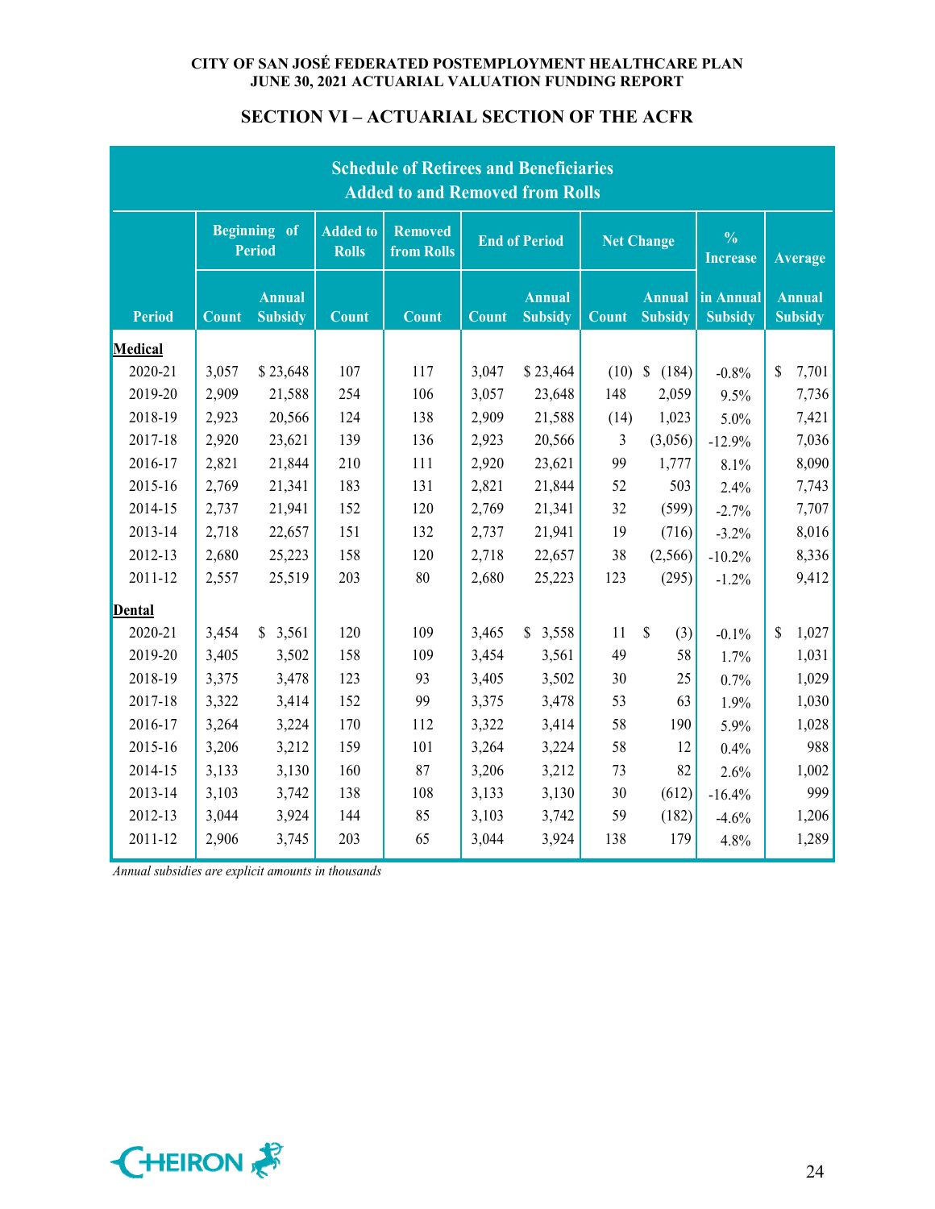CITY OF SAN JOSÉ FEDERATED POSTEMPLOYMENT HEALTHCARE PLAN
JUNE 30, 2021 ACTUARIAL VALUATION FUNDING REPORT

## SECTION VI – ACTUARIAL SECTION OF THE ACFR

**Schedule of Retirees and Beneficiaries Added to and Removed from Rolls**

| | Beginning of Period | | Added to Rolls | Removed from Rolls | End of Period | | Net Change | | % Increase | Average |
|---|---|---|---|---|---|---|---|---|---|---|
| Period | Count | Annual Subsidy | Count | Count | Count | Annual Subsidy | Count | Annual Subsidy | in Annual Subsidy | Annual Subsidy |
| **Medical** | | | | | | | | | | |
| 2020-21 | 3,057 | $ 23,648 | 107 | 117 | 3,047 | $ 23,464 | (10) | $ (184) | -0.8% | $ 7,701 |
| 2019-20 | 2,909 | 21,588 | 254 | 106 | 3,057 | 23,648 | 148 | 2,059 | 9.5% | 7,736 |
| 2018-19 | 2,923 | 20,566 | 124 | 138 | 2,909 | 21,588 | (14) | 1,023 | 5.0% | 7,421 |
| 2017-18 | 2,920 | 23,621 | 139 | 136 | 2,923 | 20,566 | 3 | (3,056) | -12.9% | 7,036 |
| 2016-17 | 2,821 | 21,844 | 210 | 111 | 2,920 | 23,621 | 99 | 1,777 | 8.1% | 8,090 |
| 2015-16 | 2,769 | 21,341 | 183 | 131 | 2,821 | 21,844 | 52 | 503 | 2.4% | 7,743 |
| 2014-15 | 2,737 | 21,941 | 152 | 120 | 2,769 | 21,341 | 32 | (599) | -2.7% | 7,707 |
| 2013-14 | 2,718 | 22,657 | 151 | 132 | 2,737 | 21,941 | 19 | (716) | -3.2% | 8,016 |
| 2012-13 | 2,680 | 25,223 | 158 | 120 | 2,718 | 22,657 | 38 | (2,566) | -10.2% | 8,336 |
| 2011-12 | 2,557 | 25,519 | 203 | 80 | 2,680 | 25,223 | 123 | (295) | -1.2% | 9,412 |
| **Dental** | | | | | | | | | | |
| 2020-21 | 3,454 | $ 3,561 | 120 | 109 | 3,465 | $ 3,558 | 11 | $ (3) | -0.1% | $ 1,027 |
| 2019-20 | 3,405 | 3,502 | 158 | 109 | 3,454 | 3,561 | 49 | 58 | 1.7% | 1,031 |
| 2018-19 | 3,375 | 3,478 | 123 | 93 | 3,405 | 3,502 | 30 | 25 | 0.7% | 1,029 |
| 2017-18 | 3,322 | 3,414 | 152 | 99 | 3,375 | 3,478 | 53 | 63 | 1.9% | 1,030 |
| 2016-17 | 3,264 | 3,224 | 170 | 112 | 3,322 | 3,414 | 58 | 190 | 5.9% | 1,028 |
| 2015-16 | 3,206 | 3,212 | 159 | 101 | 3,264 | 3,224 | 58 | 12 | 0.4% | 988 |
| 2014-15 | 3,133 | 3,130 | 160 | 87 | 3,206 | 3,212 | 73 | 82 | 2.6% | 1,002 |
| 2013-14 | 3,103 | 3,742 | 138 | 108 | 3,133 | 3,130 | 30 | (612) | -16.4% | 999 |
| 2012-13 | 3,044 | 3,924 | 144 | 85 | 3,103 | 3,742 | 59 | (182) | -4.6% | 1,206 |
| 2011-12 | 2,906 | 3,745 | 203 | 65 | 3,044 | 3,924 | 138 | 179 | 4.8% | 1,289 |

*Annual subsidies are explicit amounts in thousands*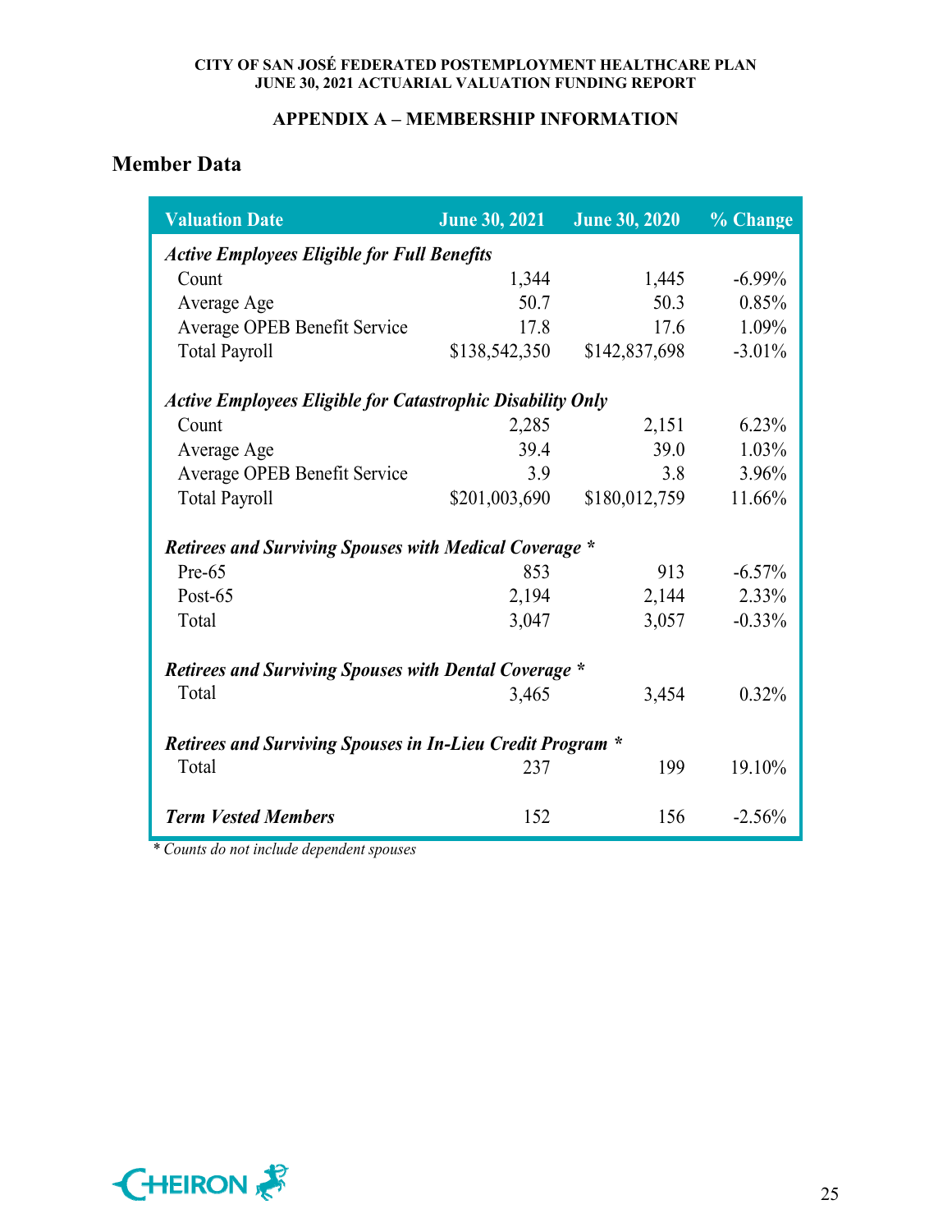## APPENDIX A – MEMBERSHIP INFORMATION

## Member Data

| Valuation Date | June 30, 2021 | June 30, 2020 | % Change |
|---|---|---|---|
| ***Active Employees Eligible for Full Benefits*** | | | |
| Count | 1,344 | 1,445 | -6.99% |
| Average Age | 50.7 | 50.3 | 0.85% |
| Average OPEB Benefit Service | 17.8 | 17.6 | 1.09% |
| Total Payroll | $138,542,350 | $142,837,698 | -3.01% |
| ***Active Employees Eligible for Catastrophic Disability Only*** | | | |
| Count | 2,285 | 2,151 | 6.23% |
| Average Age | 39.4 | 39.0 | 1.03% |
| Average OPEB Benefit Service | 3.9 | 3.8 | 3.96% |
| Total Payroll | $201,003,690 | $180,012,759 | 11.66% |
| ***Retirees and Surviving Spouses with Medical Coverage **** | | | |
| Pre-65 | 853 | 913 | -6.57% |
| Post-65 | 2,194 | 2,144 | 2.33% |
| Total | 3,047 | 3,057 | -0.33% |
| ***Retirees and Surviving Spouses with Dental Coverage **** | | | |
| Total | 3,465 | 3,454 | 0.32% |
| ***Retirees and Surviving Spouses in In-Lieu Credit Program **** | | | |
| Total | 237 | 199 | 19.10% |
| ***Term Vested Members*** | 152 | 156 | -2.56% |

*\* Counts do not include dependent spouses*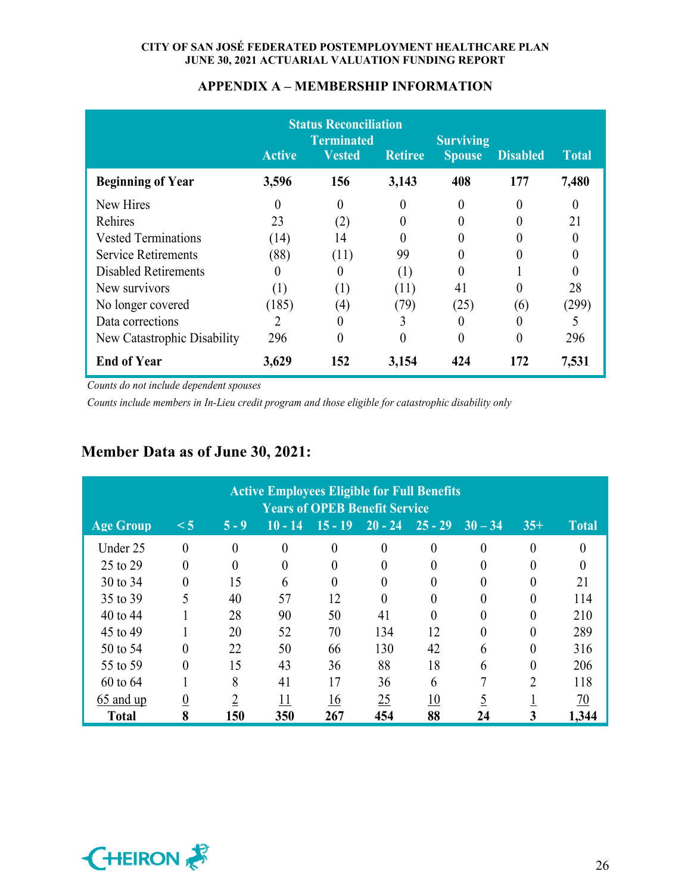## APPENDIX A – MEMBERSHIP INFORMATION

| Status Reconciliation | Active | Terminated Vested | Retiree | Surviving Spouse | Disabled | Total |
|---|---|---|---|---|---|---|
| **Beginning of Year** | **3,596** | **156** | **3,143** | **408** | **177** | **7,480** |
| New Hires | 0 | 0 | 0 | 0 | 0 | 0 |
| Rehires | 23 | (2) | 0 | 0 | 0 | 21 |
| Vested Terminations | (14) | 14 | 0 | 0 | 0 | 0 |
| Service Retirements | (88) | (11) | 99 | 0 | 0 | 0 |
| Disabled Retirements | 0 | 0 | (1) | 0 | 1 | 0 |
| New survivors | (1) | (1) | (11) | 41 | 0 | 28 |
| No longer covered | (185) | (4) | (79) | (25) | (6) | (299) |
| Data corrections | 2 | 0 | 3 | 0 | 0 | 5 |
| New Catastrophic Disability | 296 | 0 | 0 | 0 | 0 | 296 |
| **End of Year** | **3,629** | **152** | **3,154** | **424** | **172** | **7,531** |

*Counts do not include dependent spouses*

*Counts include members in In-Lieu credit program and those eligible for catastrophic disability only*

## Member Data as of June 30, 2021:

| Active Employees Eligible for Full Benefits<br>Years of OPEB Benefit Service | | | | | | | | | |
|---|---|---|---|---|---|---|---|---|---|
| Age Group | < 5 | 5 - 9 | 10 - 14 | 15 - 19 | 20 - 24 | 25 - 29 | 30 – 34 | 35+ | Total |
| Under 25 | 0 | 0 | 0 | 0 | 0 | 0 | 0 | 0 | 0 |
| 25 to 29 | 0 | 0 | 0 | 0 | 0 | 0 | 0 | 0 | 0 |
| 30 to 34 | 0 | 15 | 6 | 0 | 0 | 0 | 0 | 0 | 21 |
| 35 to 39 | 5 | 40 | 57 | 12 | 0 | 0 | 0 | 0 | 114 |
| 40 to 44 | 1 | 28 | 90 | 50 | 41 | 0 | 0 | 0 | 210 |
| 45 to 49 | 1 | 20 | 52 | 70 | 134 | 12 | 0 | 0 | 289 |
| 50 to 54 | 0 | 22 | 50 | 66 | 130 | 42 | 6 | 0 | 316 |
| 55 to 59 | 0 | 15 | 43 | 36 | 88 | 18 | 6 | 0 | 206 |
| 60 to 64 | 1 | 8 | 41 | 17 | 36 | 6 | 7 | 2 | 118 |
| 65 and up | 0 | 2 | 11 | 16 | 25 | 10 | 5 | 1 | 70 |
| **Total** | **8** | **150** | **350** | **267** | **454** | **88** | **24** | **3** | **1,344** |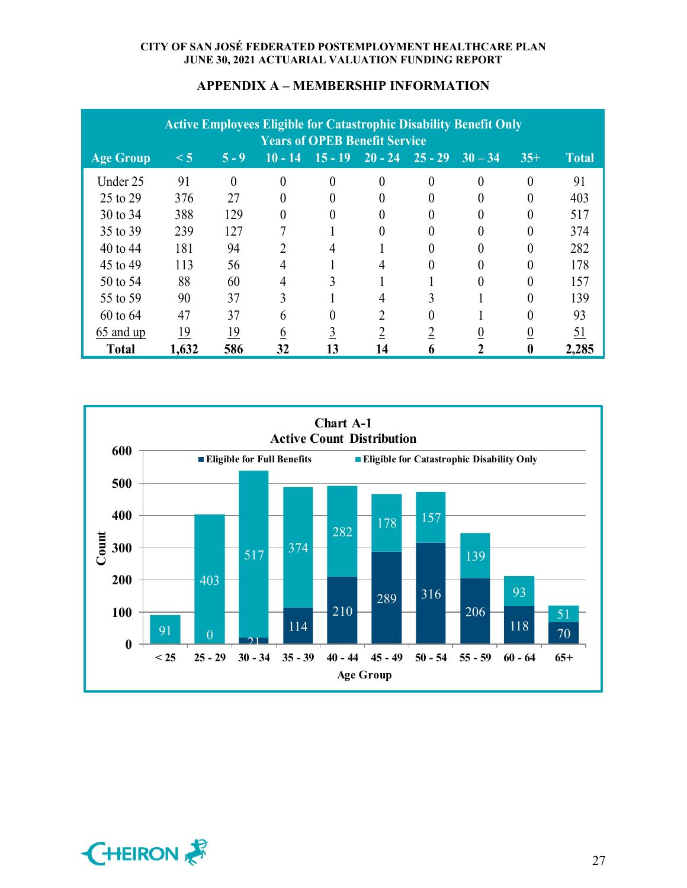## APPENDIX A – MEMBERSHIP INFORMATION

| Active Employees Eligible for Catastrophic Disability Benefit Only Years of OPEB Benefit Service | | | | | | | | | |
|---|---|---|---|---|---|---|---|---|---|
| Age Group | < 5 | 5 - 9 | 10 - 14 | 15 - 19 | 20 - 24 | 25 - 29 | 30 – 34 | 35+ | Total |
| Under 25 | 91 | 0 | 0 | 0 | 0 | 0 | 0 | 0 | 91 |
| 25 to 29 | 376 | 27 | 0 | 0 | 0 | 0 | 0 | 0 | 403 |
| 30 to 34 | 388 | 129 | 0 | 0 | 0 | 0 | 0 | 0 | 517 |
| 35 to 39 | 239 | 127 | 7 | 1 | 0 | 0 | 0 | 0 | 374 |
| 40 to 44 | 181 | 94 | 2 | 4 | 1 | 0 | 0 | 0 | 282 |
| 45 to 49 | 113 | 56 | 4 | 1 | 4 | 0 | 0 | 0 | 178 |
| 50 to 54 | 88 | 60 | 4 | 3 | 1 | 1 | 0 | 0 | 157 |
| 55 to 59 | 90 | 37 | 3 | 1 | 4 | 3 | 1 | 0 | 139 |
| 60 to 64 | 47 | 37 | 6 | 0 | 2 | 0 | 1 | 0 | 93 |
| 65 and up | 19 | 19 | 6 | 3 | 2 | 2 | 0 | 0 | 51 |
| **Total** | **1,632** | **586** | **32** | **13** | **14** | **6** | **2** | **0** | **2,285** |

**Chart A-1**
**Active Count Distribution**

Eligible for Full Benefits
Eligible for Catastrophic Disability Only

Count
600
500
400
300
200
100
0

< 25: 91
25 - 29: 403, 0
30 - 34: 517, 21
35 - 39: 374, 114
40 - 44: 282, 210
45 - 49: 178, 289
50 - 54: 157, 316
55 - 59: 139, 206
60 - 64: 93, 118
65+: 51, 70

Age Group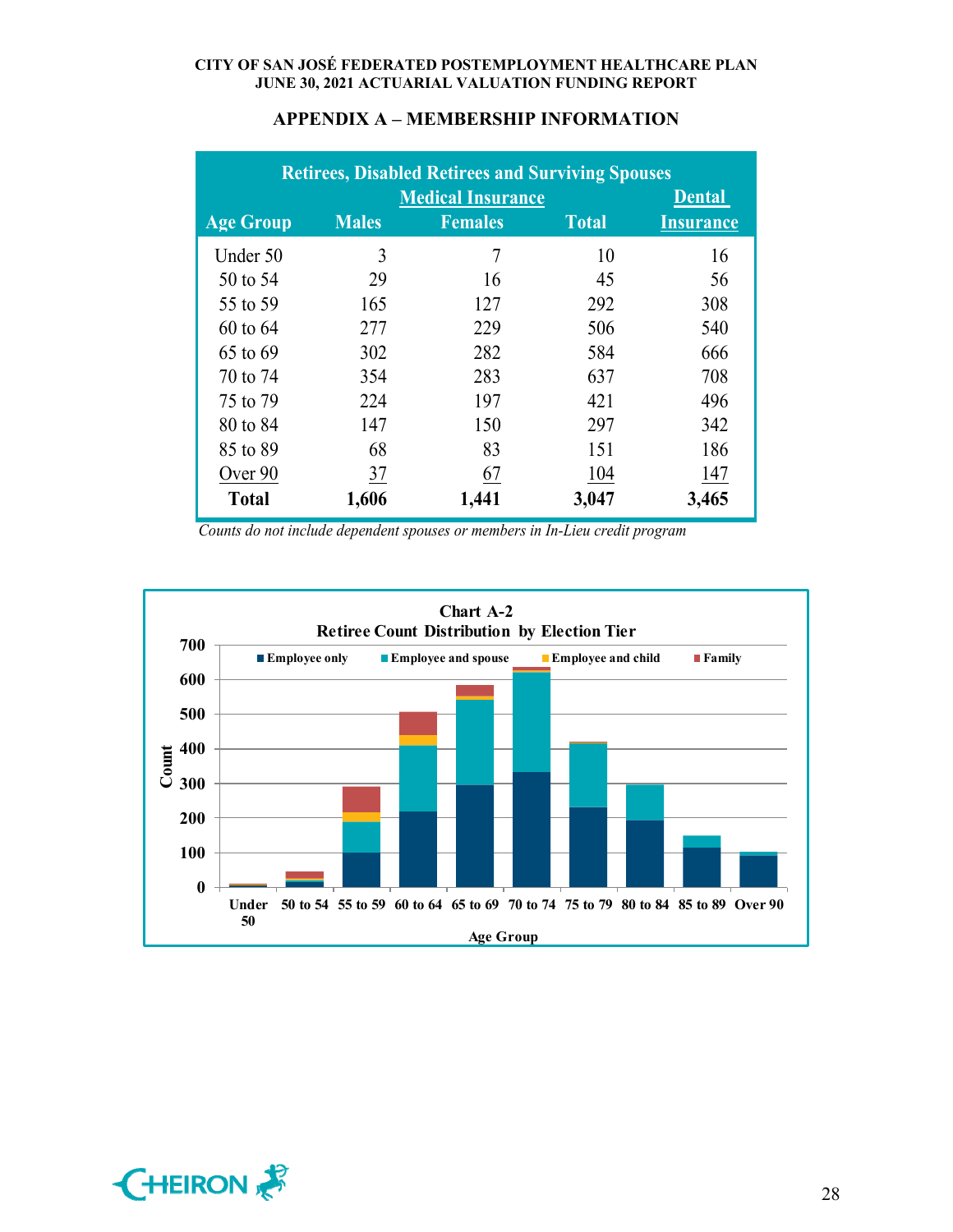## APPENDIX A – MEMBERSHIP INFORMATION

| Retirees, Disabled Retirees and Surviving Spouses | | | | |
|---|---|---|---|---|
| | Medical Insurance | | | Dental |
| Age Group | Males | Females | Total | Insurance |
| Under 50 | 3 | 7 | 10 | 16 |
| 50 to 54 | 29 | 16 | 45 | 56 |
| 55 to 59 | 165 | 127 | 292 | 308 |
| 60 to 64 | 277 | 229 | 506 | 540 |
| 65 to 69 | 302 | 282 | 584 | 666 |
| 70 to 74 | 354 | 283 | 637 | 708 |
| 75 to 79 | 224 | 197 | 421 | 496 |
| 80 to 84 | 147 | 150 | 297 | 342 |
| 85 to 89 | 68 | 83 | 151 | 186 |
| Over 90 | 37 | 67 | 104 | 147 |
| **Total** | **1,606** | **1,441** | **3,047** | **3,465** |

*Counts do not include dependent spouses or members in In-Lieu credit program*

**Chart A-2**
**Retiree Count Distribution by Election Tier**

Employee only
Employee and spouse
Employee and child
Family

Count
700
600
500
400
300
200
100
0

Under 50
50 to 54
55 to 59
60 to 64
65 to 69
70 to 74
75 to 79
80 to 84
85 to 89
Over 90

Age Group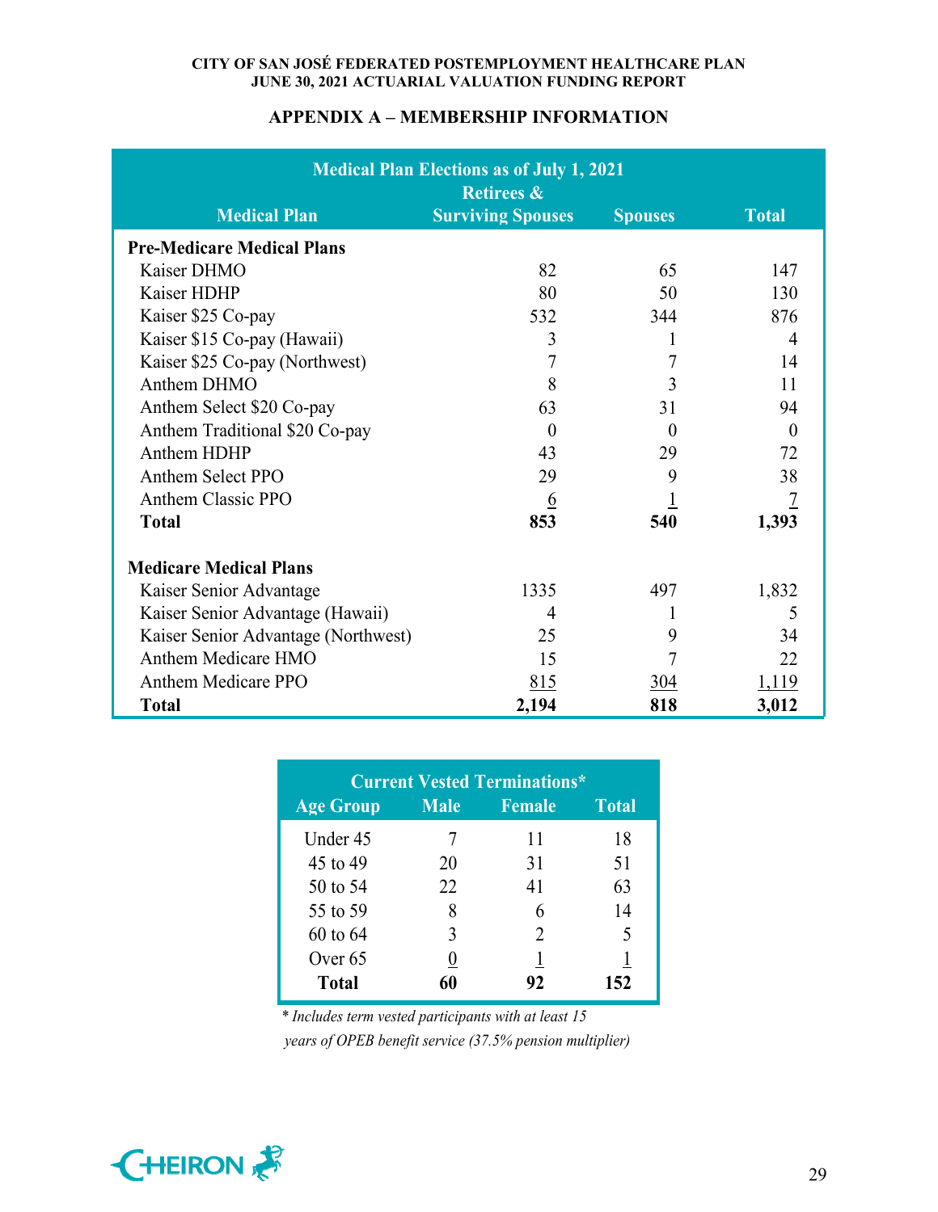## APPENDIX A – MEMBERSHIP INFORMATION

| Medical Plan Elections as of July 1, 2021 | | | |
|---|---|---|---|
| Medical Plan | Retirees & Surviving Spouses | Spouses | Total |
| **Pre-Medicare Medical Plans** | | | |
| Kaiser DHMO | 82 | 65 | 147 |
| Kaiser HDHP | 80 | 50 | 130 |
| Kaiser $25 Co-pay | 532 | 344 | 876 |
| Kaiser $15 Co-pay (Hawaii) | 3 | 1 | 4 |
| Kaiser $25 Co-pay (Northwest) | 7 | 7 | 14 |
| Anthem DHMO | 8 | 3 | 11 |
| Anthem Select $20 Co-pay | 63 | 31 | 94 |
| Anthem Traditional $20 Co-pay | 0 | 0 | 0 |
| Anthem HDHP | 43 | 29 | 72 |
| Anthem Select PPO | 29 | 9 | 38 |
| Anthem Classic PPO | 6 | 1 | 7 |
| **Total** | **853** | **540** | **1,393** |
| **Medicare Medical Plans** | | | |
| Kaiser Senior Advantage | 1335 | 497 | 1,832 |
| Kaiser Senior Advantage (Hawaii) | 4 | 1 | 5 |
| Kaiser Senior Advantage (Northwest) | 25 | 9 | 34 |
| Anthem Medicare HMO | 15 | 7 | 22 |
| Anthem Medicare PPO | 815 | 304 | 1,119 |
| **Total** | **2,194** | **818** | **3,012** |

| Current Vested Terminations* | | | |
|---|---|---|---|
| Age Group | Male | Female | Total |
| Under 45 | 7 | 11 | 18 |
| 45 to 49 | 20 | 31 | 51 |
| 50 to 54 | 22 | 41 | 63 |
| 55 to 59 | 8 | 6 | 14 |
| 60 to 64 | 3 | 2 | 5 |
| Over 65 | 0 | 1 | 1 |
| **Total** | **60** | **92** | **152** |

*\* Includes term vested participants with at least 15 years of OPEB benefit service (37.5% pension multiplier)*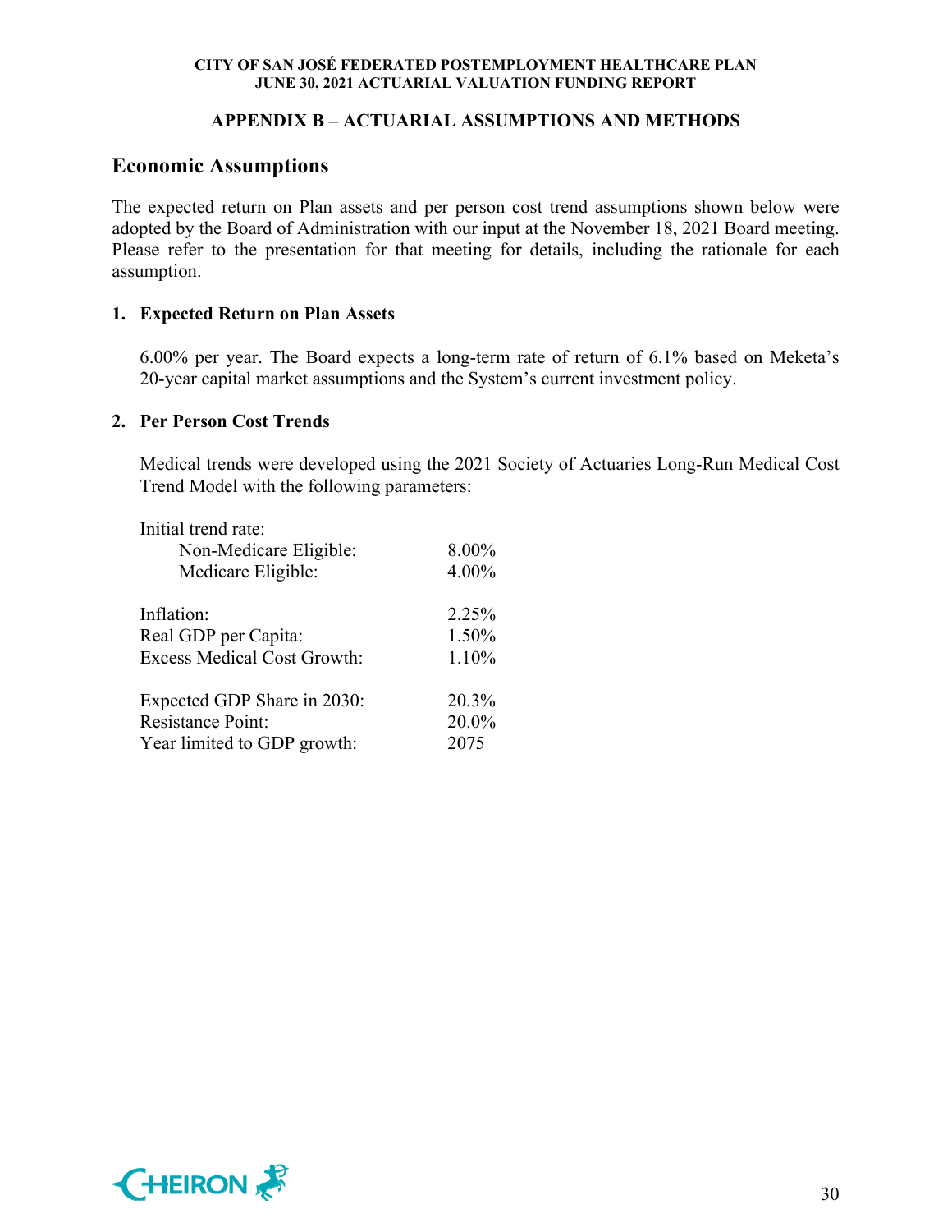## APPENDIX B – ACTUARIAL ASSUMPTIONS AND METHODS

## Economic Assumptions

The expected return on Plan assets and per person cost trend assumptions shown below were adopted by the Board of Administration with our input at the November 18, 2021 Board meeting. Please refer to the presentation for that meeting for details, including the rationale for each assumption.

### 1. Expected Return on Plan Assets

6.00% per year. The Board expects a long-term rate of return of 6.1% based on Meketa's 20-year capital market assumptions and the System's current investment policy.

### 2. Per Person Cost Trends

Medical trends were developed using the 2021 Society of Actuaries Long-Run Medical Cost Trend Model with the following parameters:

| | |
|---|---|
| Initial trend rate: | |
| Non-Medicare Eligible: | 8.00% |
| Medicare Eligible: | 4.00% |
| | |
| Inflation: | 2.25% |
| Real GDP per Capita: | 1.50% |
| Excess Medical Cost Growth: | 1.10% |
| | |
| Expected GDP Share in 2030: | 20.3% |
| Resistance Point: | 20.0% |
| Year limited to GDP growth: | 2075 |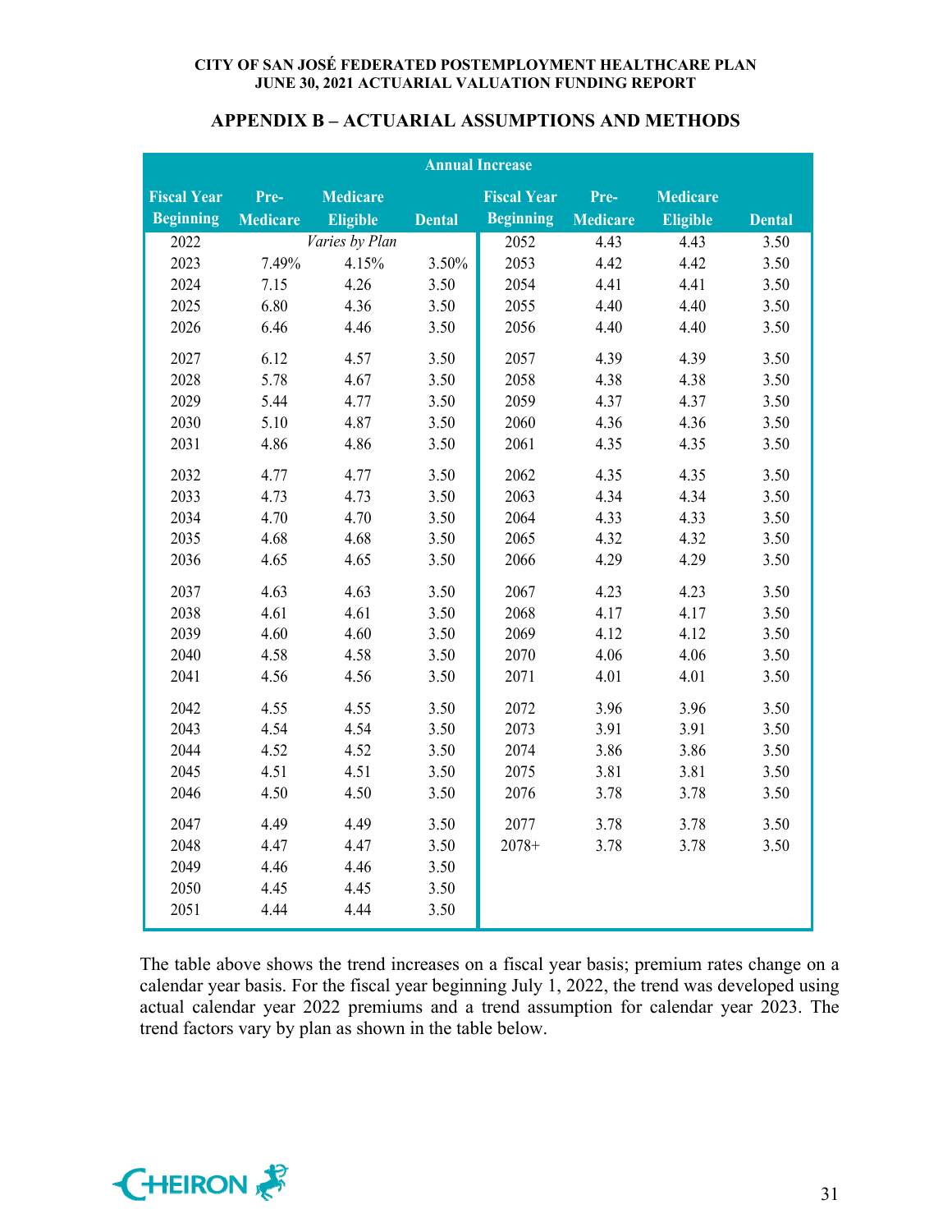## APPENDIX B – ACTUARIAL ASSUMPTIONS AND METHODS

| Annual Increase | | | | | | | |
|---|---|---|---|---|---|---|---|
| Fiscal Year Beginning | Pre-Medicare | Medicare Eligible | Dental | Fiscal Year Beginning | Pre-Medicare | Medicare Eligible | Dental |
| 2022 | *Varies by Plan* | | | 2052 | 4.43 | 4.43 | 3.50 |
| 2023 | 7.49% | 4.15% | 3.50% | 2053 | 4.42 | 4.42 | 3.50 |
| 2024 | 7.15 | 4.26 | 3.50 | 2054 | 4.41 | 4.41 | 3.50 |
| 2025 | 6.80 | 4.36 | 3.50 | 2055 | 4.40 | 4.40 | 3.50 |
| 2026 | 6.46 | 4.46 | 3.50 | 2056 | 4.40 | 4.40 | 3.50 |
| 2027 | 6.12 | 4.57 | 3.50 | 2057 | 4.39 | 4.39 | 3.50 |
| 2028 | 5.78 | 4.67 | 3.50 | 2058 | 4.38 | 4.38 | 3.50 |
| 2029 | 5.44 | 4.77 | 3.50 | 2059 | 4.37 | 4.37 | 3.50 |
| 2030 | 5.10 | 4.87 | 3.50 | 2060 | 4.36 | 4.36 | 3.50 |
| 2031 | 4.86 | 4.86 | 3.50 | 2061 | 4.35 | 4.35 | 3.50 |
| 2032 | 4.77 | 4.77 | 3.50 | 2062 | 4.35 | 4.35 | 3.50 |
| 2033 | 4.73 | 4.73 | 3.50 | 2063 | 4.34 | 4.34 | 3.50 |
| 2034 | 4.70 | 4.70 | 3.50 | 2064 | 4.33 | 4.33 | 3.50 |
| 2035 | 4.68 | 4.68 | 3.50 | 2065 | 4.32 | 4.32 | 3.50 |
| 2036 | 4.65 | 4.65 | 3.50 | 2066 | 4.29 | 4.29 | 3.50 |
| 2037 | 4.63 | 4.63 | 3.50 | 2067 | 4.23 | 4.23 | 3.50 |
| 2038 | 4.61 | 4.61 | 3.50 | 2068 | 4.17 | 4.17 | 3.50 |
| 2039 | 4.60 | 4.60 | 3.50 | 2069 | 4.12 | 4.12 | 3.50 |
| 2040 | 4.58 | 4.58 | 3.50 | 2070 | 4.06 | 4.06 | 3.50 |
| 2041 | 4.56 | 4.56 | 3.50 | 2071 | 4.01 | 4.01 | 3.50 |
| 2042 | 4.55 | 4.55 | 3.50 | 2072 | 3.96 | 3.96 | 3.50 |
| 2043 | 4.54 | 4.54 | 3.50 | 2073 | 3.91 | 3.91 | 3.50 |
| 2044 | 4.52 | 4.52 | 3.50 | 2074 | 3.86 | 3.86 | 3.50 |
| 2045 | 4.51 | 4.51 | 3.50 | 2075 | 3.81 | 3.81 | 3.50 |
| 2046 | 4.50 | 4.50 | 3.50 | 2076 | 3.78 | 3.78 | 3.50 |
| 2047 | 4.49 | 4.49 | 3.50 | 2077 | 3.78 | 3.78 | 3.50 |
| 2048 | 4.47 | 4.47 | 3.50 | 2078+ | 3.78 | 3.78 | 3.50 |
| 2049 | 4.46 | 4.46 | 3.50 | | | | |
| 2050 | 4.45 | 4.45 | 3.50 | | | | |
| 2051 | 4.44 | 4.44 | 3.50 | | | | |

The table above shows the trend increases on a fiscal year basis; premium rates change on a calendar year basis. For the fiscal year beginning July 1, 2022, the trend was developed using actual calendar year 2022 premiums and a trend assumption for calendar year 2023. The trend factors vary by plan as shown in the table below.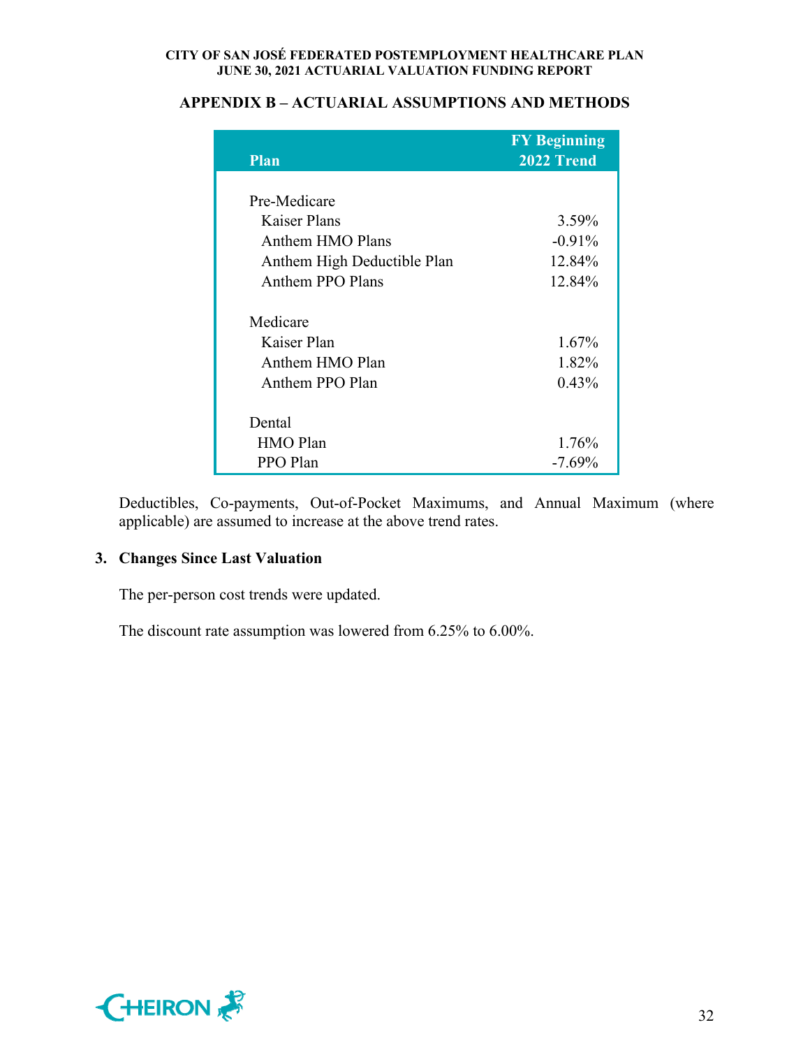## APPENDIX B – ACTUARIAL ASSUMPTIONS AND METHODS

| Plan | FY Beginning 2022 Trend |
|---|---|
| **Pre-Medicare** | |
| Kaiser Plans | 3.59% |
| Anthem HMO Plans | -0.91% |
| Anthem High Deductible Plan | 12.84% |
| Anthem PPO Plans | 12.84% |
| **Medicare** | |
| Kaiser Plan | 1.67% |
| Anthem HMO Plan | 1.82% |
| Anthem PPO Plan | 0.43% |
| **Dental** | |
| HMO Plan | 1.76% |
| PPO Plan | -7.69% |

Deductibles, Co-payments, Out-of-Pocket Maximums, and Annual Maximum (where applicable) are assumed to increase at the above trend rates.

### 3. Changes Since Last Valuation

The per-person cost trends were updated.

The discount rate assumption was lowered from 6.25% to 6.00%.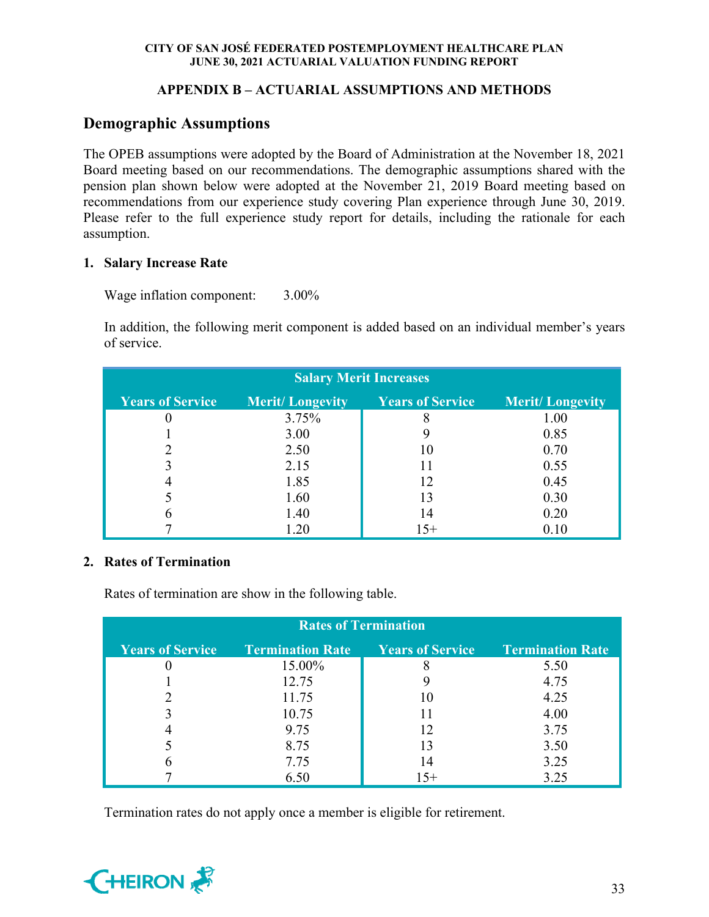## APPENDIX B – ACTUARIAL ASSUMPTIONS AND METHODS

### Demographic Assumptions

The OPEB assumptions were adopted by the Board of Administration at the November 18, 2021 Board meeting based on our recommendations. The demographic assumptions shared with the pension plan shown below were adopted at the November 21, 2019 Board meeting based on recommendations from our experience study covering Plan experience through June 30, 2019. Please refer to the full experience study report for details, including the rationale for each assumption.

1. **Salary Increase Rate**

   Wage inflation component: 3.00%

   In addition, the following merit component is added based on an individual member's years of service.

| Salary Merit Increases | | | |
|---|---|---|---|
| **Years of Service** | **Merit/ Longevity** | **Years of Service** | **Merit/ Longevity** |
| 0 | 3.75% | 8 | 1.00 |
| 1 | 3.00 | 9 | 0.85 |
| 2 | 2.50 | 10 | 0.70 |
| 3 | 2.15 | 11 | 0.55 |
| 4 | 1.85 | 12 | 0.45 |
| 5 | 1.60 | 13 | 0.30 |
| 6 | 1.40 | 14 | 0.20 |
| 7 | 1.20 | 15+ | 0.10 |

2. **Rates of Termination**

   Rates of termination are show in the following table.

| Rates of Termination | | | |
|---|---|---|---|
| **Years of Service** | **Termination Rate** | **Years of Service** | **Termination Rate** |
| 0 | 15.00% | 8 | 5.50 |
| 1 | 12.75 | 9 | 4.75 |
| 2 | 11.75 | 10 | 4.25 |
| 3 | 10.75 | 11 | 4.00 |
| 4 | 9.75 | 12 | 3.75 |
| 5 | 8.75 | 13 | 3.50 |
| 6 | 7.75 | 14 | 3.25 |
| 7 | 6.50 | 15+ | 3.25 |

   Termination rates do not apply once a member is eligible for retirement.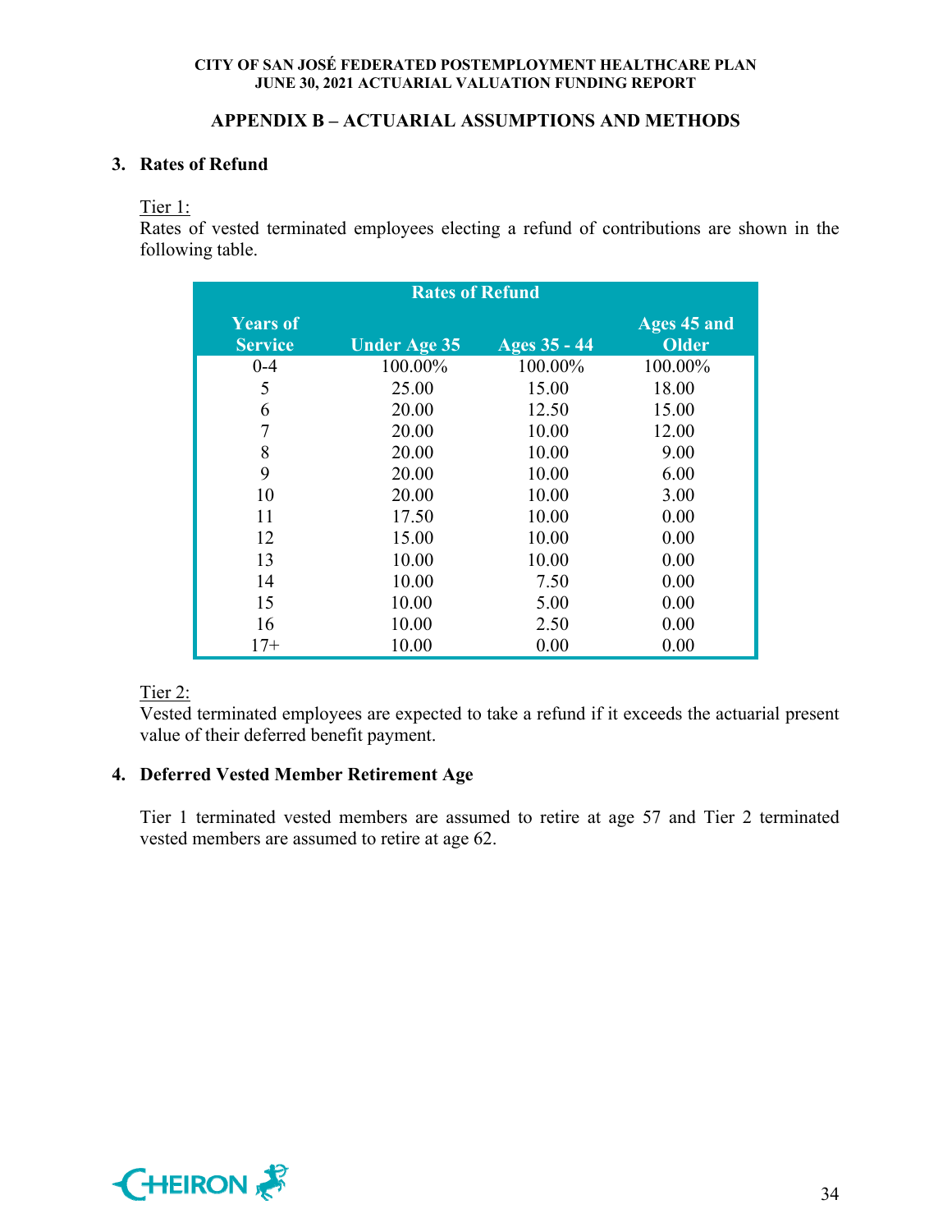## APPENDIX B – ACTUARIAL ASSUMPTIONS AND METHODS

### 3. Rates of Refund

Tier 1:

Rates of vested terminated employees electing a refund of contributions are shown in the following table.

| Rates of Refund | | | |
|---|---|---|---|
| **Years of Service** | **Under Age 35** | **Ages 35 - 44** | **Ages 45 and Older** |
| 0-4 | 100.00% | 100.00% | 100.00% |
| 5 | 25.00 | 15.00 | 18.00 |
| 6 | 20.00 | 12.50 | 15.00 |
| 7 | 20.00 | 10.00 | 12.00 |
| 8 | 20.00 | 10.00 | 9.00 |
| 9 | 20.00 | 10.00 | 6.00 |
| 10 | 20.00 | 10.00 | 3.00 |
| 11 | 17.50 | 10.00 | 0.00 |
| 12 | 15.00 | 10.00 | 0.00 |
| 13 | 10.00 | 10.00 | 0.00 |
| 14 | 10.00 | 7.50 | 0.00 |
| 15 | 10.00 | 5.00 | 0.00 |
| 16 | 10.00 | 2.50 | 0.00 |
| 17+ | 10.00 | 0.00 | 0.00 |

Tier 2:

Vested terminated employees are expected to take a refund if it exceeds the actuarial present value of their deferred benefit payment.

### 4. Deferred Vested Member Retirement Age

Tier 1 terminated vested members are assumed to retire at age 57 and Tier 2 terminated vested members are assumed to retire at age 62.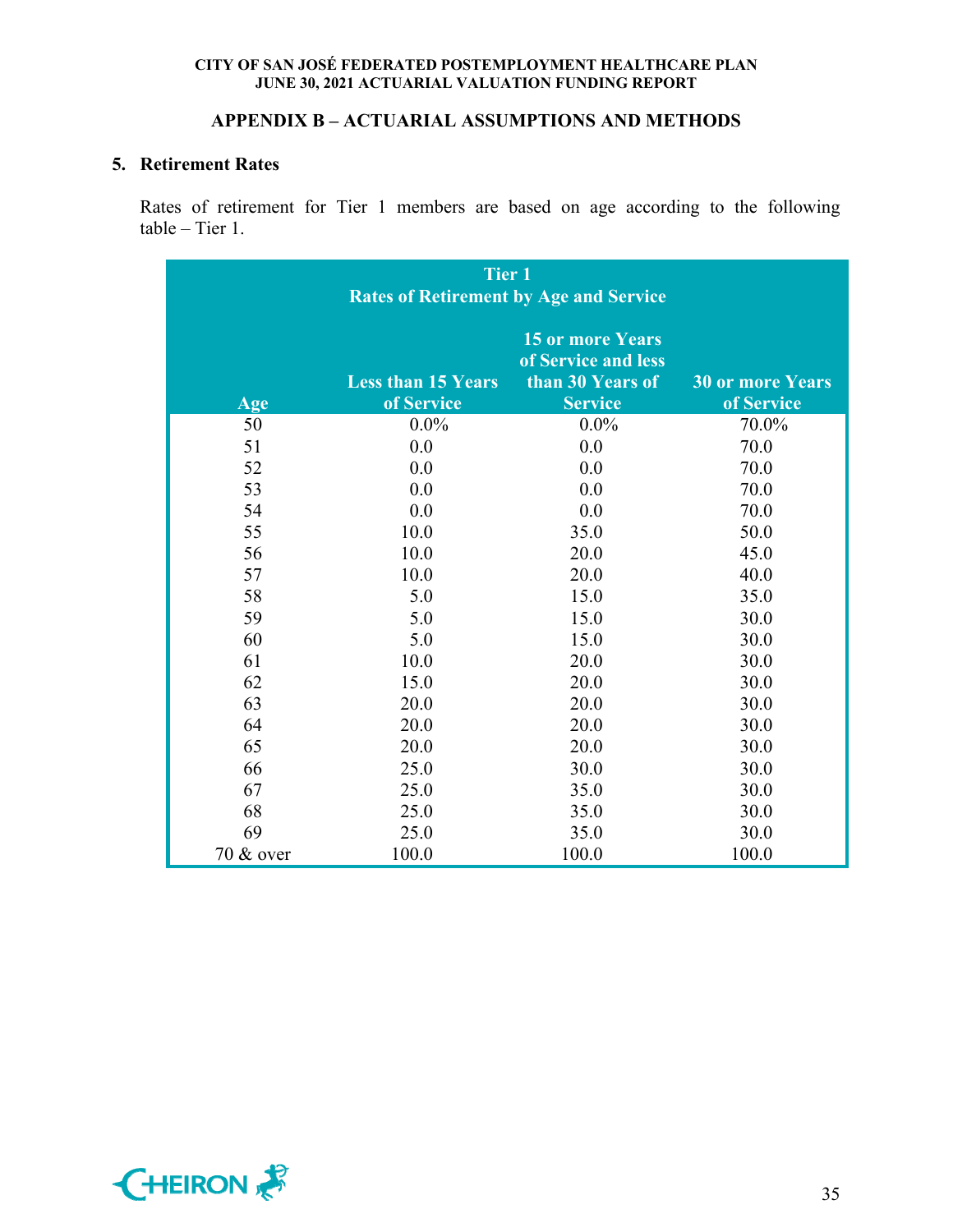## APPENDIX B – ACTUARIAL ASSUMPTIONS AND METHODS

### 5. Retirement Rates

Rates of retirement for Tier 1 members are based on age according to the following table – Tier 1.

| Tier 1 Rates of Retirement by Age and Service | | | |
|---|---|---|---|
| Age | Less than 15 Years of Service | 15 or more Years of Service and less than 30 Years of Service | 30 or more Years of Service |
| 50 | 0.0% | 0.0% | 70.0% |
| 51 | 0.0 | 0.0 | 70.0 |
| 52 | 0.0 | 0.0 | 70.0 |
| 53 | 0.0 | 0.0 | 70.0 |
| 54 | 0.0 | 0.0 | 70.0 |
| 55 | 10.0 | 35.0 | 50.0 |
| 56 | 10.0 | 20.0 | 45.0 |
| 57 | 10.0 | 20.0 | 40.0 |
| 58 | 5.0 | 15.0 | 35.0 |
| 59 | 5.0 | 15.0 | 30.0 |
| 60 | 5.0 | 15.0 | 30.0 |
| 61 | 10.0 | 20.0 | 30.0 |
| 62 | 15.0 | 20.0 | 30.0 |
| 63 | 20.0 | 20.0 | 30.0 |
| 64 | 20.0 | 20.0 | 30.0 |
| 65 | 20.0 | 20.0 | 30.0 |
| 66 | 25.0 | 30.0 | 30.0 |
| 67 | 25.0 | 35.0 | 30.0 |
| 68 | 25.0 | 35.0 | 30.0 |
| 69 | 25.0 | 35.0 | 30.0 |
| 70 & over | 100.0 | 100.0 | 100.0 |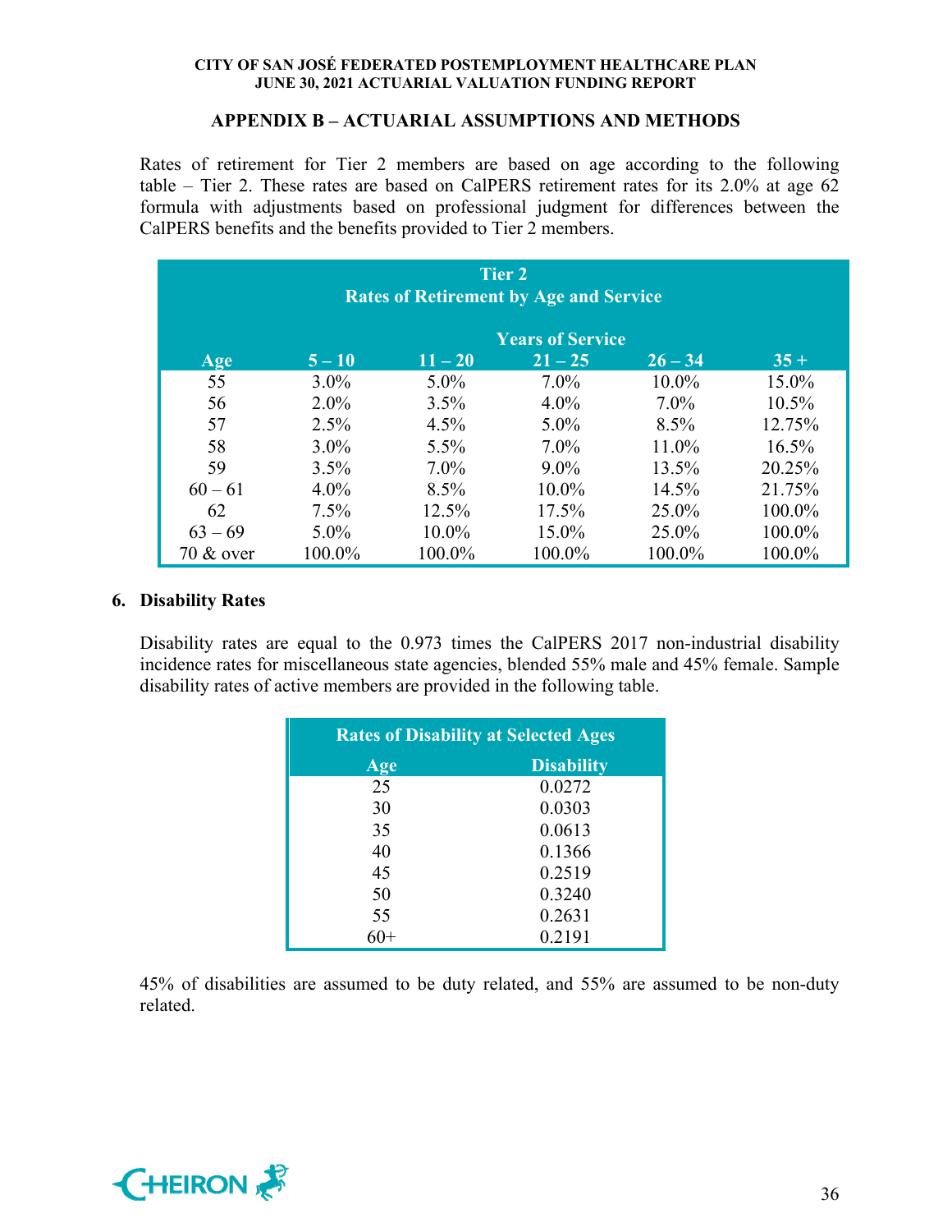## APPENDIX B – ACTUARIAL ASSUMPTIONS AND METHODS

Rates of retirement for Tier 2 members are based on age according to the following table – Tier 2. These rates are based on CalPERS retirement rates for its 2.0% at age 62 formula with adjustments based on professional judgment for differences between the CalPERS benefits and the benefits provided to Tier 2 members.

**Tier 2**
**Rates of Retirement by Age and Service**

| | Years of Service | | | | |
|---|---|---|---|---|---|
| Age | 5 – 10 | 11 – 20 | 21 – 25 | 26 – 34 | 35 + |
| 55 | 3.0% | 5.0% | 7.0% | 10.0% | 15.0% |
| 56 | 2.0% | 3.5% | 4.0% | 7.0% | 10.5% |
| 57 | 2.5% | 4.5% | 5.0% | 8.5% | 12.75% |
| 58 | 3.0% | 5.5% | 7.0% | 11.0% | 16.5% |
| 59 | 3.5% | 7.0% | 9.0% | 13.5% | 20.25% |
| 60 – 61 | 4.0% | 8.5% | 10.0% | 14.5% | 21.75% |
| 62 | 7.5% | 12.5% | 17.5% | 25.0% | 100.0% |
| 63 – 69 | 5.0% | 10.0% | 15.0% | 25.0% | 100.0% |
| 70 & over | 100.0% | 100.0% | 100.0% | 100.0% | 100.0% |

### 6. Disability Rates

Disability rates are equal to the 0.973 times the CalPERS 2017 non-industrial disability incidence rates for miscellaneous state agencies, blended 55% male and 45% female. Sample disability rates of active members are provided in the following table.

**Rates of Disability at Selected Ages**

| Age | Disability |
|---|---|
| 25 | 0.0272 |
| 30 | 0.0303 |
| 35 | 0.0613 |
| 40 | 0.1366 |
| 45 | 0.2519 |
| 50 | 0.3240 |
| 55 | 0.2631 |
| 60+ | 0.2191 |

45% of disabilities are assumed to be duty related, and 55% are assumed to be non-duty related.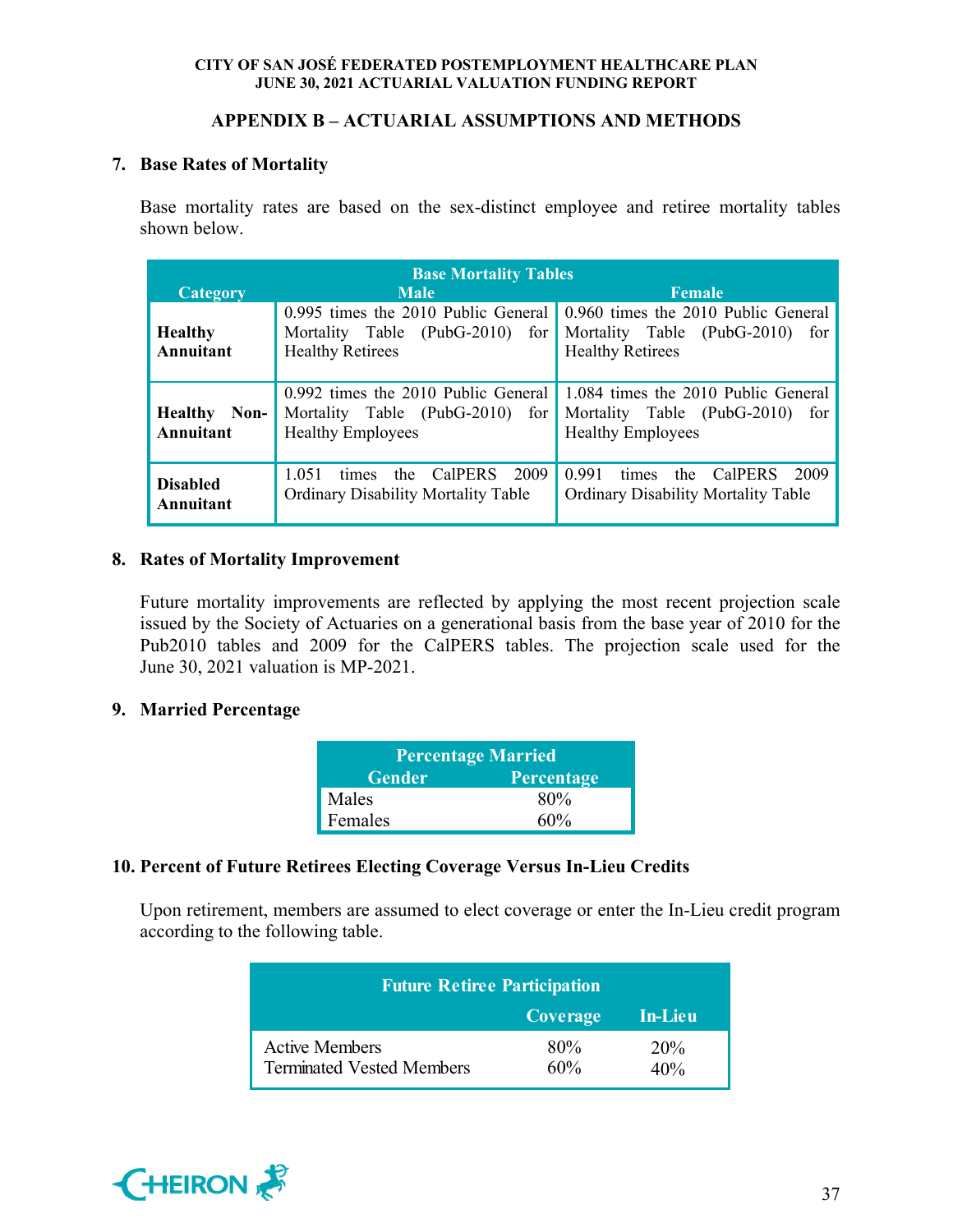## APPENDIX B – ACTUARIAL ASSUMPTIONS AND METHODS

### 7. Base Rates of Mortality

Base mortality rates are based on the sex-distinct employee and retiree mortality tables shown below.

| Base Mortality Tables | | |
|---|---|---|
| **Category** | **Male** | **Female** |
| **Healthy Annuitant** | 0.995 times the 2010 Public General Mortality Table (PubG-2010) for Healthy Retirees | 0.960 times the 2010 Public General Mortality Table (PubG-2010) for Healthy Retirees |
| **Healthy Non-Annuitant** | 0.992 times the 2010 Public General Mortality Table (PubG-2010) for Healthy Employees | 1.084 times the 2010 Public General Mortality Table (PubG-2010) for Healthy Employees |
| **Disabled Annuitant** | 1.051 times the CalPERS 2009 Ordinary Disability Mortality Table | 0.991 times the CalPERS 2009 Ordinary Disability Mortality Table |

### 8. Rates of Mortality Improvement

Future mortality improvements are reflected by applying the most recent projection scale issued by the Society of Actuaries on a generational basis from the base year of 2010 for the Pub2010 tables and 2009 for the CalPERS tables. The projection scale used for the June 30, 2021 valuation is MP-2021.

### 9. Married Percentage

| Percentage Married | |
|---|---|
| **Gender** | **Percentage** |
| Males | 80% |
| Females | 60% |

### 10. Percent of Future Retirees Electing Coverage Versus In-Lieu Credits

Upon retirement, members are assumed to elect coverage or enter the In-Lieu credit program according to the following table.

| Future Retiree Participation | | |
|---|---|---|
| | **Coverage** | **In-Lieu** |
| Active Members | 80% | 20% |
| Terminated Vested Members | 60% | 40% |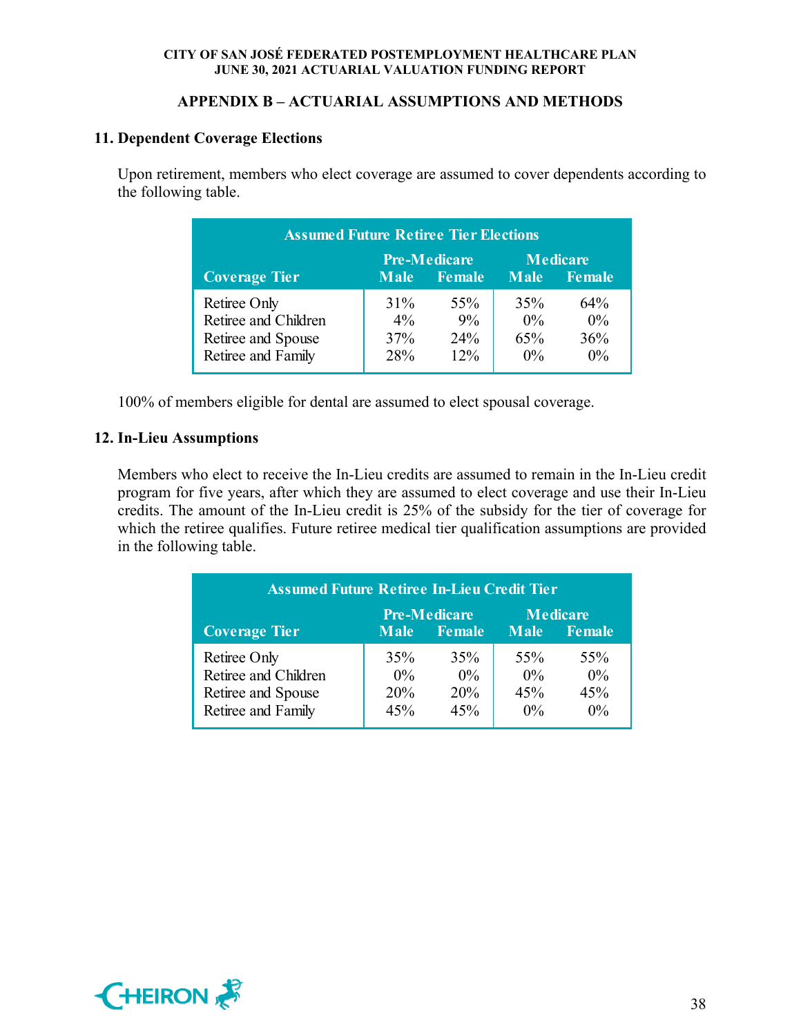## APPENDIX B – ACTUARIAL ASSUMPTIONS AND METHODS

### 11. Dependent Coverage Elections

Upon retirement, members who elect coverage are assumed to cover dependents according to the following table.

| Assumed Future Retiree Tier Elections | | | | |
|---|---|---|---|---|
| | Pre-Medicare | | Medicare | |
| Coverage Tier | Male | Female | Male | Female |
| Retiree Only | 31% | 55% | 35% | 64% |
| Retiree and Children | 4% | 9% | 0% | 0% |
| Retiree and Spouse | 37% | 24% | 65% | 36% |
| Retiree and Family | 28% | 12% | 0% | 0% |

100% of members eligible for dental are assumed to elect spousal coverage.

### 12. In-Lieu Assumptions

Members who elect to receive the In-Lieu credits are assumed to remain in the In-Lieu credit program for five years, after which they are assumed to elect coverage and use their In-Lieu credits. The amount of the In-Lieu credit is 25% of the subsidy for the tier of coverage for which the retiree qualifies. Future retiree medical tier qualification assumptions are provided in the following table.

| Assumed Future Retiree In-Lieu Credit Tier | | | | |
|---|---|---|---|---|
| | Pre-Medicare | | Medicare | |
| Coverage Tier | Male | Female | Male | Female |
| Retiree Only | 35% | 35% | 55% | 55% |
| Retiree and Children | 0% | 0% | 0% | 0% |
| Retiree and Spouse | 20% | 20% | 45% | 45% |
| Retiree and Family | 45% | 45% | 0% | 0% |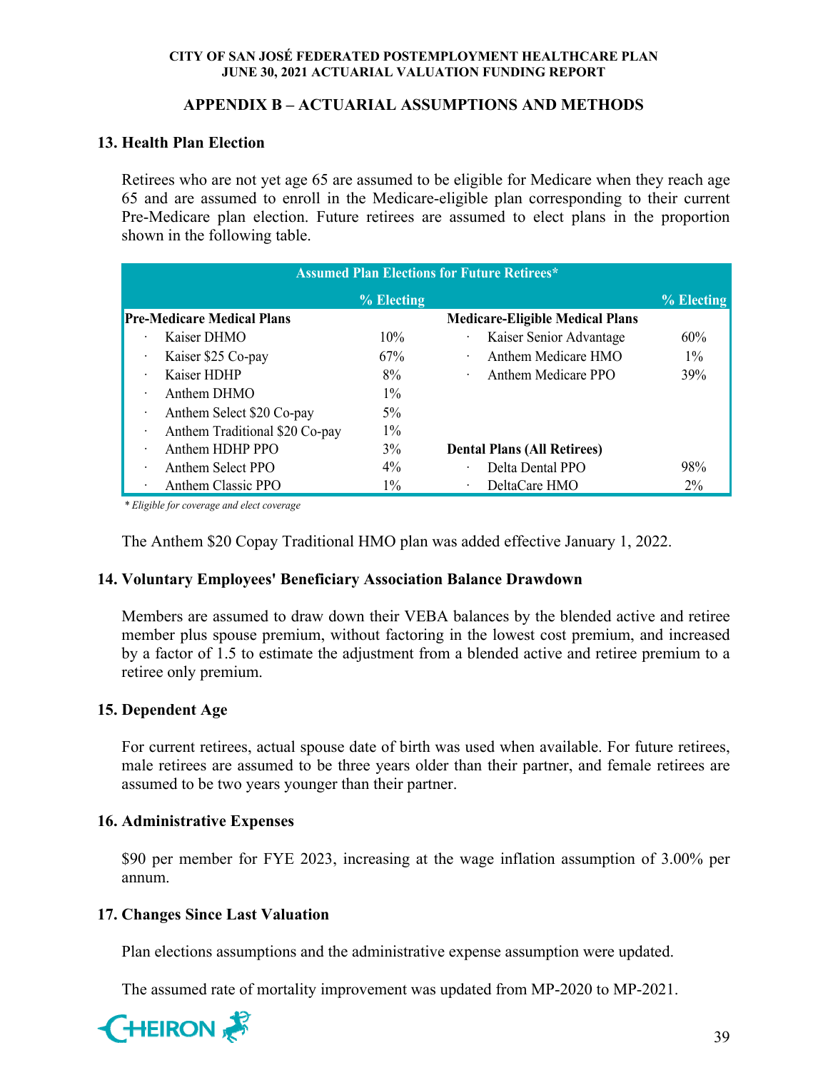## APPENDIX B – ACTUARIAL ASSUMPTIONS AND METHODS

### 13. Health Plan Election

Retirees who are not yet age 65 are assumed to be eligible for Medicare when they reach age 65 and are assumed to enroll in the Medicare-eligible plan corresponding to their current Pre-Medicare plan election. Future retirees are assumed to elect plans in the proportion shown in the following table.

| Assumed Plan Elections for Future Retirees* | | | |
|---|---|---|---|
| | % Electing | | % Electing |
| **Pre-Medicare Medical Plans** | | **Medicare-Eligible Medical Plans** | |
| · Kaiser DHMO | 10% | · Kaiser Senior Advantage | 60% |
| · Kaiser $25 Co-pay | 67% | · Anthem Medicare HMO | 1% |
| · Kaiser HDHP | 8% | · Anthem Medicare PPO | 39% |
| · Anthem DHMO | 1% | | |
| · Anthem Select $20 Co-pay | 5% | | |
| · Anthem Traditional $20 Co-pay | 1% | | |
| · Anthem HDHP PPO | 3% | **Dental Plans (All Retirees)** | |
| · Anthem Select PPO | 4% | · Delta Dental PPO | 98% |
| · Anthem Classic PPO | 1% | · DeltaCare HMO | 2% |

*\* Eligible for coverage and elect coverage*

The Anthem $20 Copay Traditional HMO plan was added effective January 1, 2022.

### 14. Voluntary Employees' Beneficiary Association Balance Drawdown

Members are assumed to draw down their VEBA balances by the blended active and retiree member plus spouse premium, without factoring in the lowest cost premium, and increased by a factor of 1.5 to estimate the adjustment from a blended active and retiree premium to a retiree only premium.

### 15. Dependent Age

For current retirees, actual spouse date of birth was used when available. For future retirees, male retirees are assumed to be three years older than their partner, and female retirees are assumed to be two years younger than their partner.

### 16. Administrative Expenses

$90 per member for FYE 2023, increasing at the wage inflation assumption of 3.00% per annum.

### 17. Changes Since Last Valuation

Plan elections assumptions and the administrative expense assumption were updated.

The assumed rate of mortality improvement was updated from MP-2020 to MP-2021.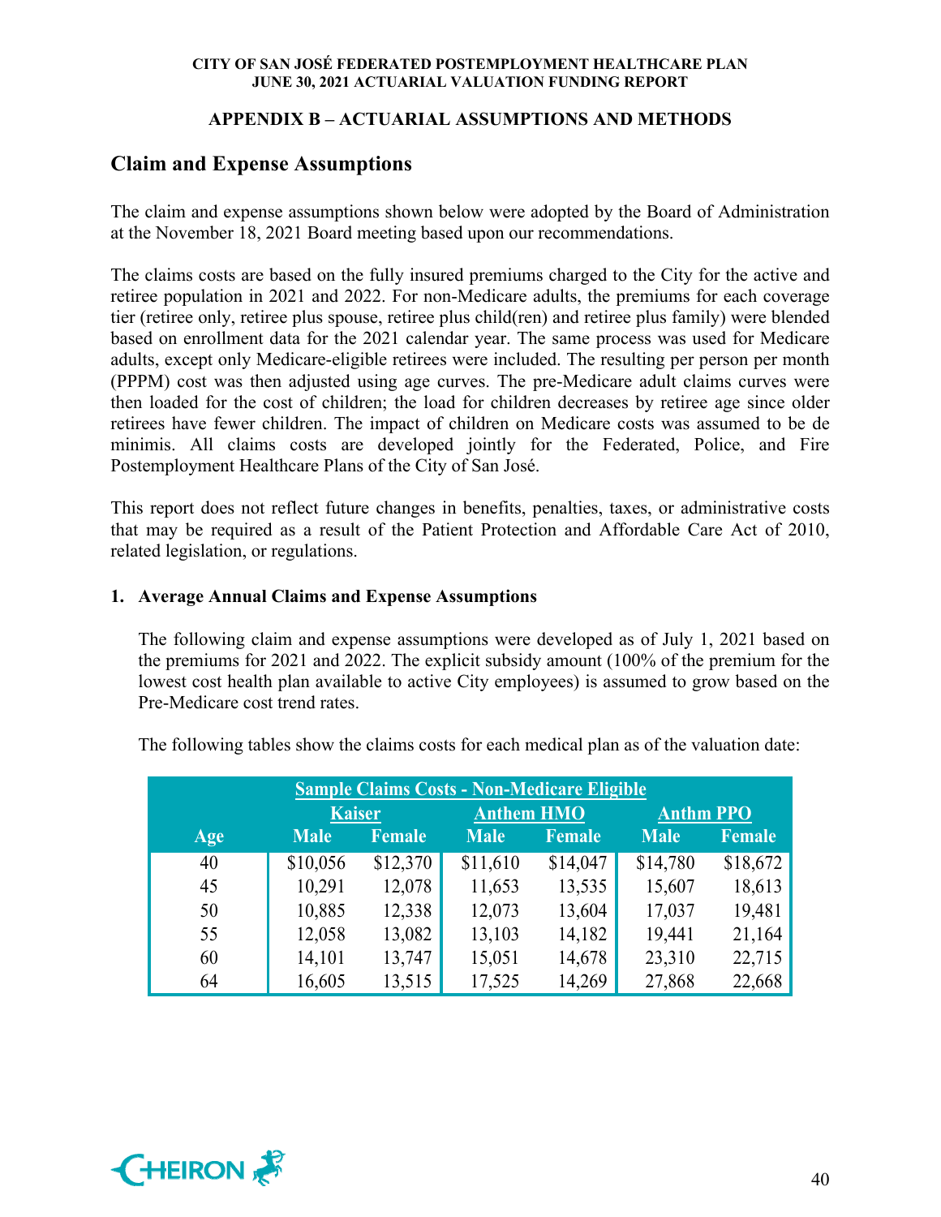## APPENDIX B – ACTUARIAL ASSUMPTIONS AND METHODS

## Claim and Expense Assumptions

The claim and expense assumptions shown below were adopted by the Board of Administration at the November 18, 2021 Board meeting based upon our recommendations.

The claims costs are based on the fully insured premiums charged to the City for the active and retiree population in 2021 and 2022. For non-Medicare adults, the premiums for each coverage tier (retiree only, retiree plus spouse, retiree plus child(ren) and retiree plus family) were blended based on enrollment data for the 2021 calendar year. The same process was used for Medicare adults, except only Medicare-eligible retirees were included. The resulting per person per month (PPPM) cost was then adjusted using age curves. The pre-Medicare adult claims curves were then loaded for the cost of children; the load for children decreases by retiree age since older retirees have fewer children. The impact of children on Medicare costs was assumed to be de minimis. All claims costs are developed jointly for the Federated, Police, and Fire Postemployment Healthcare Plans of the City of San José.

This report does not reflect future changes in benefits, penalties, taxes, or administrative costs that may be required as a result of the Patient Protection and Affordable Care Act of 2010, related legislation, or regulations.

### 1. Average Annual Claims and Expense Assumptions

The following claim and expense assumptions were developed as of July 1, 2021 based on the premiums for 2021 and 2022. The explicit subsidy amount (100% of the premium for the lowest cost health plan available to active City employees) is assumed to grow based on the Pre-Medicare cost trend rates.

The following tables show the claims costs for each medical plan as of the valuation date:

| Sample Claims Costs - Non-Medicare Eligible | | | | | | |
|---|---|---|---|---|---|---|
| | Kaiser | | Anthem HMO | | Anthm PPO | |
| Age | Male | Female | Male | Female | Male | Female |
| 40 | $10,056 | $12,370 | $11,610 | $14,047 | $14,780 | $18,672 |
| 45 | 10,291 | 12,078 | 11,653 | 13,535 | 15,607 | 18,613 |
| 50 | 10,885 | 12,338 | 12,073 | 13,604 | 17,037 | 19,481 |
| 55 | 12,058 | 13,082 | 13,103 | 14,182 | 19,441 | 21,164 |
| 60 | 14,101 | 13,747 | 15,051 | 14,678 | 23,310 | 22,715 |
| 64 | 16,605 | 13,515 | 17,525 | 14,269 | 27,868 | 22,668 |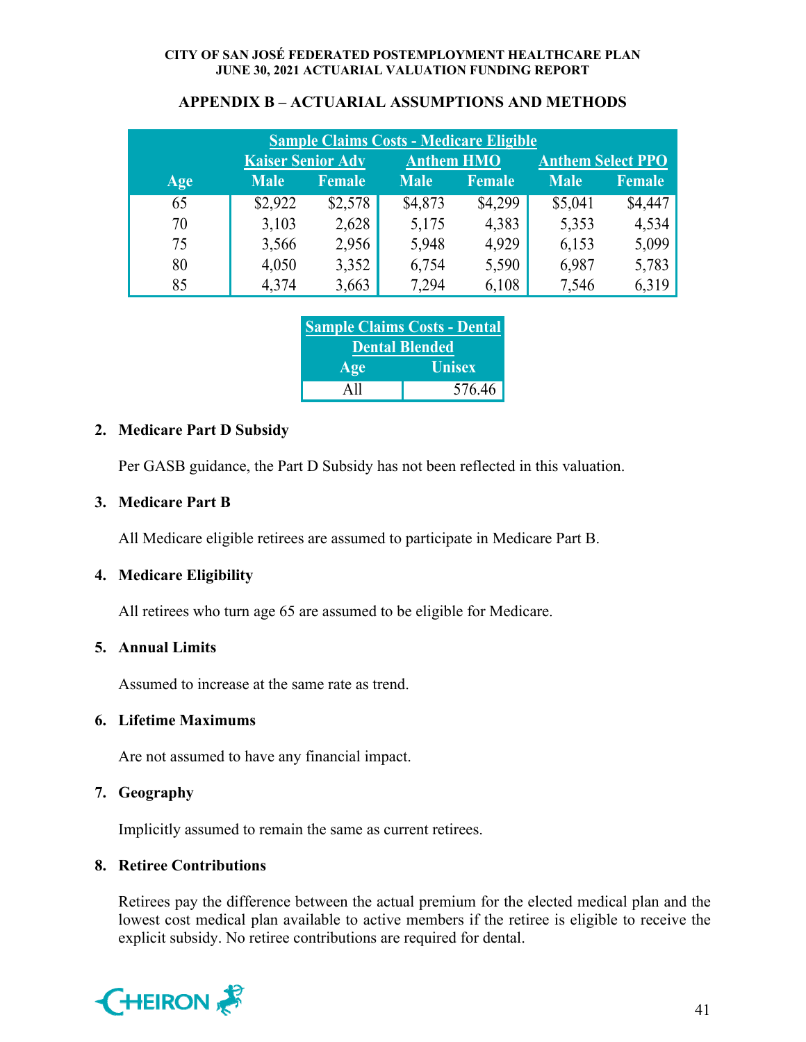## APPENDIX B – ACTUARIAL ASSUMPTIONS AND METHODS

| Sample Claims Costs - Medicare Eligible | | | | | | |
|---|---|---|---|---|---|---|
| | Kaiser Senior Adv | | Anthem HMO | | Anthem Select PPO | |
| Age | Male | Female | Male | Female | Male | Female |
| 65 | $2,922 | $2,578 | $4,873 | $4,299 | $5,041 | $4,447 |
| 70 | 3,103 | 2,628 | 5,175 | 4,383 | 5,353 | 4,534 |
| 75 | 3,566 | 2,956 | 5,948 | 4,929 | 6,153 | 5,099 |
| 80 | 4,050 | 3,352 | 6,754 | 5,590 | 6,987 | 5,783 |
| 85 | 4,374 | 3,663 | 7,294 | 6,108 | 7,546 | 6,319 |

| Sample Claims Costs - Dental | |
|---|---|
| Dental Blended | |
| Age | Unisex |
| All | 576.46 |

**2. Medicare Part D Subsidy**

Per GASB guidance, the Part D Subsidy has not been reflected in this valuation.

**3. Medicare Part B**

All Medicare eligible retirees are assumed to participate in Medicare Part B.

**4. Medicare Eligibility**

All retirees who turn age 65 are assumed to be eligible for Medicare.

**5. Annual Limits**

Assumed to increase at the same rate as trend.

**6. Lifetime Maximums**

Are not assumed to have any financial impact.

**7. Geography**

Implicitly assumed to remain the same as current retirees.

**8. Retiree Contributions**

Retirees pay the difference between the actual premium for the elected medical plan and the lowest cost medical plan available to active members if the retiree is eligible to receive the explicit subsidy. No retiree contributions are required for dental.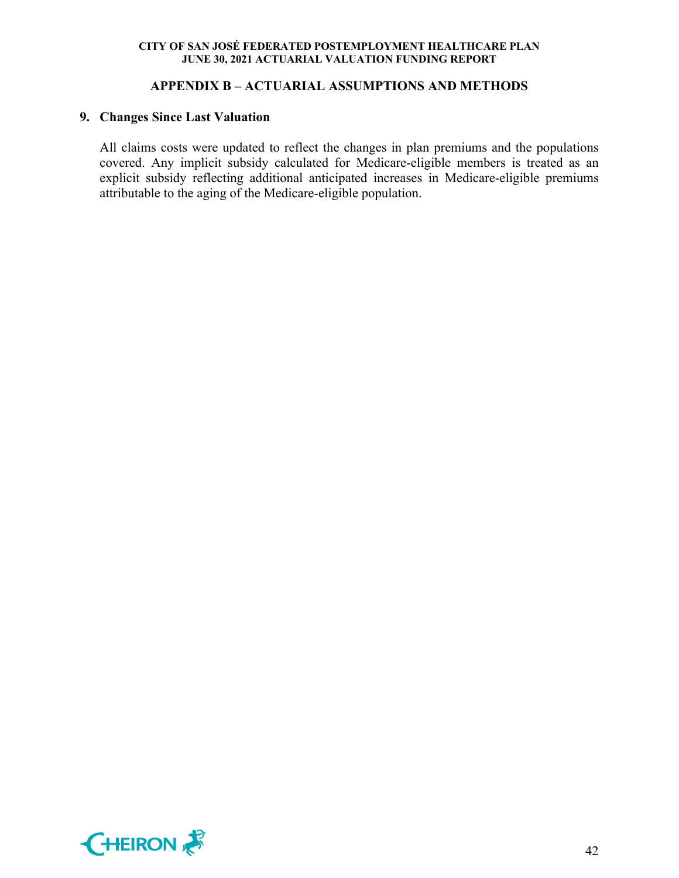## APPENDIX B – ACTUARIAL ASSUMPTIONS AND METHODS

**9. Changes Since Last Valuation**

All claims costs were updated to reflect the changes in plan premiums and the populations covered. Any implicit subsidy calculated for Medicare-eligible members is treated as an explicit subsidy reflecting additional anticipated increases in Medicare-eligible premiums attributable to the aging of the Medicare-eligible population.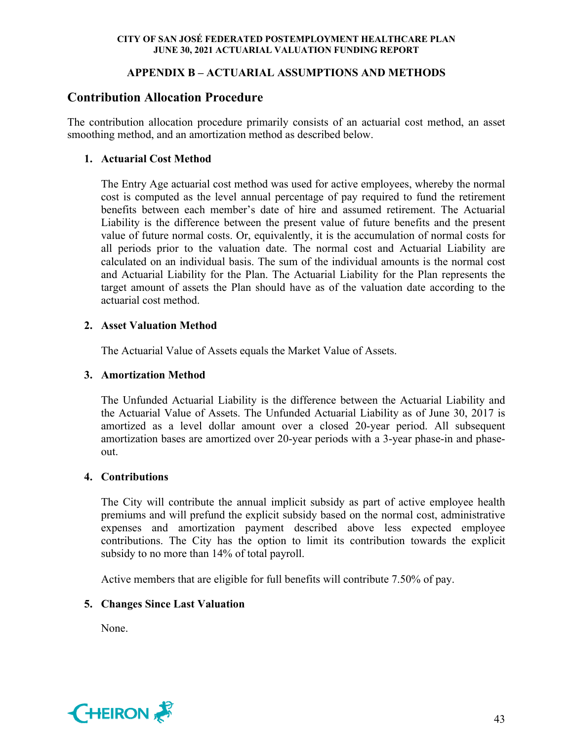## APPENDIX B – ACTUARIAL ASSUMPTIONS AND METHODS

## Contribution Allocation Procedure

The contribution allocation procedure primarily consists of an actuarial cost method, an asset smoothing method, and an amortization method as described below.

### 1. Actuarial Cost Method

The Entry Age actuarial cost method was used for active employees, whereby the normal cost is computed as the level annual percentage of pay required to fund the retirement benefits between each member's date of hire and assumed retirement. The Actuarial Liability is the difference between the present value of future benefits and the present value of future normal costs. Or, equivalently, it is the accumulation of normal costs for all periods prior to the valuation date. The normal cost and Actuarial Liability are calculated on an individual basis. The sum of the individual amounts is the normal cost and Actuarial Liability for the Plan. The Actuarial Liability for the Plan represents the target amount of assets the Plan should have as of the valuation date according to the actuarial cost method.

### 2. Asset Valuation Method

The Actuarial Value of Assets equals the Market Value of Assets.

### 3. Amortization Method

The Unfunded Actuarial Liability is the difference between the Actuarial Liability and the Actuarial Value of Assets. The Unfunded Actuarial Liability as of June 30, 2017 is amortized as a level dollar amount over a closed 20-year period. All subsequent amortization bases are amortized over 20-year periods with a 3-year phase-in and phase-out.

### 4. Contributions

The City will contribute the annual implicit subsidy as part of active employee health premiums and will prefund the explicit subsidy based on the normal cost, administrative expenses and amortization payment described above less expected employee contributions. The City has the option to limit its contribution towards the explicit subsidy to no more than 14% of total payroll.

Active members that are eligible for full benefits will contribute 7.50% of pay.

### 5. Changes Since Last Valuation

None.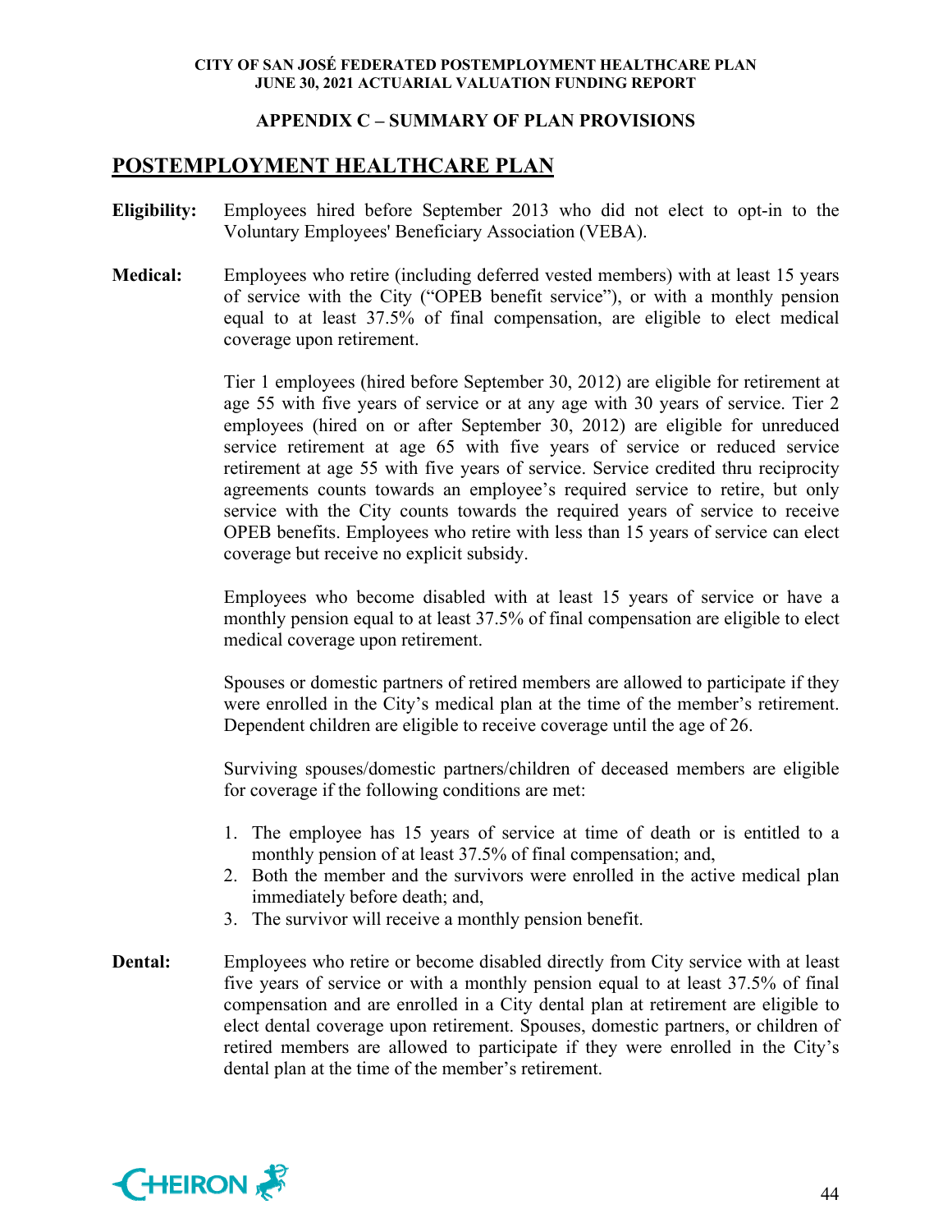## APPENDIX C – SUMMARY OF PLAN PROVISIONS

# POSTEMPLOYMENT HEALTHCARE PLAN

**Eligibility:** Employees hired before September 2013 who did not elect to opt-in to the Voluntary Employees' Beneficiary Association (VEBA).

**Medical:** Employees who retire (including deferred vested members) with at least 15 years of service with the City ("OPEB benefit service"), or with a monthly pension equal to at least 37.5% of final compensation, are eligible to elect medical coverage upon retirement.

Tier 1 employees (hired before September 30, 2012) are eligible for retirement at age 55 with five years of service or at any age with 30 years of service. Tier 2 employees (hired on or after September 30, 2012) are eligible for unreduced service retirement at age 65 with five years of service or reduced service retirement at age 55 with five years of service. Service credited thru reciprocity agreements counts towards an employee's required service to retire, but only service with the City counts towards the required years of service to receive OPEB benefits. Employees who retire with less than 15 years of service can elect coverage but receive no explicit subsidy.

Employees who become disabled with at least 15 years of service or have a monthly pension equal to at least 37.5% of final compensation are eligible to elect medical coverage upon retirement.

Spouses or domestic partners of retired members are allowed to participate if they were enrolled in the City's medical plan at the time of the member's retirement. Dependent children are eligible to receive coverage until the age of 26.

Surviving spouses/domestic partners/children of deceased members are eligible for coverage if the following conditions are met:

1. The employee has 15 years of service at time of death or is entitled to a monthly pension of at least 37.5% of final compensation; and,
2. Both the member and the survivors were enrolled in the active medical plan immediately before death; and,
3. The survivor will receive a monthly pension benefit.

**Dental:** Employees who retire or become disabled directly from City service with at least five years of service or with a monthly pension equal to at least 37.5% of final compensation and are enrolled in a City dental plan at retirement are eligible to elect dental coverage upon retirement. Spouses, domestic partners, or children of retired members are allowed to participate if they were enrolled in the City's dental plan at the time of the member's retirement.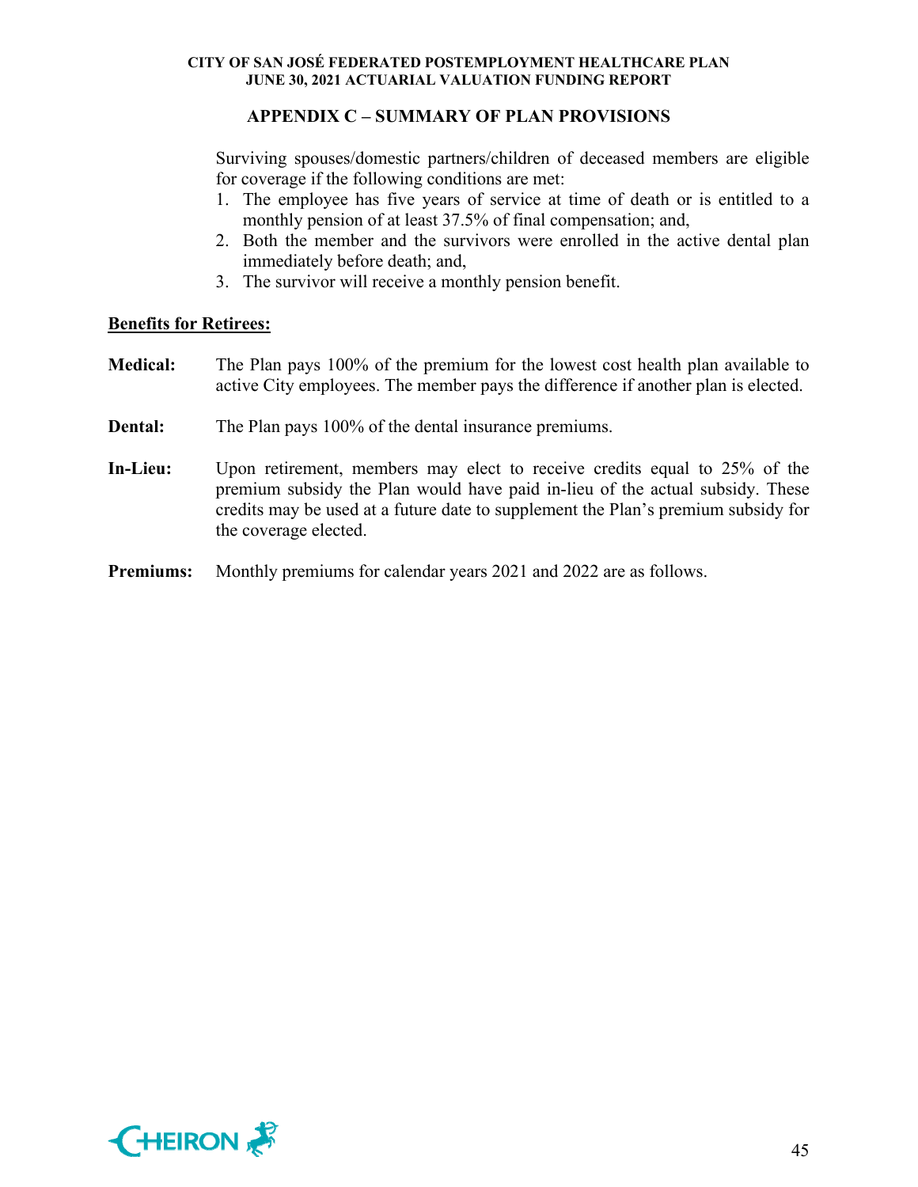## APPENDIX C – SUMMARY OF PLAN PROVISIONS

Surviving spouses/domestic partners/children of deceased members are eligible for coverage if the following conditions are met:

1. The employee has five years of service at time of death or is entitled to a monthly pension of at least 37.5% of final compensation; and,
2. Both the member and the survivors were enrolled in the active dental plan immediately before death; and,
3. The survivor will receive a monthly pension benefit.

**Benefits for Retirees:**

**Medical:** The Plan pays 100% of the premium for the lowest cost health plan available to active City employees. The member pays the difference if another plan is elected.

**Dental:** The Plan pays 100% of the dental insurance premiums.

**In-Lieu:** Upon retirement, members may elect to receive credits equal to 25% of the premium subsidy the Plan would have paid in-lieu of the actual subsidy. These credits may be used at a future date to supplement the Plan's premium subsidy for the coverage elected.

**Premiums:** Monthly premiums for calendar years 2021 and 2022 are as follows.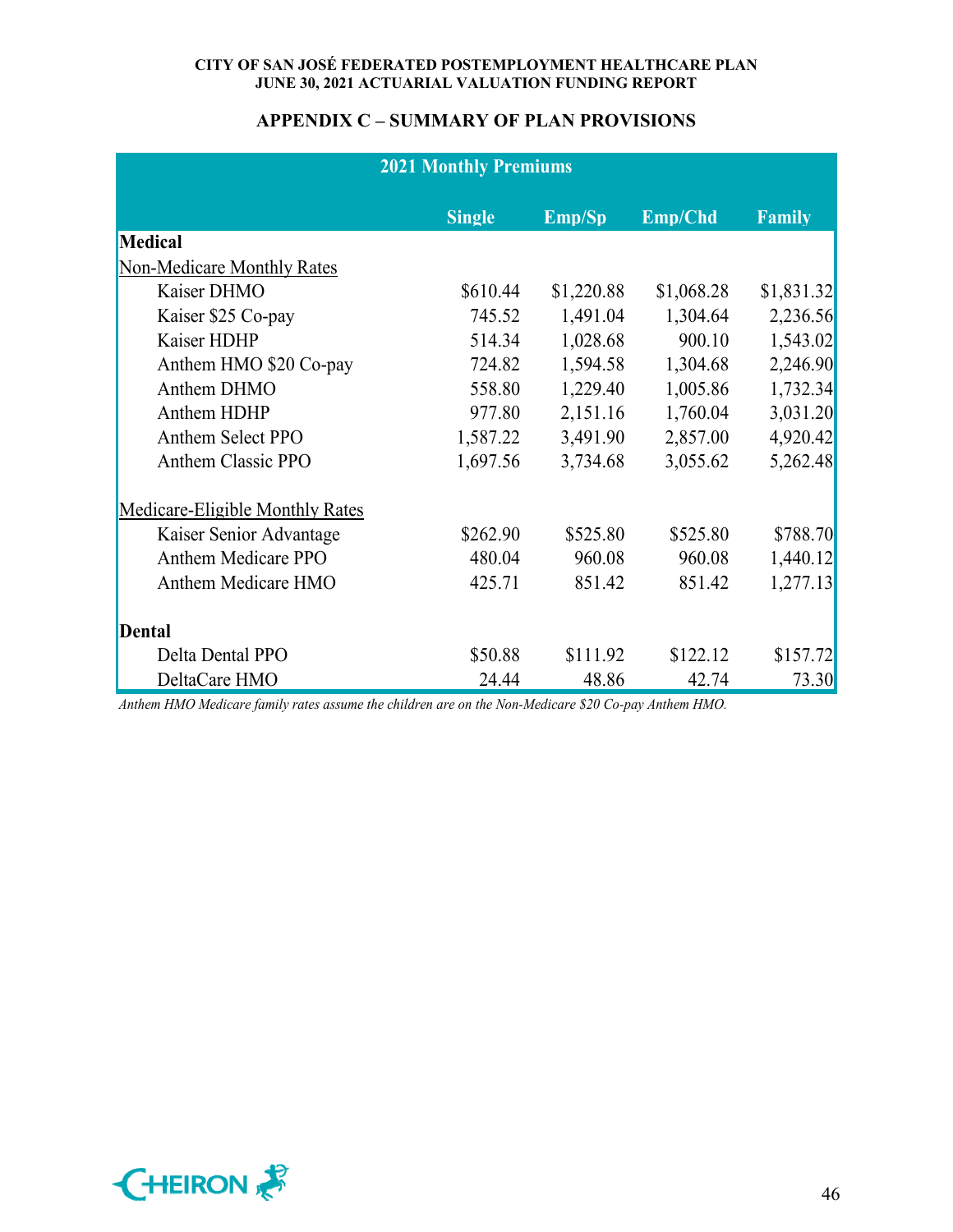## APPENDIX C – SUMMARY OF PLAN PROVISIONS

| 2021 Monthly Premiums | | | | |
|---|---|---|---|---|
| | Single | Emp/Sp | Emp/Chd | Family |
| **Medical** | | | | |
| Non-Medicare Monthly Rates | | | | |
| Kaiser DHMO | $610.44 | $1,220.88 | $1,068.28 | $1,831.32 |
| Kaiser $25 Co-pay | 745.52 | 1,491.04 | 1,304.64 | 2,236.56 |
| Kaiser HDHP | 514.34 | 1,028.68 | 900.10 | 1,543.02 |
| Anthem HMO $20 Co-pay | 724.82 | 1,594.58 | 1,304.68 | 2,246.90 |
| Anthem DHMO | 558.80 | 1,229.40 | 1,005.86 | 1,732.34 |
| Anthem HDHP | 977.80 | 2,151.16 | 1,760.04 | 3,031.20 |
| Anthem Select PPO | 1,587.22 | 3,491.90 | 2,857.00 | 4,920.42 |
| Anthem Classic PPO | 1,697.56 | 3,734.68 | 3,055.62 | 5,262.48 |
| Medicare-Eligible Monthly Rates | | | | |
| Kaiser Senior Advantage | $262.90 | $525.80 | $525.80 | $788.70 |
| Anthem Medicare PPO | 480.04 | 960.08 | 960.08 | 1,440.12 |
| Anthem Medicare HMO | 425.71 | 851.42 | 851.42 | 1,277.13 |
| **Dental** | | | | |
| Delta Dental PPO | $50.88 | $111.92 | $122.12 | $157.72 |
| DeltaCare HMO | 24.44 | 48.86 | 42.74 | 73.30 |

*Anthem HMO Medicare family rates assume the children are on the Non-Medicare $20 Co-pay Anthem HMO.*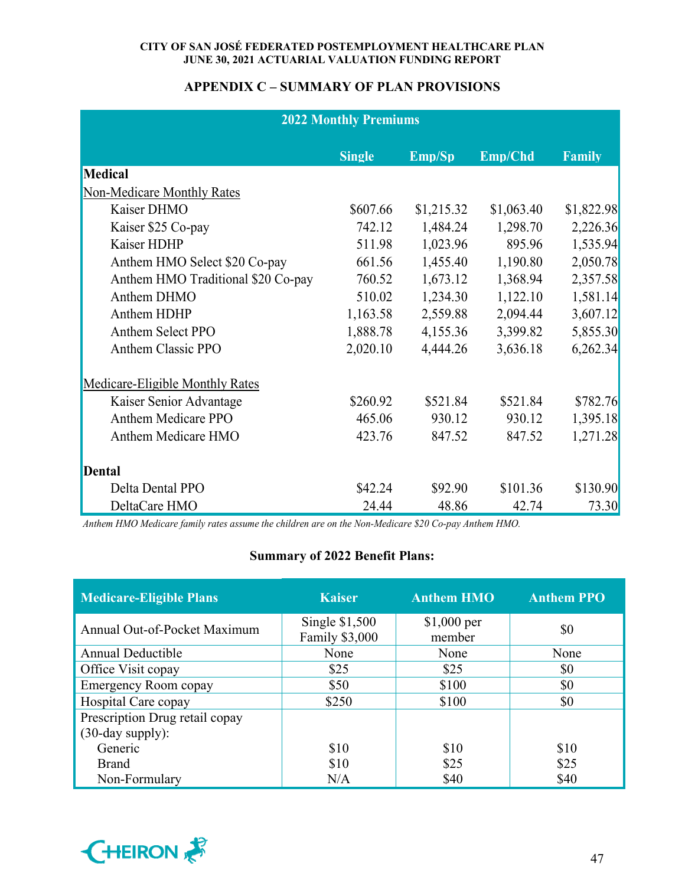## APPENDIX C – SUMMARY OF PLAN PROVISIONS

| 2022 Monthly Premiums | Single | Emp/Sp | Emp/Chd | Family |
|---|---|---|---|---|
| **Medical** | | | | |
| Non-Medicare Monthly Rates | | | | |
| Kaiser DHMO | $607.66 | $1,215.32 | $1,063.40 | $1,822.98 |
| Kaiser $25 Co-pay | 742.12 | 1,484.24 | 1,298.70 | 2,226.36 |
| Kaiser HDHP | 511.98 | 1,023.96 | 895.96 | 1,535.94 |
| Anthem HMO Select $20 Co-pay | 661.56 | 1,455.40 | 1,190.80 | 2,050.78 |
| Anthem HMO Traditional $20 Co-pay | 760.52 | 1,673.12 | 1,368.94 | 2,357.58 |
| Anthem DHMO | 510.02 | 1,234.30 | 1,122.10 | 1,581.14 |
| Anthem HDHP | 1,163.58 | 2,559.88 | 2,094.44 | 3,607.12 |
| Anthem Select PPO | 1,888.78 | 4,155.36 | 3,399.82 | 5,855.30 |
| Anthem Classic PPO | 2,020.10 | 4,444.26 | 3,636.18 | 6,262.34 |
| Medicare-Eligible Monthly Rates | | | | |
| Kaiser Senior Advantage | $260.92 | $521.84 | $521.84 | $782.76 |
| Anthem Medicare PPO | 465.06 | 930.12 | 930.12 | 1,395.18 |
| Anthem Medicare HMO | 423.76 | 847.52 | 847.52 | 1,271.28 |
| **Dental** | | | | |
| Delta Dental PPO | $42.24 | $92.90 | $101.36 | $130.90 |
| DeltaCare HMO | 24.44 | 48.86 | 42.74 | 73.30 |

*Anthem HMO Medicare family rates assume the children are on the Non-Medicare $20 Co-pay Anthem HMO.*

### Summary of 2022 Benefit Plans:

| Medicare-Eligible Plans | Kaiser | Anthem HMO | Anthem PPO |
|---|---|---|---|
| Annual Out-of-Pocket Maximum | Single $1,500<br>Family $3,000 | $1,000 per member | $0 |
| Annual Deductible | None | None | None |
| Office Visit copay | $25 | $25 | $0 |
| Emergency Room copay | $50 | $100 | $0 |
| Hospital Care copay | $250 | $100 | $0 |
| Prescription Drug retail copay (30-day supply): | | | |
| Generic | $10 | $10 | $10 |
| Brand | $10 | $25 | $25 |
| Non-Formulary | N/A | $40 | $40 |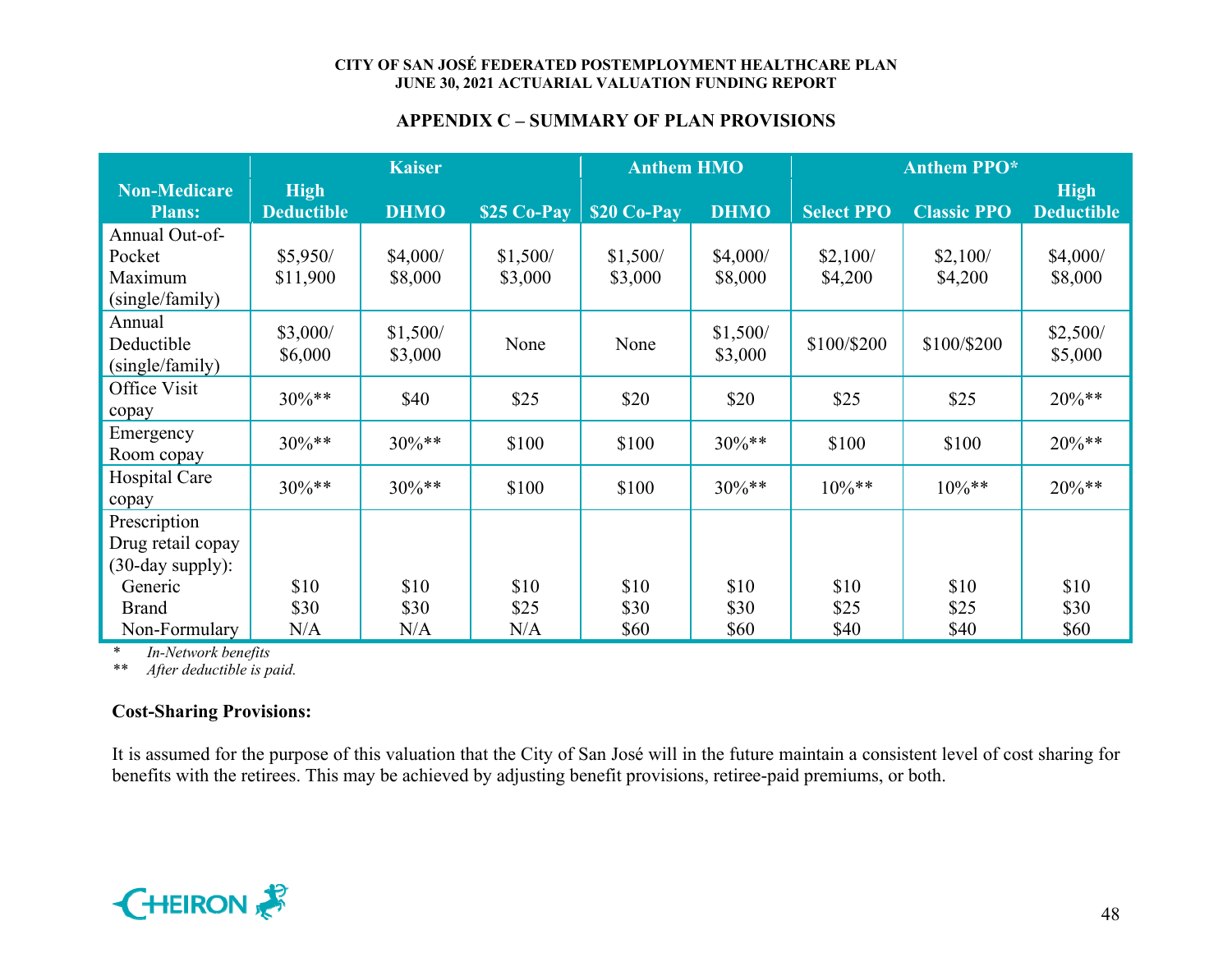## APPENDIX C – SUMMARY OF PLAN PROVISIONS

| | Kaiser | | | Anthem HMO | | Anthem PPO* | | |
|---|---|---|---|---|---|---|---|---|
| Non-Medicare Plans: | High Deductible | DHMO | $25 Co-Pay | $20 Co-Pay | DHMO | Select PPO | Classic PPO | High Deductible |
| Annual Out-of-Pocket Maximum (single/family) | $5,950/ $11,900 | $4,000/ $8,000 | $1,500/ $3,000 | $1,500/ $3,000 | $4,000/ $8,000 | $2,100/ $4,200 | $2,100/ $4,200 | $4,000/ $8,000 |
| Annual Deductible (single/family) | $3,000/ $6,000 | $1,500/ $3,000 | None | None | $1,500/ $3,000 | $100/$200 | $100/$200 | $2,500/ $5,000 |
| Office Visit copay | 30%** | $40 | $25 | $20 | $20 | $25 | $25 | 20%** |
| Emergency Room copay | 30%** | 30%** | $100 | $100 | 30%** | $100 | $100 | 20%** |
| Hospital Care copay | 30%** | 30%** | $100 | $100 | 30%** | 10%** | 10%** | 20%** |
| Prescription Drug retail copay (30-day supply): | | | | | | | | |
| Generic | $10 | $10 | $10 | $10 | $10 | $10 | $10 | $10 |
| Brand | $30 | $30 | $25 | $30 | $30 | $25 | $25 | $30 |
| Non-Formulary | N/A | N/A | N/A | $60 | $60 | $40 | $40 | $60 |

\* *In-Network benefits*

\** *After deductible is paid.*

**Cost-Sharing Provisions:**

It is assumed for the purpose of this valuation that the City of San José will in the future maintain a consistent level of cost sharing for benefits with the retirees. This may be achieved by adjusting benefit provisions, retiree-paid premiums, or both.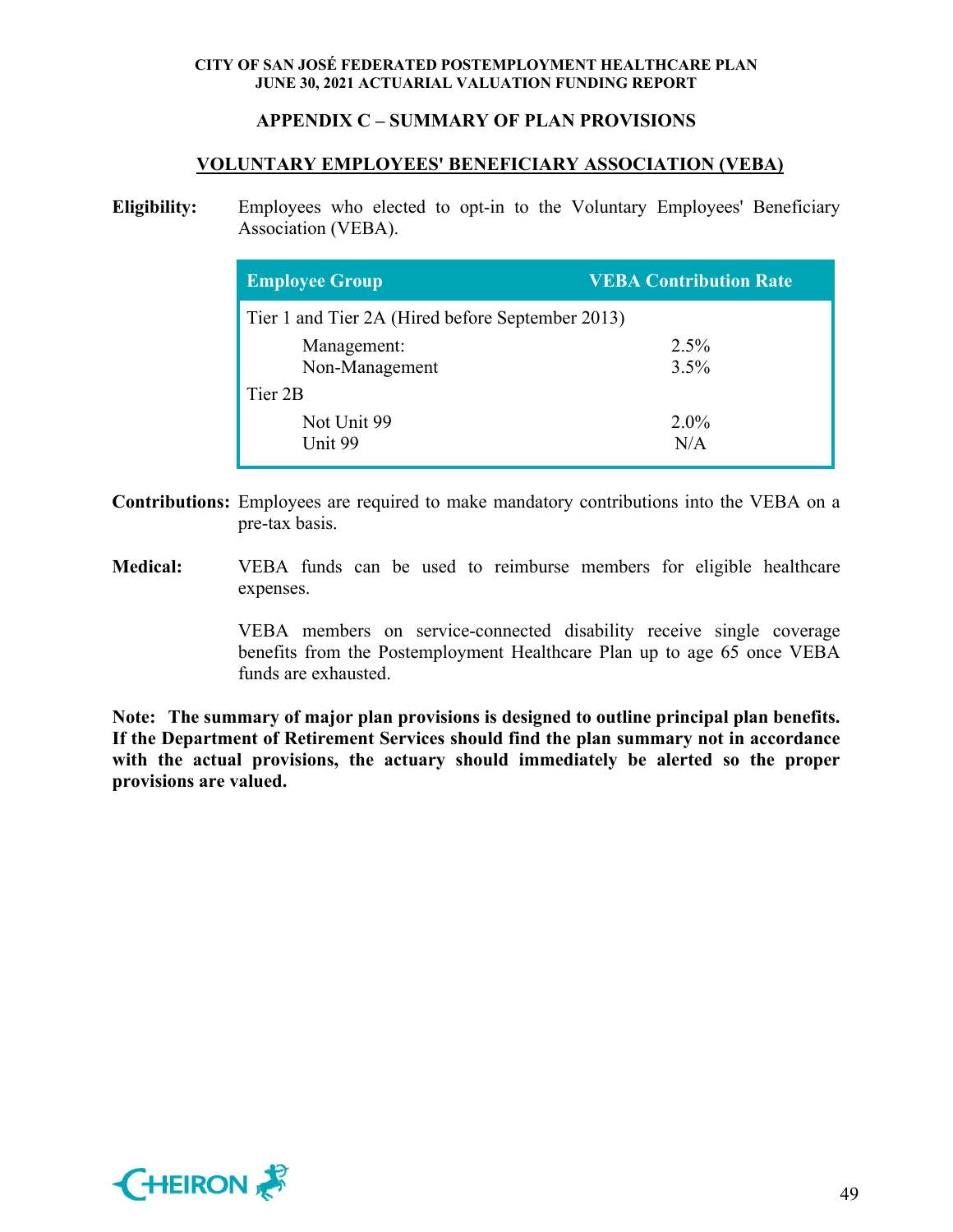## APPENDIX C – SUMMARY OF PLAN PROVISIONS

### VOLUNTARY EMPLOYEES' BENEFICIARY ASSOCIATION (VEBA)

**Eligibility:** Employees who elected to opt-in to the Voluntary Employees' Beneficiary Association (VEBA).

| Employee Group | VEBA Contribution Rate |
|---|---|
| Tier 1 and Tier 2A (Hired before September 2013) | |
| Management: | 2.5% |
| Non-Management | 3.5% |
| Tier 2B | |
| Not Unit 99 | 2.0% |
| Unit 99 | N/A |

**Contributions:** Employees are required to make mandatory contributions into the VEBA on a pre-tax basis.

**Medical:** VEBA funds can be used to reimburse members for eligible healthcare expenses.

VEBA members on service-connected disability receive single coverage benefits from the Postemployment Healthcare Plan up to age 65 once VEBA funds are exhausted.

**Note: The summary of major plan provisions is designed to outline principal plan benefits. If the Department of Retirement Services should find the plan summary not in accordance with the actual provisions, the actuary should immediately be alerted so the proper provisions are valued.**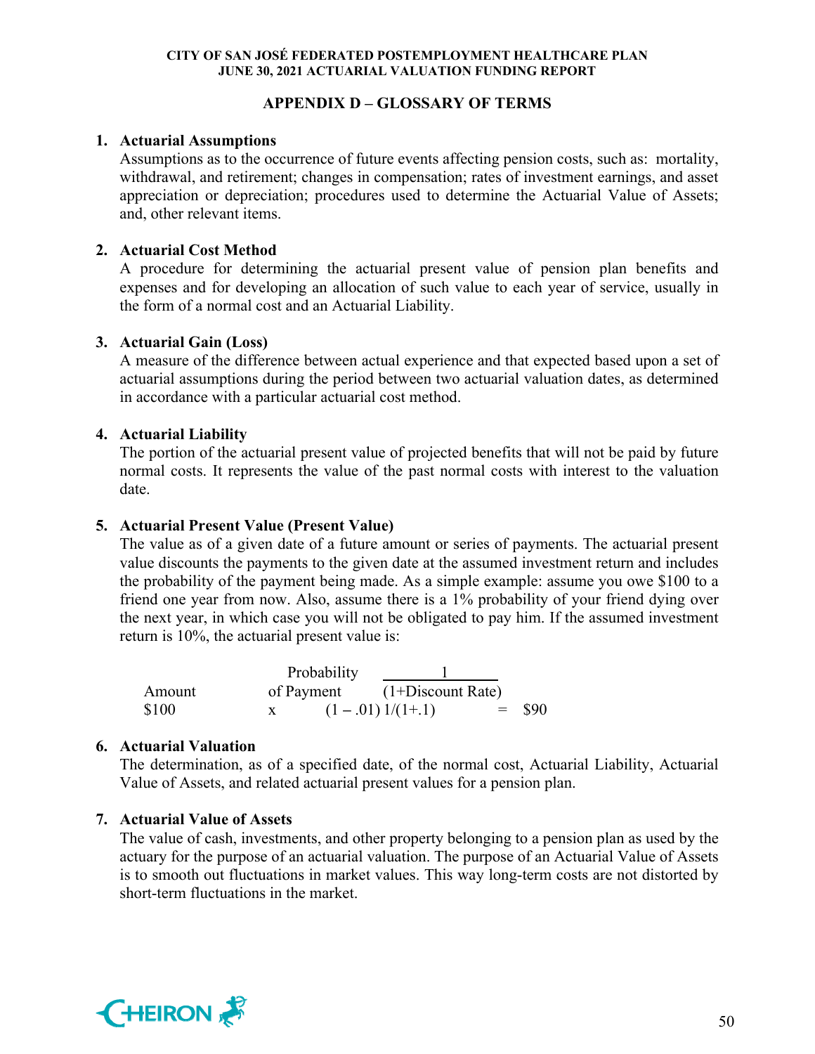## APPENDIX D – GLOSSARY OF TERMS

1. **Actuarial Assumptions**
   Assumptions as to the occurrence of future events affecting pension costs, such as: mortality, withdrawal, and retirement; changes in compensation; rates of investment earnings, and asset appreciation or depreciation; procedures used to determine the Actuarial Value of Assets; and, other relevant items.

2. **Actuarial Cost Method**
   A procedure for determining the actuarial present value of pension plan benefits and expenses and for developing an allocation of such value to each year of service, usually in the form of a normal cost and an Actuarial Liability.

3. **Actuarial Gain (Loss)**
   A measure of the difference between actual experience and that expected based upon a set of actuarial assumptions during the period between two actuarial valuation dates, as determined in accordance with a particular actuarial cost method.

4. **Actuarial Liability**
   The portion of the actuarial present value of projected benefits that will not be paid by future normal costs. It represents the value of the past normal costs with interest to the valuation date.

5. **Actuarial Present Value (Present Value)**
   The value as of a given date of a future amount or series of payments. The actuarial present value discounts the payments to the given date at the assumed investment return and includes the probability of the payment being made. As a simple example: assume you owe $100 to a friend one year from now. Also, assume there is a 1% probability of your friend dying over the next year, in which case you will not be obligated to pay him. If the assumed investment return is 10%, the actuarial present value is:

   | Amount | | Probability of Payment | $\frac{1}{(1+\text{Discount Rate})}$ | | |
   |---|---|---|---|---|---|
   | $100 | x | (1 – .01) | 1/(1+.1) | = | $90 |

6. **Actuarial Valuation**
   The determination, as of a specified date, of the normal cost, Actuarial Liability, Actuarial Value of Assets, and related actuarial present values for a pension plan.

7. **Actuarial Value of Assets**
   The value of cash, investments, and other property belonging to a pension plan as used by the actuary for the purpose of an actuarial valuation. The purpose of an Actuarial Value of Assets is to smooth out fluctuations in market values. This way long-term costs are not distorted by short-term fluctuations in the market.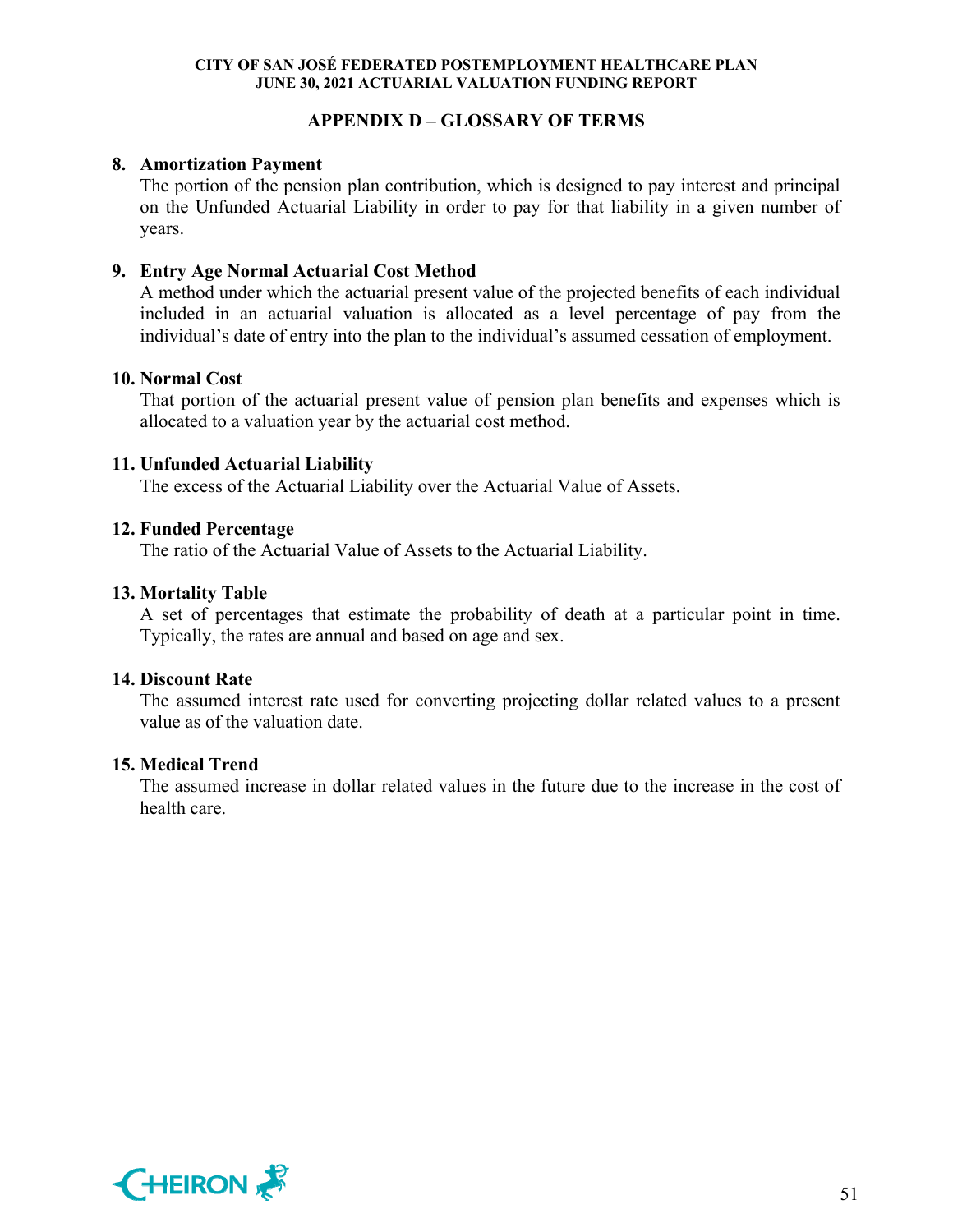## APPENDIX D – GLOSSARY OF TERMS

**8. Amortization Payment**

The portion of the pension plan contribution, which is designed to pay interest and principal on the Unfunded Actuarial Liability in order to pay for that liability in a given number of years.

**9. Entry Age Normal Actuarial Cost Method**

A method under which the actuarial present value of the projected benefits of each individual included in an actuarial valuation is allocated as a level percentage of pay from the individual's date of entry into the plan to the individual's assumed cessation of employment.

**10. Normal Cost**

That portion of the actuarial present value of pension plan benefits and expenses which is allocated to a valuation year by the actuarial cost method.

**11. Unfunded Actuarial Liability**

The excess of the Actuarial Liability over the Actuarial Value of Assets.

**12. Funded Percentage**

The ratio of the Actuarial Value of Assets to the Actuarial Liability.

**13. Mortality Table**

A set of percentages that estimate the probability of death at a particular point in time. Typically, the rates are annual and based on age and sex.

**14. Discount Rate**

The assumed interest rate used for converting projecting dollar related values to a present value as of the valuation date.

**15. Medical Trend**

The assumed increase in dollar related values in the future due to the increase in the cost of health care.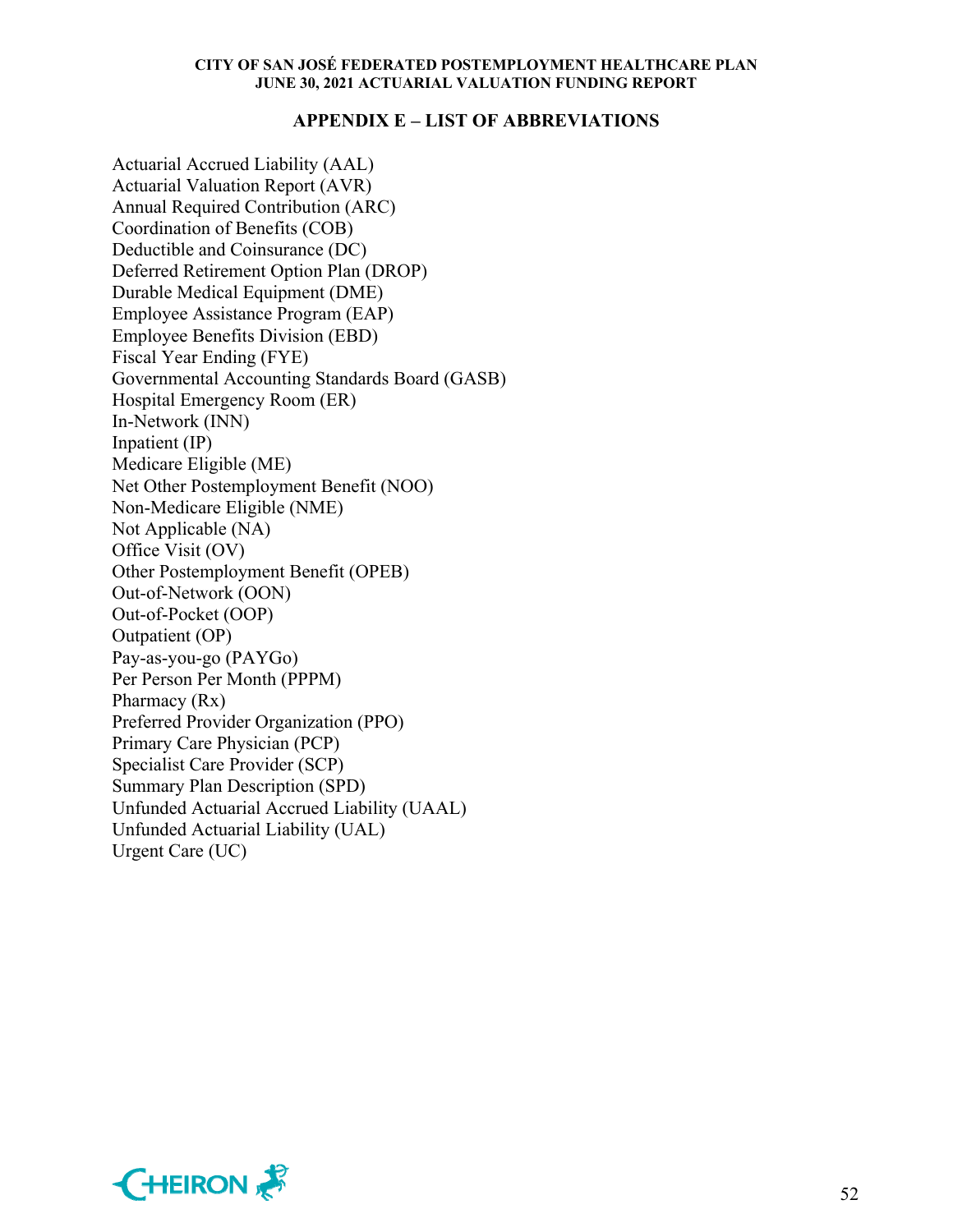## APPENDIX E – LIST OF ABBREVIATIONS

Actuarial Accrued Liability (AAL)
Actuarial Valuation Report (AVR)
Annual Required Contribution (ARC)
Coordination of Benefits (COB)
Deductible and Coinsurance (DC)
Deferred Retirement Option Plan (DROP)
Durable Medical Equipment (DME)
Employee Assistance Program (EAP)
Employee Benefits Division (EBD)
Fiscal Year Ending (FYE)
Governmental Accounting Standards Board (GASB)
Hospital Emergency Room (ER)
In-Network (INN)
Inpatient (IP)
Medicare Eligible (ME)
Net Other Postemployment Benefit (NOO)
Non-Medicare Eligible (NME)
Not Applicable (NA)
Office Visit (OV)
Other Postemployment Benefit (OPEB)
Out-of-Network (OON)
Out-of-Pocket (OOP)
Outpatient (OP)
Pay-as-you-go (PAYGo)
Per Person Per Month (PPPM)
Pharmacy (Rx)
Preferred Provider Organization (PPO)
Primary Care Physician (PCP)
Specialist Care Provider (SCP)
Summary Plan Description (SPD)
Unfunded Actuarial Accrued Liability (UAAL)
Unfunded Actuarial Liability (UAL)
Urgent Care (UC)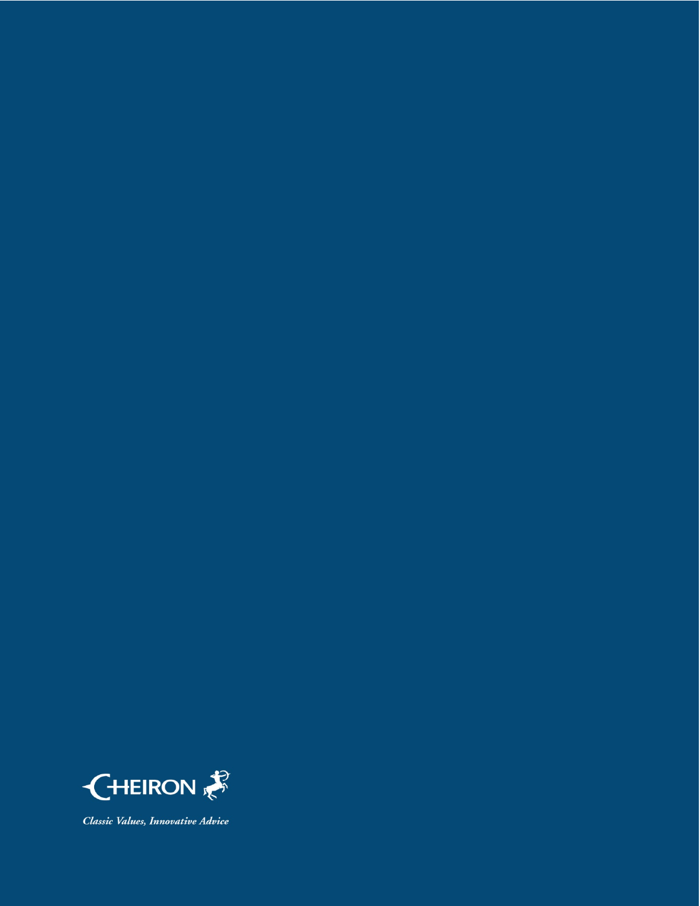CHEIRON

*Classic Values, Innovative Advice*